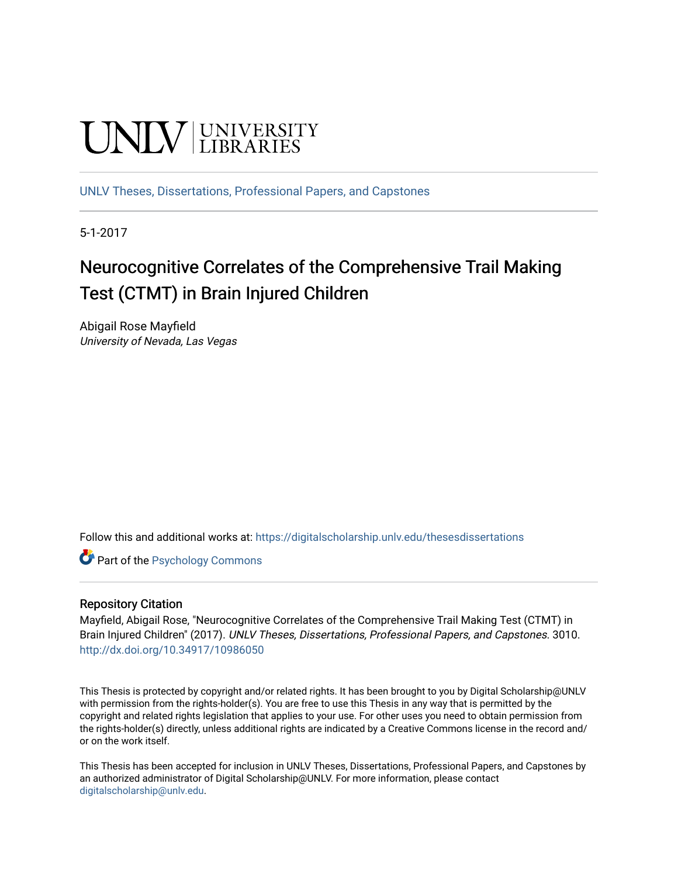UNLV | UNIVERSITY LIBRARIES

UNLV Theses, Dissertations, Professional Papers, and Capstones

5-1-2017

# Neurocognitive Correlates of the Comprehensive Trail Making Test (CTMT) in Brain Injured Children

Abigail Rose Mayfield
*University of Nevada, Las Vegas*

Follow this and additional works at: https://digitalscholarship.unlv.edu/thesesdissertations

Part of the Psychology Commons

## Repository Citation

Mayfield, Abigail Rose, "Neurocognitive Correlates of the Comprehensive Trail Making Test (CTMT) in Brain Injured Children" (2017). *UNLV Theses, Dissertations, Professional Papers, and Capstones*. 3010.
http://dx.doi.org/10.34917/10986050

This Thesis is protected by copyright and/or related rights. It has been brought to you by Digital Scholarship@UNLV with permission from the rights-holder(s). You are free to use this Thesis in any way that is permitted by the copyright and related rights legislation that applies to your use. For other uses you need to obtain permission from the rights-holder(s) directly, unless additional rights are indicated by a Creative Commons license in the record and/or on the work itself.

This Thesis has been accepted for inclusion in UNLV Theses, Dissertations, Professional Papers, and Capstones by an authorized administrator of Digital Scholarship@UNLV. For more information, please contact digitalscholarship@unlv.edu.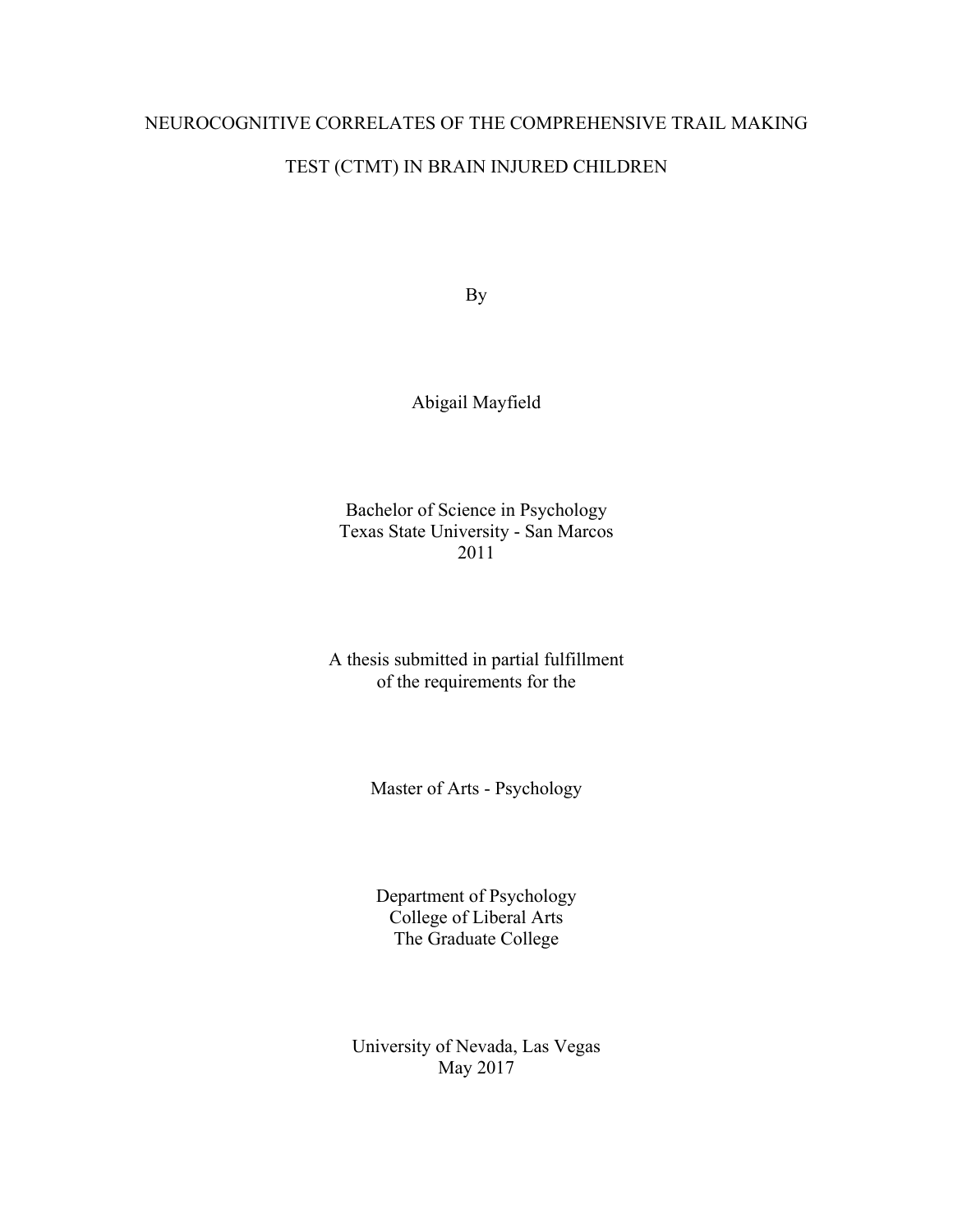# NEUROCOGNITIVE CORRELATES OF THE COMPREHENSIVE TRAIL MAKING TEST (CTMT) IN BRAIN INJURED CHILDREN

By

Abigail Mayfield

Bachelor of Science in Psychology
Texas State University - San Marcos
2011

A thesis submitted in partial fulfillment
of the requirements for the

Master of Arts - Psychology

Department of Psychology
College of Liberal Arts
The Graduate College

University of Nevada, Las Vegas
May 2017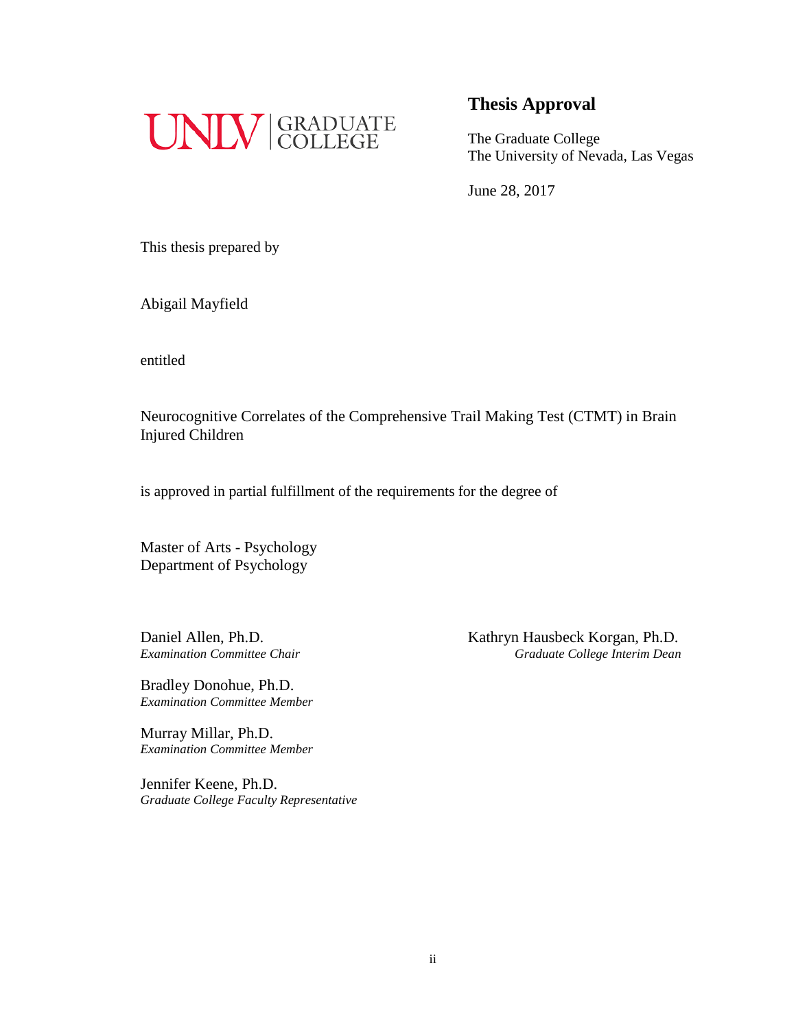UNLV | GRADUATE COLLEGE

## Thesis Approval

The Graduate College
The University of Nevada, Las Vegas

June 28, 2017

This thesis prepared by

Abigail Mayfield

entitled

Neurocognitive Correlates of the Comprehensive Trail Making Test (CTMT) in Brain Injured Children

is approved in partial fulfillment of the requirements for the degree of

Master of Arts - Psychology
Department of Psychology

Daniel Allen, Ph.D.
*Examination Committee Chair*

Bradley Donohue, Ph.D.
*Examination Committee Member*

Murray Millar, Ph.D.
*Examination Committee Member*

Jennifer Keene, Ph.D.
*Graduate College Faculty Representative*

Kathryn Hausbeck Korgan, Ph.D.
*Graduate College Interim Dean*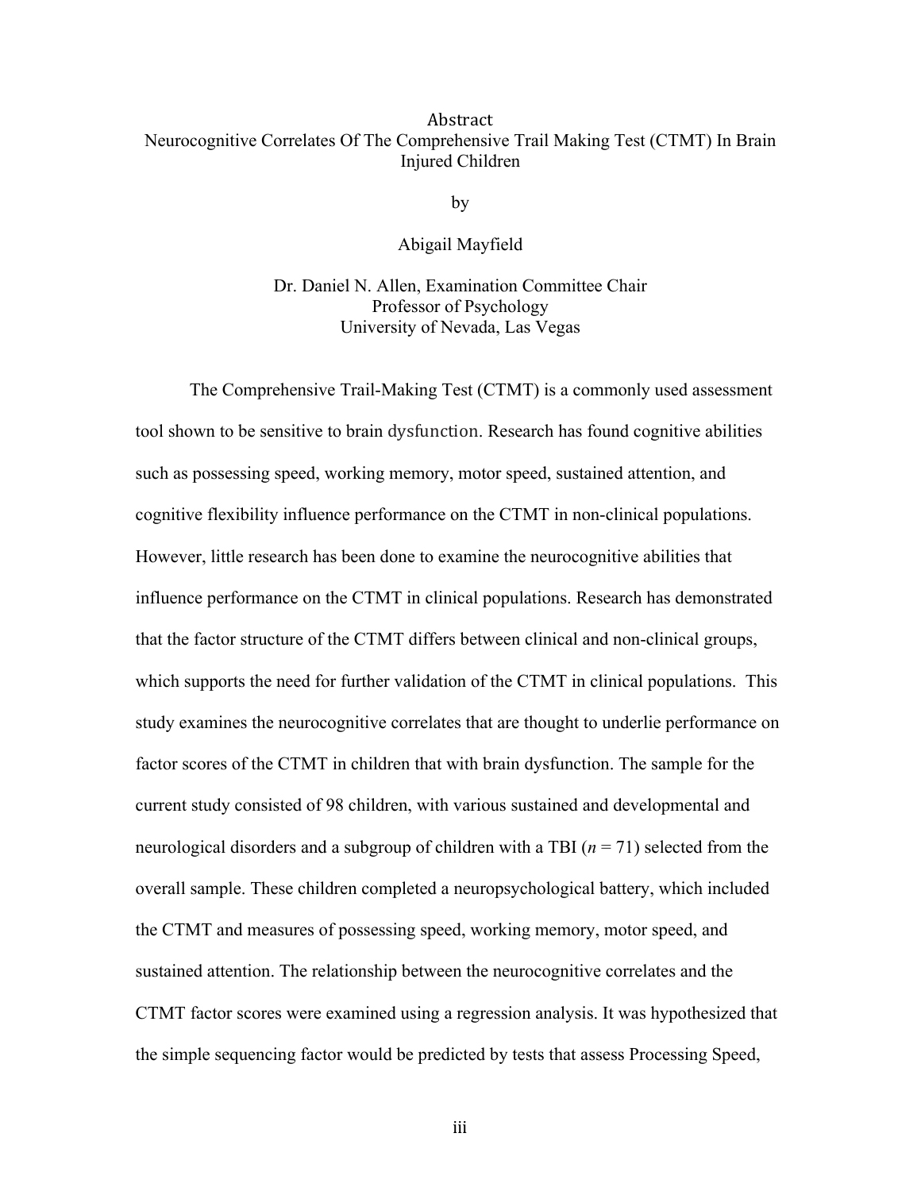# Abstract

Neurocognitive Correlates Of The Comprehensive Trail Making Test (CTMT) In Brain Injured Children

by

Abigail Mayfield

Dr. Daniel N. Allen, Examination Committee Chair
Professor of Psychology
University of Nevada, Las Vegas

The Comprehensive Trail-Making Test (CTMT) is a commonly used assessment tool shown to be sensitive to brain dysfunction. Research has found cognitive abilities such as possessing speed, working memory, motor speed, sustained attention, and cognitive flexibility influence performance on the CTMT in non-clinical populations. However, little research has been done to examine the neurocognitive abilities that influence performance on the CTMT in clinical populations. Research has demonstrated that the factor structure of the CTMT differs between clinical and non-clinical groups, which supports the need for further validation of the CTMT in clinical populations. This study examines the neurocognitive correlates that are thought to underlie performance on factor scores of the CTMT in children that with brain dysfunction. The sample for the current study consisted of 98 children, with various sustained and developmental and neurological disorders and a subgroup of children with a TBI (*n* = 71) selected from the overall sample. These children completed a neuropsychological battery, which included the CTMT and measures of possessing speed, working memory, motor speed, and sustained attention. The relationship between the neurocognitive correlates and the CTMT factor scores were examined using a regression analysis. It was hypothesized that the simple sequencing factor would be predicted by tests that assess Processing Speed,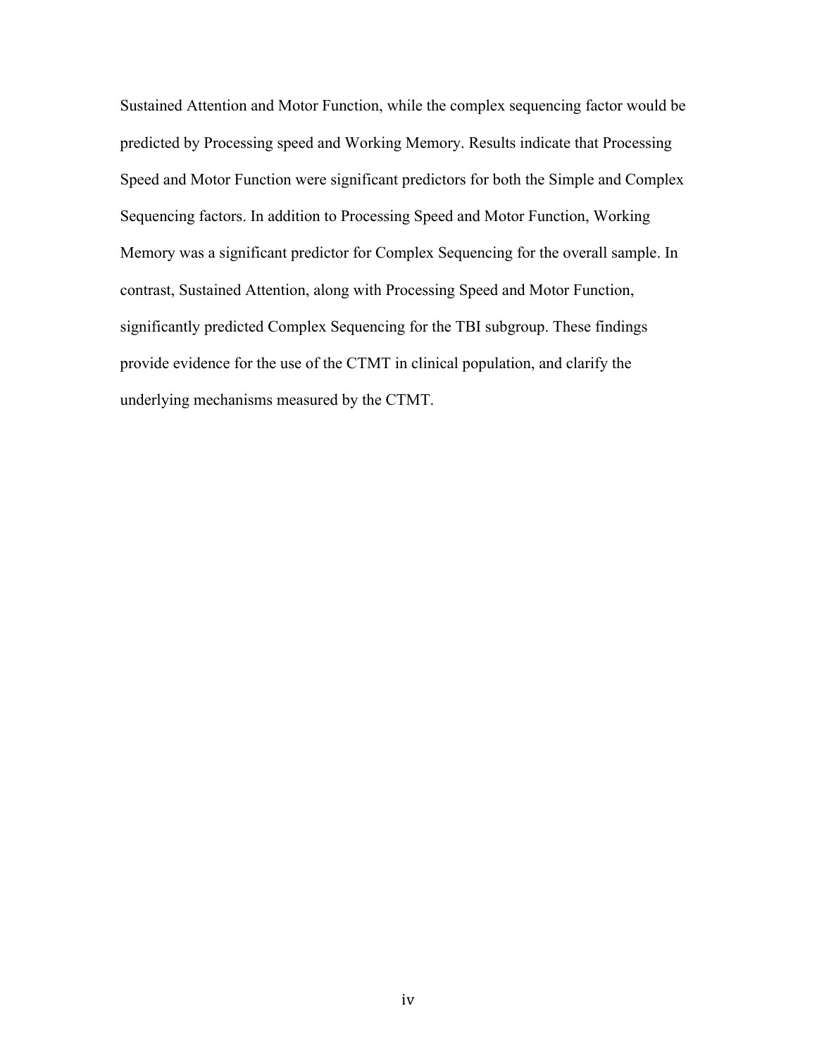Sustained Attention and Motor Function, while the complex sequencing factor would be predicted by Processing speed and Working Memory. Results indicate that Processing Speed and Motor Function were significant predictors for both the Simple and Complex Sequencing factors. In addition to Processing Speed and Motor Function, Working Memory was a significant predictor for Complex Sequencing for the overall sample. In contrast, Sustained Attention, along with Processing Speed and Motor Function, significantly predicted Complex Sequencing for the TBI subgroup. These findings provide evidence for the use of the CTMT in clinical population, and clarify the underlying mechanisms measured by the CTMT.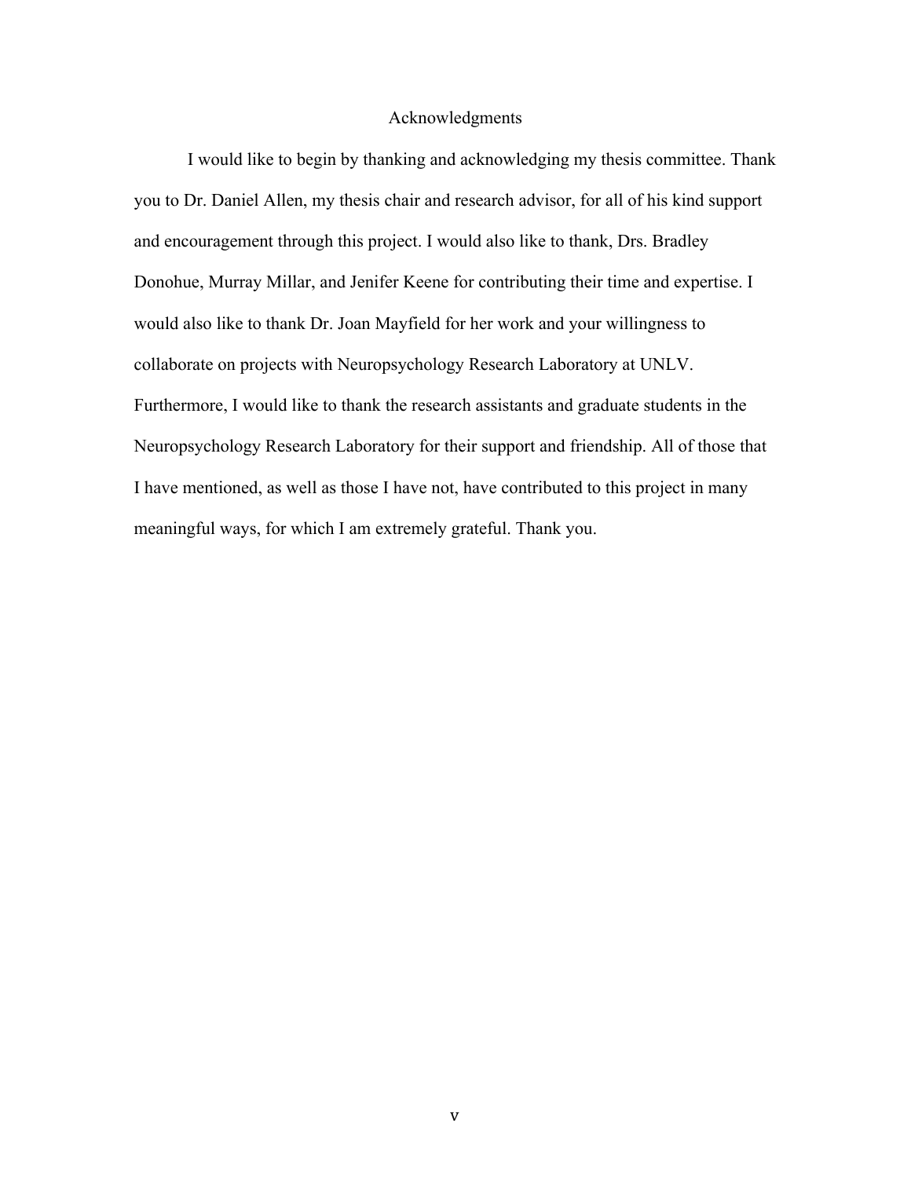# Acknowledgments

I would like to begin by thanking and acknowledging my thesis committee. Thank you to Dr. Daniel Allen, my thesis chair and research advisor, for all of his kind support and encouragement through this project. I would also like to thank, Drs. Bradley Donohue, Murray Millar, and Jenifer Keene for contributing their time and expertise. I would also like to thank Dr. Joan Mayfield for her work and your willingness to collaborate on projects with Neuropsychology Research Laboratory at UNLV. Furthermore, I would like to thank the research assistants and graduate students in the Neuropsychology Research Laboratory for their support and friendship. All of those that I have mentioned, as well as those I have not, have contributed to this project in many meaningful ways, for which I am extremely grateful. Thank you.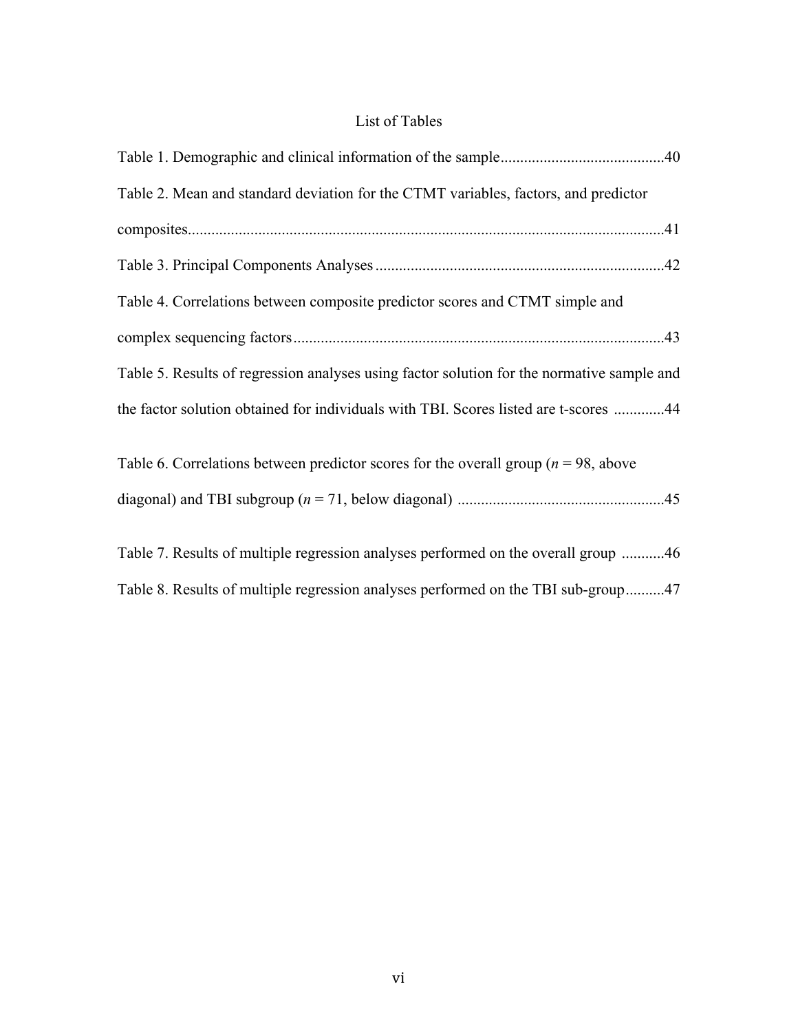# List of Tables

Table 1. Demographic and clinical information of the sample..........................................40

Table 2. Mean and standard deviation for the CTMT variables, factors, and predictor composites.........................................................................................................................41

Table 3. Principal Components Analyses .........................................................................42

Table 4. Correlations between composite predictor scores and CTMT simple and complex sequencing factors..............................................................................................43

Table 5. Results of regression analyses using factor solution for the normative sample and the factor solution obtained for individuals with TBI. Scores listed are t-scores .............44

Table 6. Correlations between predictor scores for the overall group (*n* = 98, above diagonal) and TBI subgroup (*n* = 71, below diagonal) ....................................................45

Table 7. Results of multiple regression analyses performed on the overall group ...........46

Table 8. Results of multiple regression analyses performed on the TBI sub-group..........47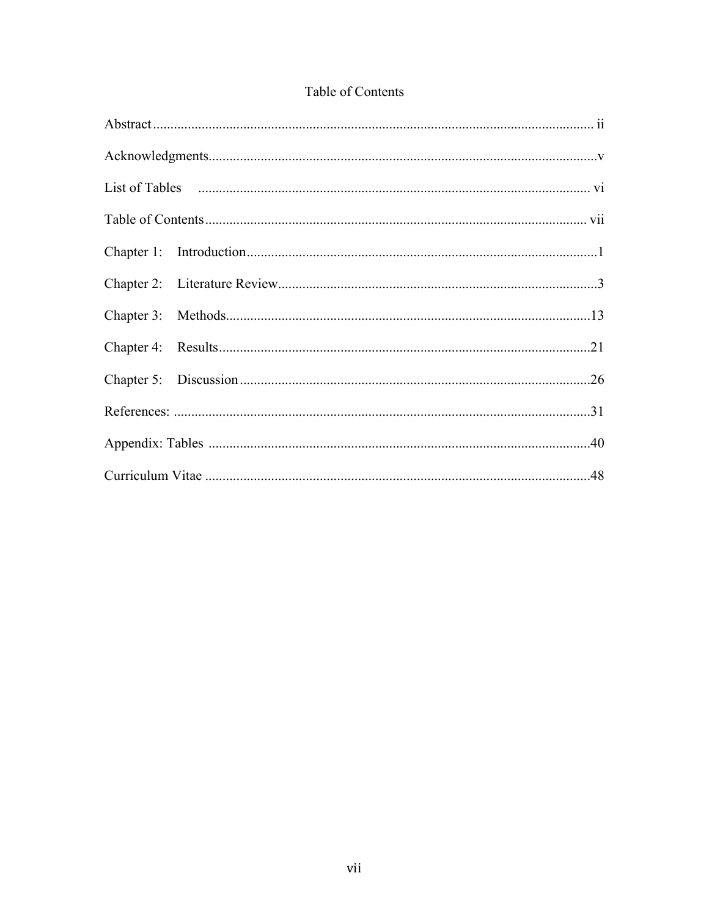# Table of Contents

Abstract ........................................................................................................................... ii

Acknowledgments.............................................................................................................v

List of Tables ................................................................................................................ vi

Table of Contents .......................................................................................................... vii

Chapter 1: Introduction....................................................................................................1

Chapter 2: Literature Review...........................................................................................3

Chapter 3: Methods........................................................................................................13

Chapter 4: Results..........................................................................................................21

Chapter 5: Discussion ....................................................................................................26

References: .....................................................................................................................31

Appendix: Tables ...........................................................................................................40

Curriculum Vitae ............................................................................................................48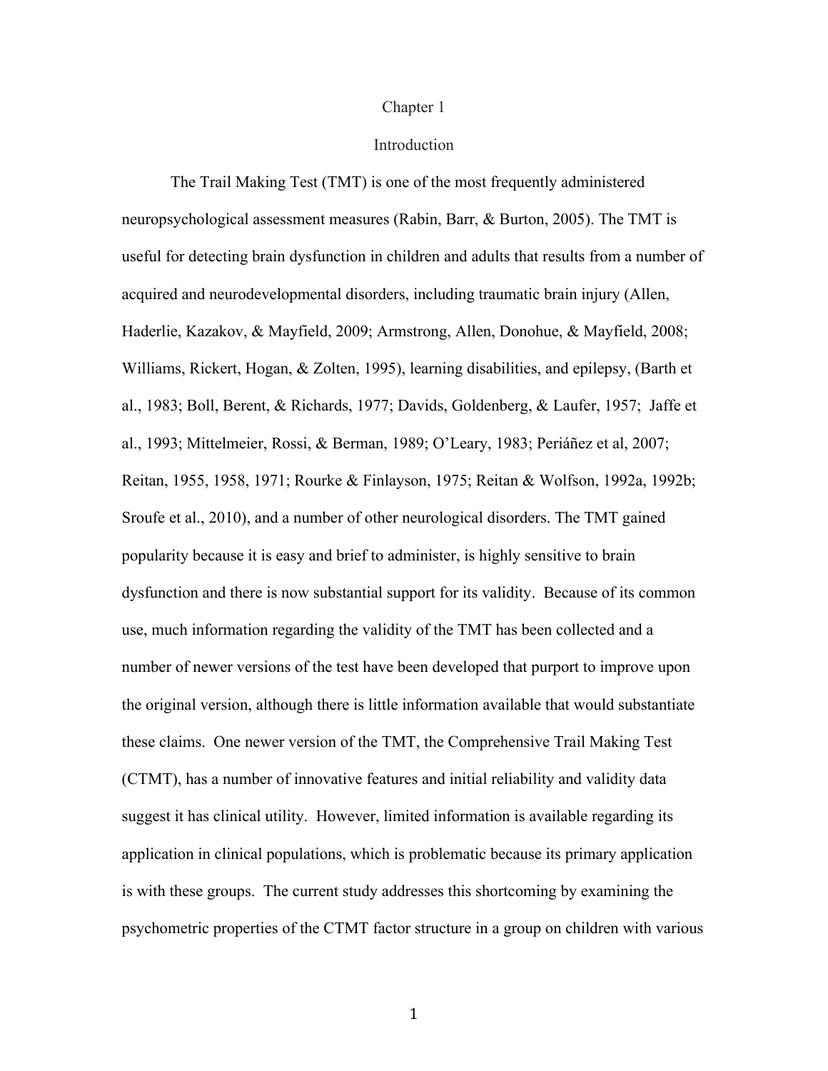# Chapter 1

## Introduction

The Trail Making Test (TMT) is one of the most frequently administered neuropsychological assessment measures (Rabin, Barr, & Burton, 2005). The TMT is useful for detecting brain dysfunction in children and adults that results from a number of acquired and neurodevelopmental disorders, including traumatic brain injury (Allen, Haderlie, Kazakov, & Mayfield, 2009; Armstrong, Allen, Donohue, & Mayfield, 2008; Williams, Rickert, Hogan, & Zolten, 1995), learning disabilities, and epilepsy, (Barth et al., 1983; Boll, Berent, & Richards, 1977; Davids, Goldenberg, & Laufer, 1957; Jaffe et al., 1993; Mittelmeier, Rossi, & Berman, 1989; O'Leary, 1983; Periáñez et al, 2007; Reitan, 1955, 1958, 1971; Rourke & Finlayson, 1975; Reitan & Wolfson, 1992a, 1992b; Sroufe et al., 2010), and a number of other neurological disorders. The TMT gained popularity because it is easy and brief to administer, is highly sensitive to brain dysfunction and there is now substantial support for its validity. Because of its common use, much information regarding the validity of the TMT has been collected and a number of newer versions of the test have been developed that purport to improve upon the original version, although there is little information available that would substantiate these claims. One newer version of the TMT, the Comprehensive Trail Making Test (CTMT), has a number of innovative features and initial reliability and validity data suggest it has clinical utility. However, limited information is available regarding its application in clinical populations, which is problematic because its primary application is with these groups. The current study addresses this shortcoming by examining the psychometric properties of the CTMT factor structure in a group on children with various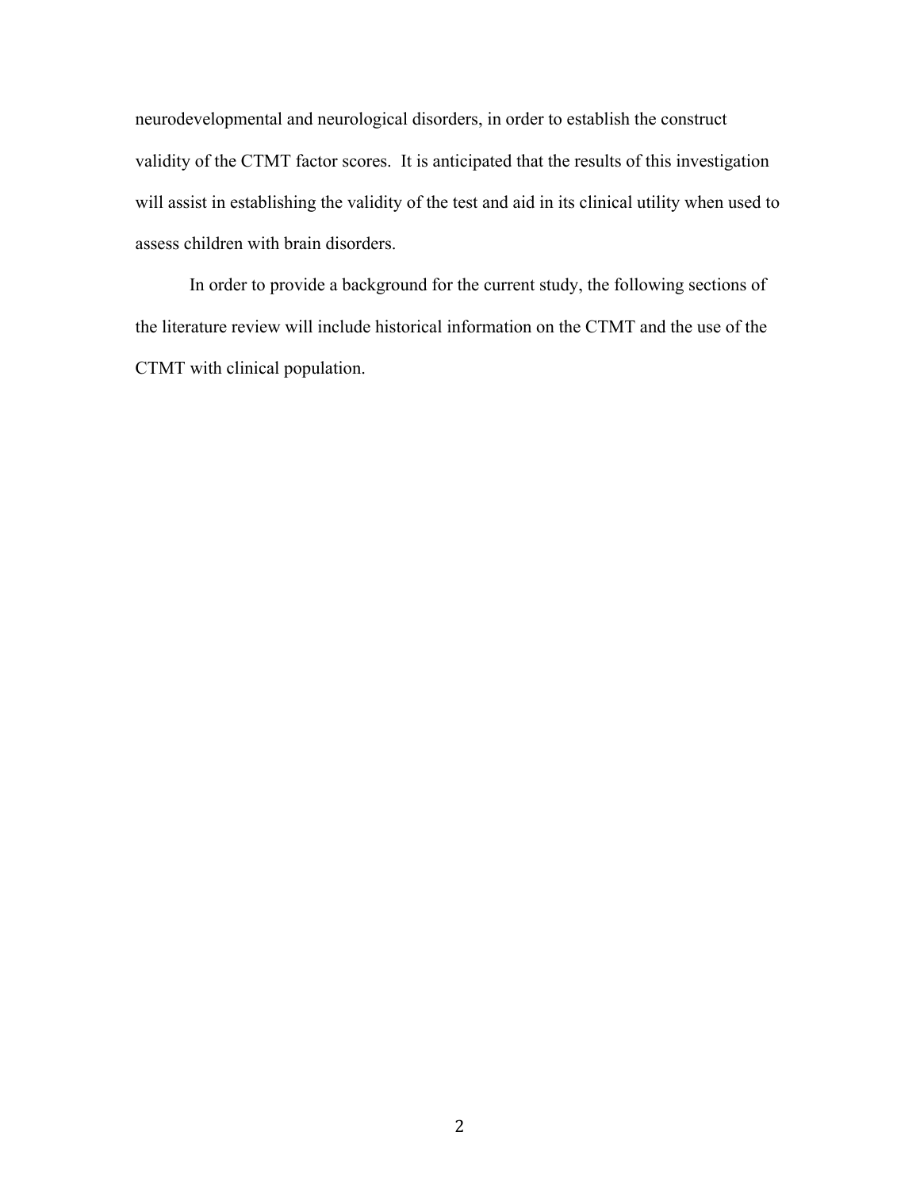neurodevelopmental and neurological disorders, in order to establish the construct validity of the CTMT factor scores. It is anticipated that the results of this investigation will assist in establishing the validity of the test and aid in its clinical utility when used to assess children with brain disorders.

In order to provide a background for the current study, the following sections of the literature review will include historical information on the CTMT and the use of the CTMT with clinical population.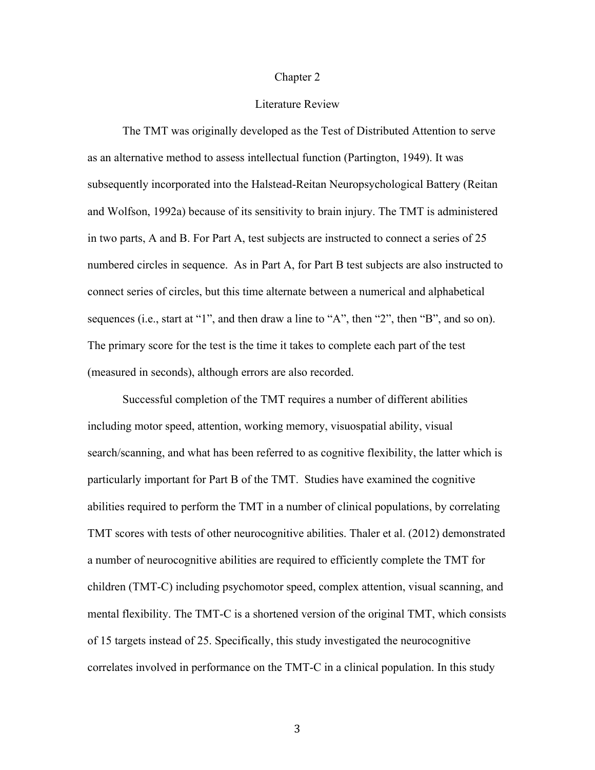# Chapter 2

## Literature Review

The TMT was originally developed as the Test of Distributed Attention to serve as an alternative method to assess intellectual function (Partington, 1949). It was subsequently incorporated into the Halstead-Reitan Neuropsychological Battery (Reitan and Wolfson, 1992a) because of its sensitivity to brain injury. The TMT is administered in two parts, A and B. For Part A, test subjects are instructed to connect a series of 25 numbered circles in sequence. As in Part A, for Part B test subjects are also instructed to connect series of circles, but this time alternate between a numerical and alphabetical sequences (i.e., start at "1", and then draw a line to "A", then "2", then "B", and so on). The primary score for the test is the time it takes to complete each part of the test (measured in seconds), although errors are also recorded.

Successful completion of the TMT requires a number of different abilities including motor speed, attention, working memory, visuospatial ability, visual search/scanning, and what has been referred to as cognitive flexibility, the latter which is particularly important for Part B of the TMT. Studies have examined the cognitive abilities required to perform the TMT in a number of clinical populations, by correlating TMT scores with tests of other neurocognitive abilities. Thaler et al. (2012) demonstrated a number of neurocognitive abilities are required to efficiently complete the TMT for children (TMT-C) including psychomotor speed, complex attention, visual scanning, and mental flexibility. The TMT-C is a shortened version of the original TMT, which consists of 15 targets instead of 25. Specifically, this study investigated the neurocognitive correlates involved in performance on the TMT-C in a clinical population. In this study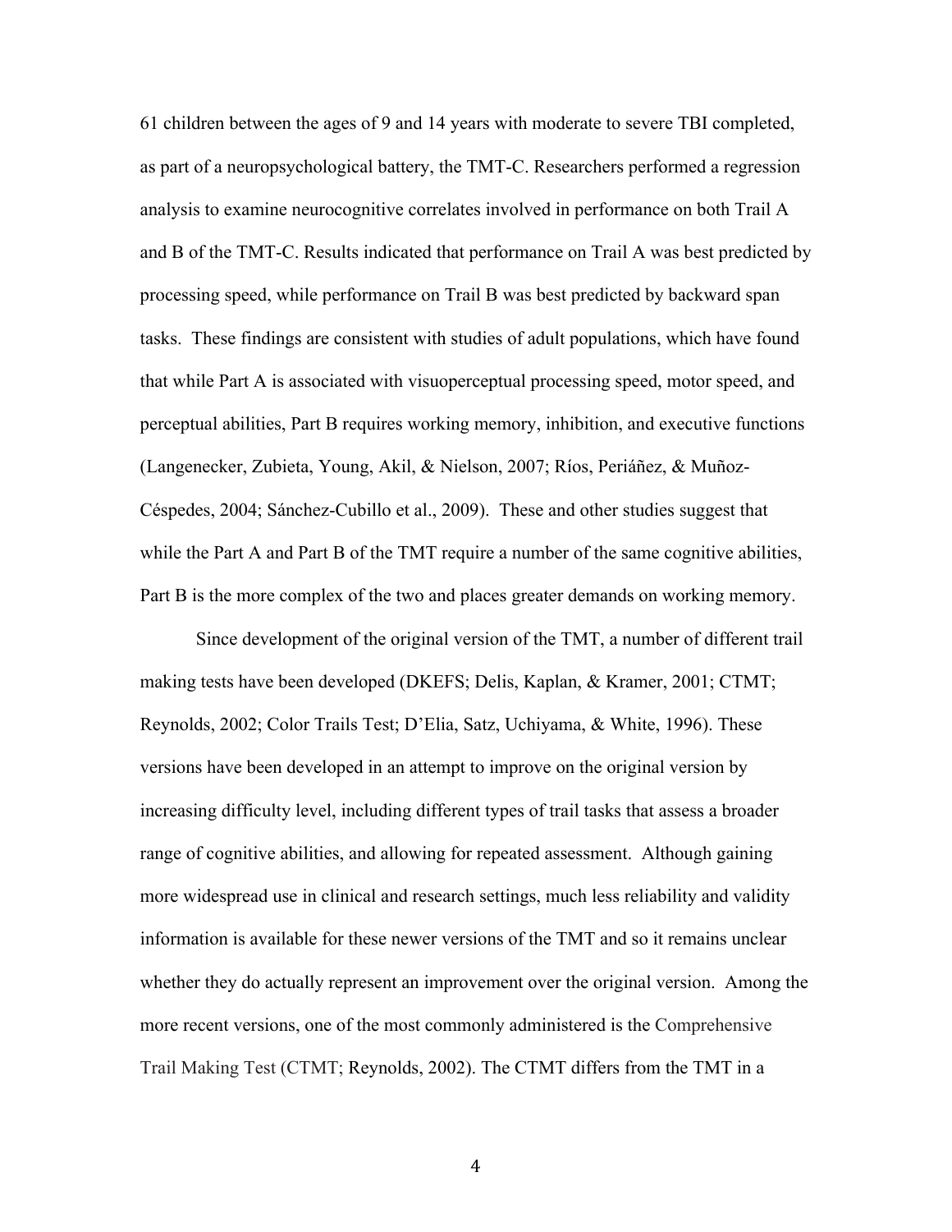61 children between the ages of 9 and 14 years with moderate to severe TBI completed, as part of a neuropsychological battery, the TMT-C. Researchers performed a regression analysis to examine neurocognitive correlates involved in performance on both Trail A and B of the TMT-C. Results indicated that performance on Trail A was best predicted by processing speed, while performance on Trail B was best predicted by backward span tasks. These findings are consistent with studies of adult populations, which have found that while Part A is associated with visuoperceptual processing speed, motor speed, and perceptual abilities, Part B requires working memory, inhibition, and executive functions (Langenecker, Zubieta, Young, Akil, & Nielson, 2007; Ríos, Periáñez, & Muñoz-Céspedes, 2004; Sánchez-Cubillo et al., 2009). These and other studies suggest that while the Part A and Part B of the TMT require a number of the same cognitive abilities, Part B is the more complex of the two and places greater demands on working memory.

Since development of the original version of the TMT, a number of different trail making tests have been developed (DKEFS; Delis, Kaplan, & Kramer, 2001; CTMT; Reynolds, 2002; Color Trails Test; D'Elia, Satz, Uchiyama, & White, 1996). These versions have been developed in an attempt to improve on the original version by increasing difficulty level, including different types of trail tasks that assess a broader range of cognitive abilities, and allowing for repeated assessment. Although gaining more widespread use in clinical and research settings, much less reliability and validity information is available for these newer versions of the TMT and so it remains unclear whether they do actually represent an improvement over the original version. Among the more recent versions, one of the most commonly administered is the Comprehensive Trail Making Test (CTMT; Reynolds, 2002). The CTMT differs from the TMT in a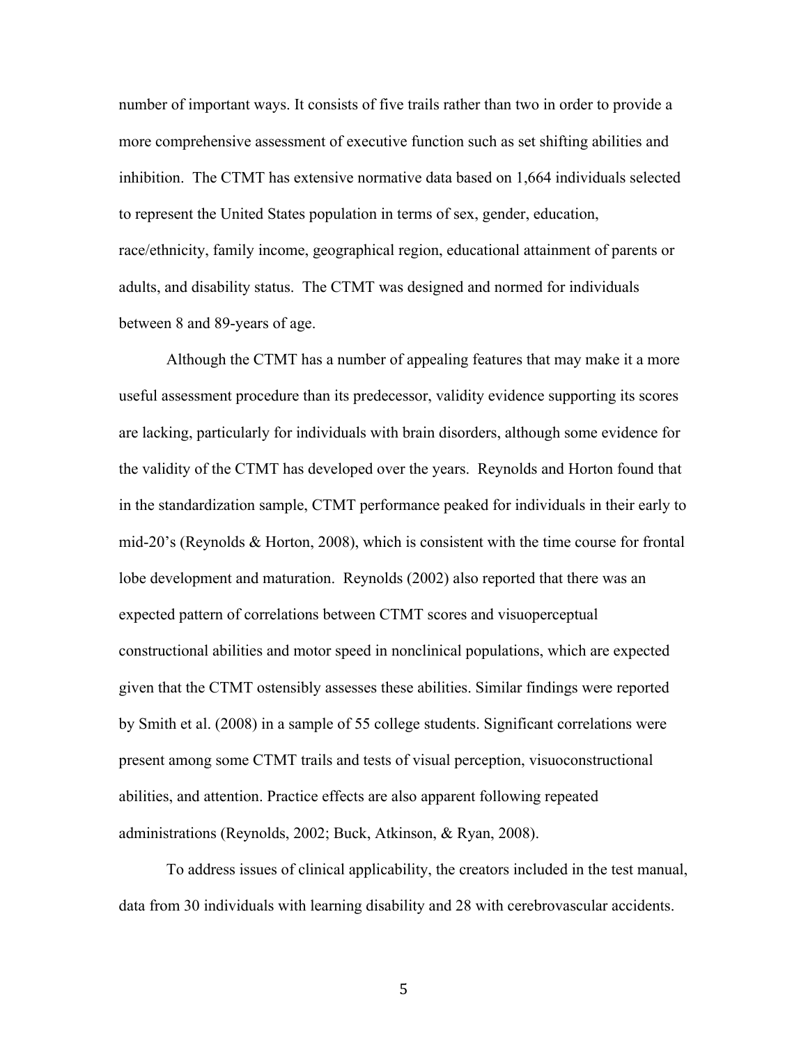number of important ways. It consists of five trails rather than two in order to provide a more comprehensive assessment of executive function such as set shifting abilities and inhibition. The CTMT has extensive normative data based on 1,664 individuals selected to represent the United States population in terms of sex, gender, education, race/ethnicity, family income, geographical region, educational attainment of parents or adults, and disability status. The CTMT was designed and normed for individuals between 8 and 89-years of age.

Although the CTMT has a number of appealing features that may make it a more useful assessment procedure than its predecessor, validity evidence supporting its scores are lacking, particularly for individuals with brain disorders, although some evidence for the validity of the CTMT has developed over the years. Reynolds and Horton found that in the standardization sample, CTMT performance peaked for individuals in their early to mid-20's (Reynolds & Horton, 2008), which is consistent with the time course for frontal lobe development and maturation. Reynolds (2002) also reported that there was an expected pattern of correlations between CTMT scores and visuoperceptual constructional abilities and motor speed in nonclinical populations, which are expected given that the CTMT ostensibly assesses these abilities. Similar findings were reported by Smith et al. (2008) in a sample of 55 college students. Significant correlations were present among some CTMT trails and tests of visual perception, visuoconstructional abilities, and attention. Practice effects are also apparent following repeated administrations (Reynolds, 2002; Buck, Atkinson, & Ryan, 2008).

To address issues of clinical applicability, the creators included in the test manual, data from 30 individuals with learning disability and 28 with cerebrovascular accidents.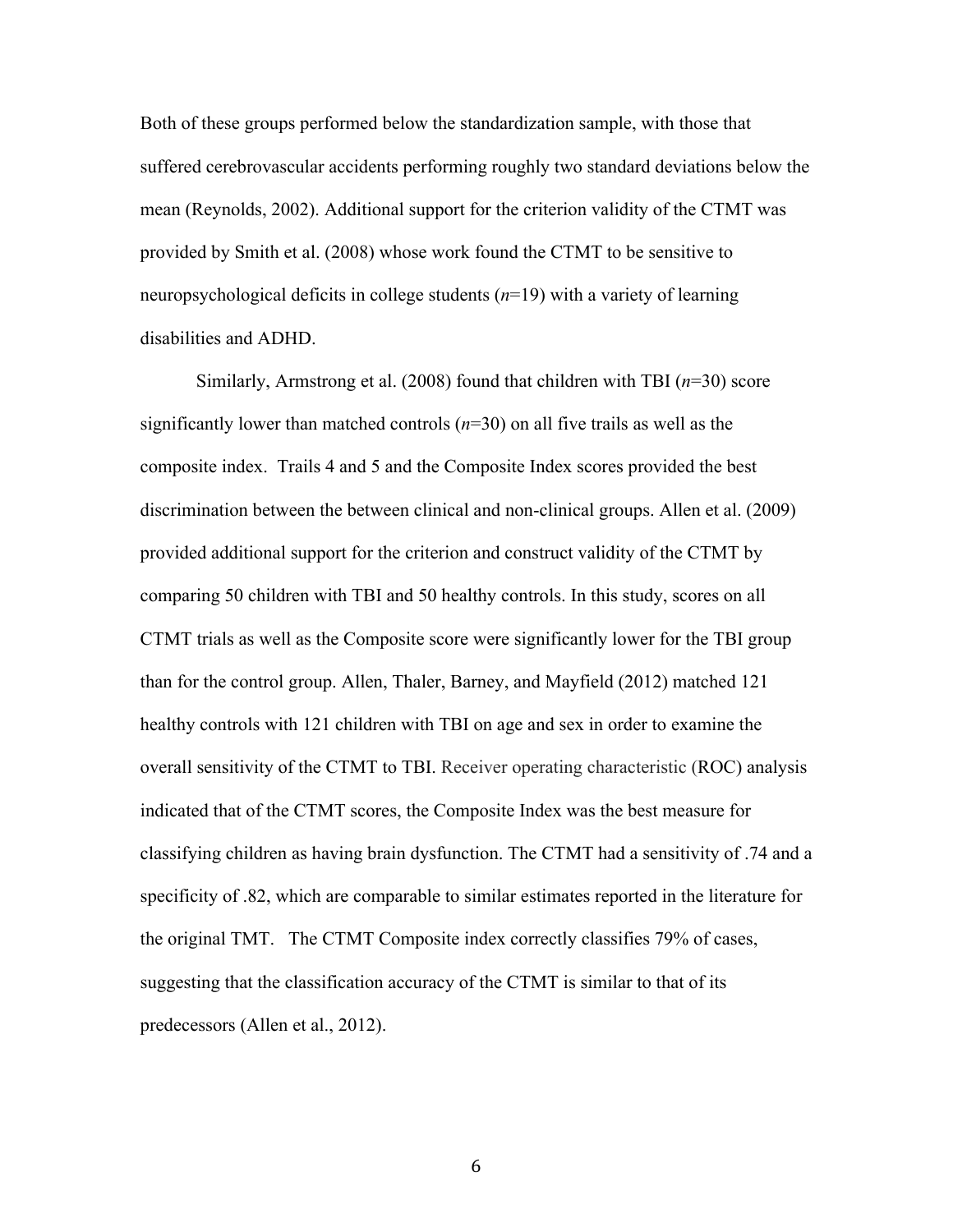Both of these groups performed below the standardization sample, with those that suffered cerebrovascular accidents performing roughly two standard deviations below the mean (Reynolds, 2002). Additional support for the criterion validity of the CTMT was provided by Smith et al. (2008) whose work found the CTMT to be sensitive to neuropsychological deficits in college students (*n*=19) with a variety of learning disabilities and ADHD.

Similarly, Armstrong et al. (2008) found that children with TBI (*n*=30) score significantly lower than matched controls (*n*=30) on all five trails as well as the composite index. Trails 4 and 5 and the Composite Index scores provided the best discrimination between the between clinical and non-clinical groups. Allen et al. (2009) provided additional support for the criterion and construct validity of the CTMT by comparing 50 children with TBI and 50 healthy controls. In this study, scores on all CTMT trials as well as the Composite score were significantly lower for the TBI group than for the control group. Allen, Thaler, Barney, and Mayfield (2012) matched 121 healthy controls with 121 children with TBI on age and sex in order to examine the overall sensitivity of the CTMT to TBI. Receiver operating characteristic (ROC) analysis indicated that of the CTMT scores, the Composite Index was the best measure for classifying children as having brain dysfunction. The CTMT had a sensitivity of .74 and a specificity of .82, which are comparable to similar estimates reported in the literature for the original TMT. The CTMT Composite index correctly classifies 79% of cases, suggesting that the classification accuracy of the CTMT is similar to that of its predecessors (Allen et al., 2012).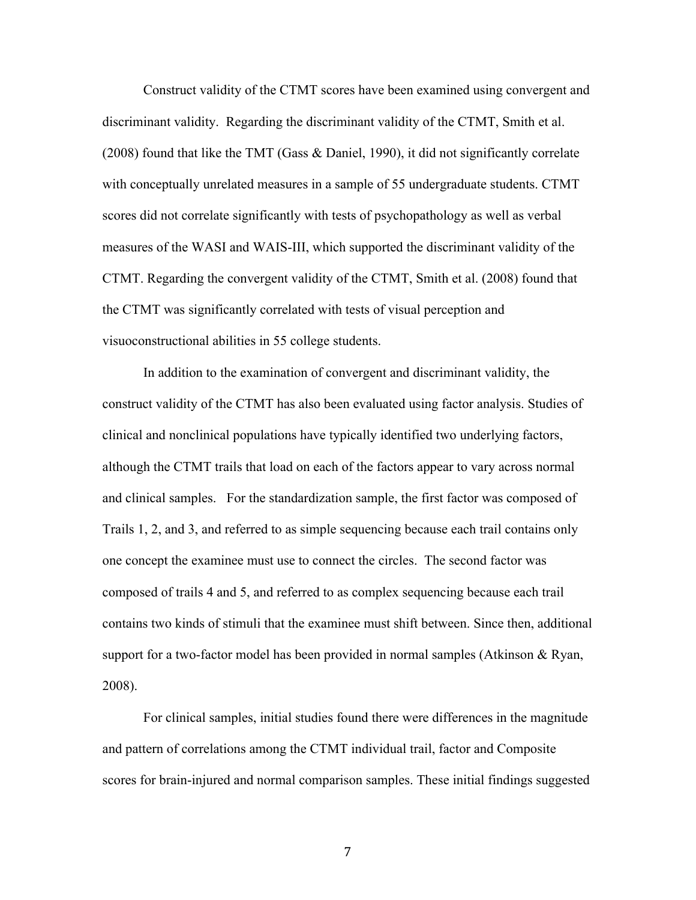Construct validity of the CTMT scores have been examined using convergent and discriminant validity. Regarding the discriminant validity of the CTMT, Smith et al. (2008) found that like the TMT (Gass & Daniel, 1990), it did not significantly correlate with conceptually unrelated measures in a sample of 55 undergraduate students. CTMT scores did not correlate significantly with tests of psychopathology as well as verbal measures of the WASI and WAIS-III, which supported the discriminant validity of the CTMT. Regarding the convergent validity of the CTMT, Smith et al. (2008) found that the CTMT was significantly correlated with tests of visual perception and visuoconstructional abilities in 55 college students.

In addition to the examination of convergent and discriminant validity, the construct validity of the CTMT has also been evaluated using factor analysis. Studies of clinical and nonclinical populations have typically identified two underlying factors, although the CTMT trails that load on each of the factors appear to vary across normal and clinical samples. For the standardization sample, the first factor was composed of Trails 1, 2, and 3, and referred to as simple sequencing because each trail contains only one concept the examinee must use to connect the circles. The second factor was composed of trails 4 and 5, and referred to as complex sequencing because each trail contains two kinds of stimuli that the examinee must shift between. Since then, additional support for a two-factor model has been provided in normal samples (Atkinson & Ryan, 2008).

For clinical samples, initial studies found there were differences in the magnitude and pattern of correlations among the CTMT individual trail, factor and Composite scores for brain-injured and normal comparison samples. These initial findings suggested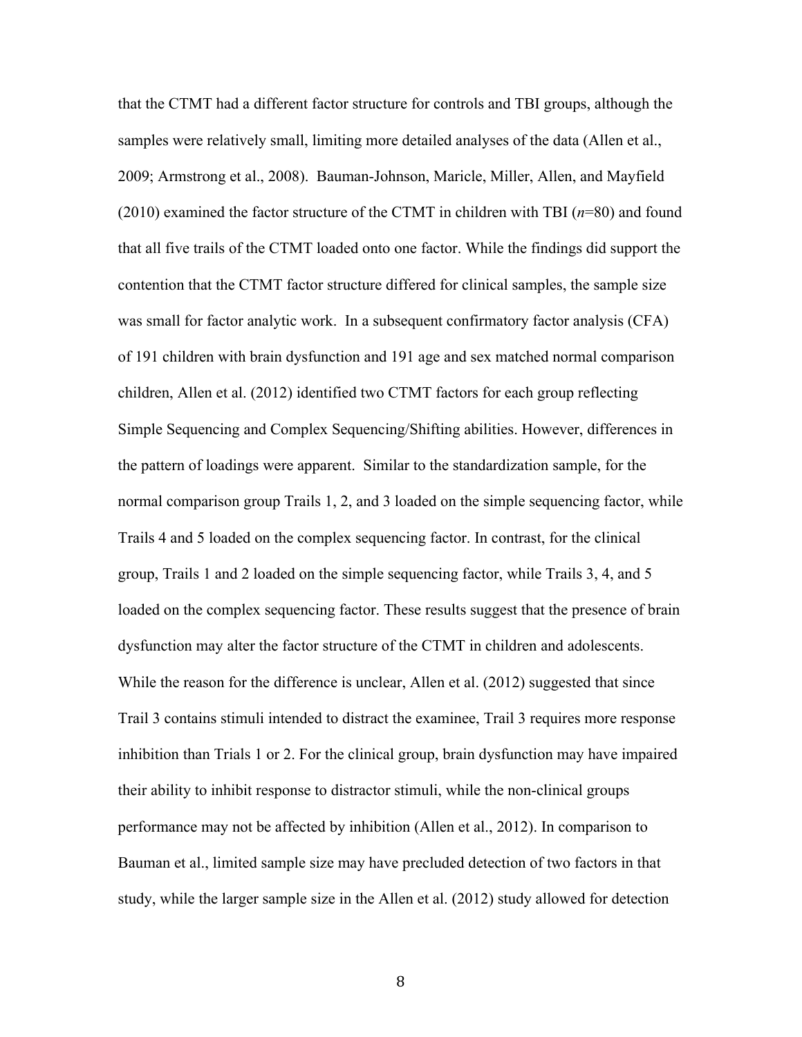that the CTMT had a different factor structure for controls and TBI groups, although the samples were relatively small, limiting more detailed analyses of the data (Allen et al., 2009; Armstrong et al., 2008). Bauman-Johnson, Maricle, Miller, Allen, and Mayfield (2010) examined the factor structure of the CTMT in children with TBI (*n*=80) and found that all five trails of the CTMT loaded onto one factor. While the findings did support the contention that the CTMT factor structure differed for clinical samples, the sample size was small for factor analytic work. In a subsequent confirmatory factor analysis (CFA) of 191 children with brain dysfunction and 191 age and sex matched normal comparison children, Allen et al. (2012) identified two CTMT factors for each group reflecting Simple Sequencing and Complex Sequencing/Shifting abilities. However, differences in the pattern of loadings were apparent. Similar to the standardization sample, for the normal comparison group Trails 1, 2, and 3 loaded on the simple sequencing factor, while Trails 4 and 5 loaded on the complex sequencing factor. In contrast, for the clinical group, Trails 1 and 2 loaded on the simple sequencing factor, while Trails 3, 4, and 5 loaded on the complex sequencing factor. These results suggest that the presence of brain dysfunction may alter the factor structure of the CTMT in children and adolescents. While the reason for the difference is unclear, Allen et al. (2012) suggested that since Trail 3 contains stimuli intended to distract the examinee, Trail 3 requires more response inhibition than Trials 1 or 2. For the clinical group, brain dysfunction may have impaired their ability to inhibit response to distractor stimuli, while the non-clinical groups performance may not be affected by inhibition (Allen et al., 2012). In comparison to Bauman et al., limited sample size may have precluded detection of two factors in that study, while the larger sample size in the Allen et al. (2012) study allowed for detection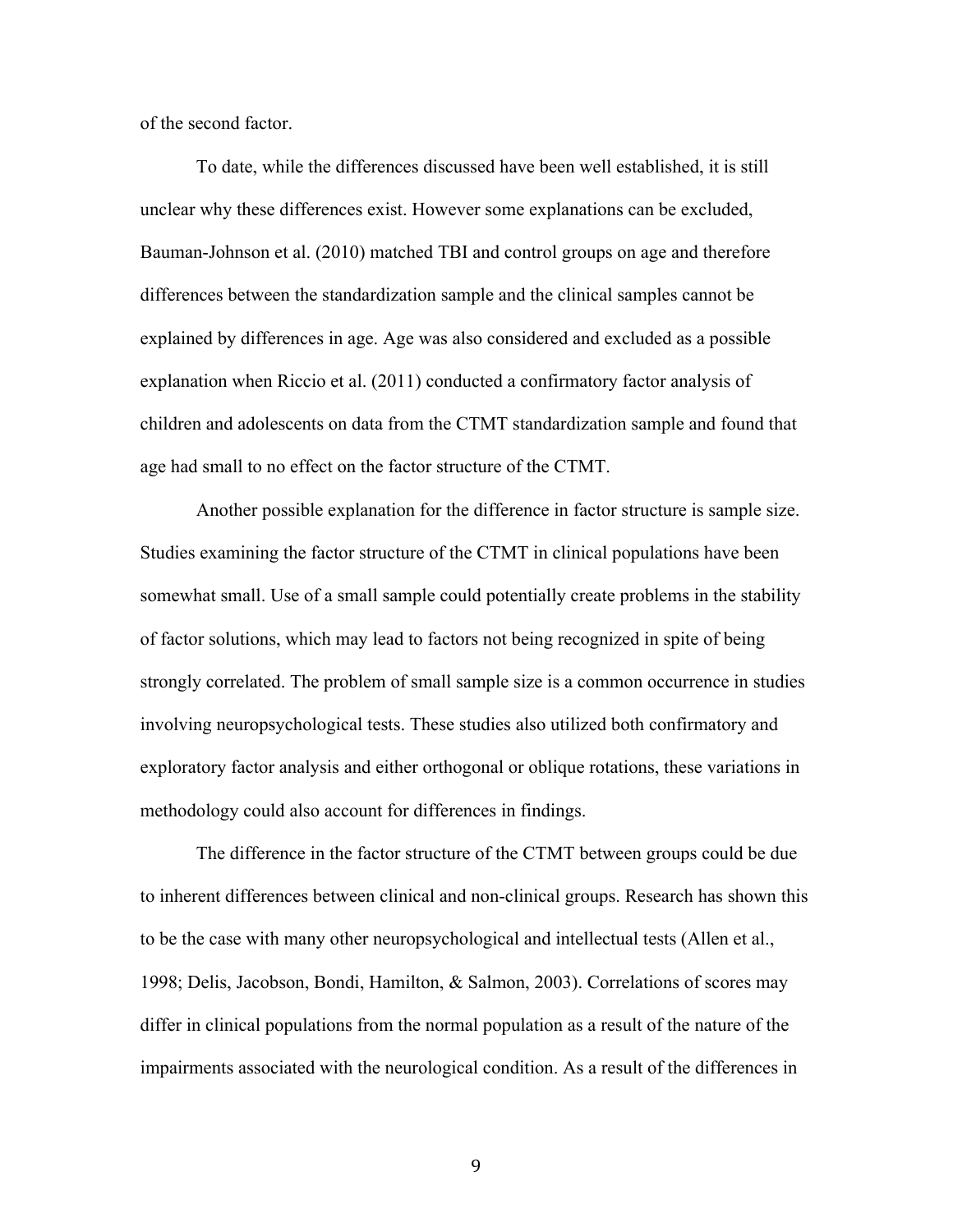of the second factor.

To date, while the differences discussed have been well established, it is still unclear why these differences exist. However some explanations can be excluded, Bauman-Johnson et al. (2010) matched TBI and control groups on age and therefore differences between the standardization sample and the clinical samples cannot be explained by differences in age. Age was also considered and excluded as a possible explanation when Riccio et al. (2011) conducted a confirmatory factor analysis of children and adolescents on data from the CTMT standardization sample and found that age had small to no effect on the factor structure of the CTMT.

Another possible explanation for the difference in factor structure is sample size. Studies examining the factor structure of the CTMT in clinical populations have been somewhat small. Use of a small sample could potentially create problems in the stability of factor solutions, which may lead to factors not being recognized in spite of being strongly correlated. The problem of small sample size is a common occurrence in studies involving neuropsychological tests. These studies also utilized both confirmatory and exploratory factor analysis and either orthogonal or oblique rotations, these variations in methodology could also account for differences in findings.

The difference in the factor structure of the CTMT between groups could be due to inherent differences between clinical and non-clinical groups. Research has shown this to be the case with many other neuropsychological and intellectual tests (Allen et al., 1998; Delis, Jacobson, Bondi, Hamilton, & Salmon, 2003). Correlations of scores may differ in clinical populations from the normal population as a result of the nature of the impairments associated with the neurological condition. As a result of the differences in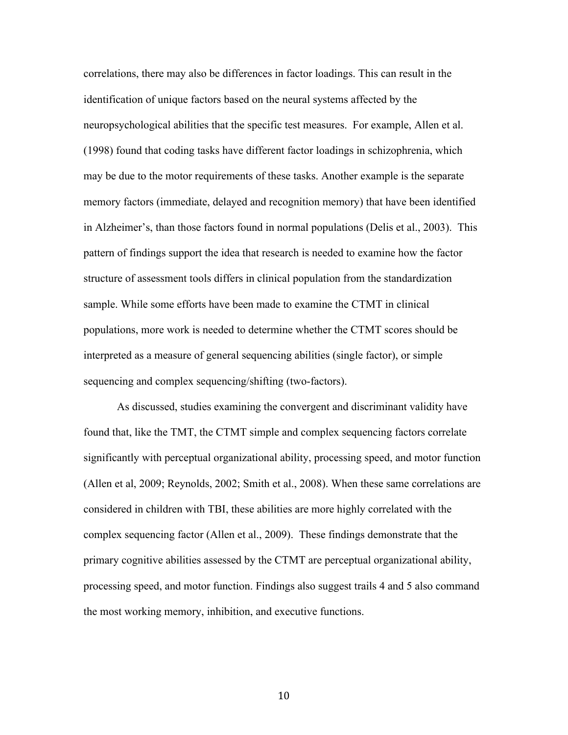correlations, there may also be differences in factor loadings. This can result in the identification of unique factors based on the neural systems affected by the neuropsychological abilities that the specific test measures. For example, Allen et al. (1998) found that coding tasks have different factor loadings in schizophrenia, which may be due to the motor requirements of these tasks. Another example is the separate memory factors (immediate, delayed and recognition memory) that have been identified in Alzheimer's, than those factors found in normal populations (Delis et al., 2003). This pattern of findings support the idea that research is needed to examine how the factor structure of assessment tools differs in clinical population from the standardization sample. While some efforts have been made to examine the CTMT in clinical populations, more work is needed to determine whether the CTMT scores should be interpreted as a measure of general sequencing abilities (single factor), or simple sequencing and complex sequencing/shifting (two-factors).

As discussed, studies examining the convergent and discriminant validity have found that, like the TMT, the CTMT simple and complex sequencing factors correlate significantly with perceptual organizational ability, processing speed, and motor function (Allen et al, 2009; Reynolds, 2002; Smith et al., 2008). When these same correlations are considered in children with TBI, these abilities are more highly correlated with the complex sequencing factor (Allen et al., 2009). These findings demonstrate that the primary cognitive abilities assessed by the CTMT are perceptual organizational ability, processing speed, and motor function. Findings also suggest trails 4 and 5 also command the most working memory, inhibition, and executive functions.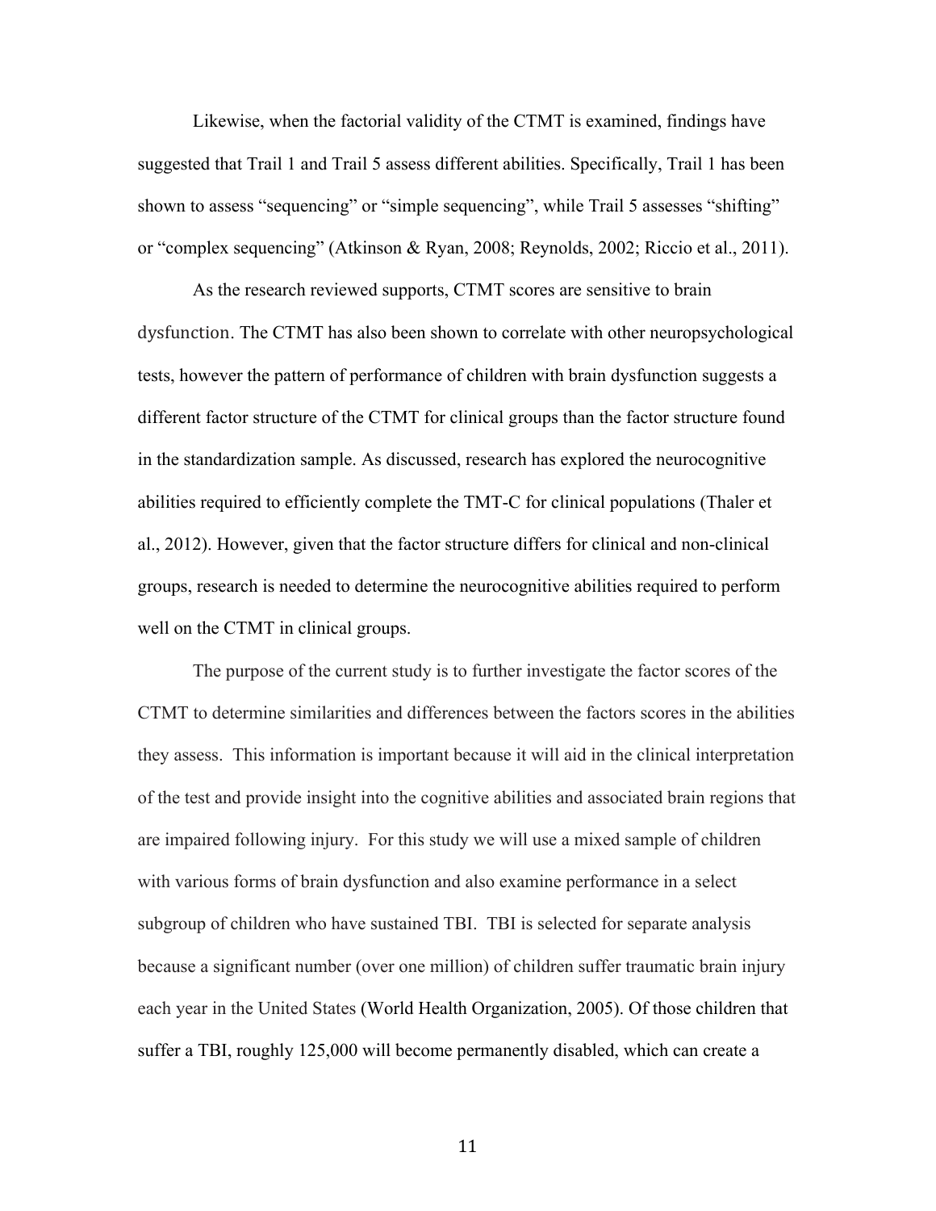Likewise, when the factorial validity of the CTMT is examined, findings have suggested that Trail 1 and Trail 5 assess different abilities. Specifically, Trail 1 has been shown to assess "sequencing" or "simple sequencing", while Trail 5 assesses "shifting" or "complex sequencing" (Atkinson & Ryan, 2008; Reynolds, 2002; Riccio et al., 2011).

As the research reviewed supports, CTMT scores are sensitive to brain dysfunction. The CTMT has also been shown to correlate with other neuropsychological tests, however the pattern of performance of children with brain dysfunction suggests a different factor structure of the CTMT for clinical groups than the factor structure found in the standardization sample. As discussed, research has explored the neurocognitive abilities required to efficiently complete the TMT-C for clinical populations (Thaler et al., 2012). However, given that the factor structure differs for clinical and non-clinical groups, research is needed to determine the neurocognitive abilities required to perform well on the CTMT in clinical groups.

The purpose of the current study is to further investigate the factor scores of the CTMT to determine similarities and differences between the factors scores in the abilities they assess. This information is important because it will aid in the clinical interpretation of the test and provide insight into the cognitive abilities and associated brain regions that are impaired following injury. For this study we will use a mixed sample of children with various forms of brain dysfunction and also examine performance in a select subgroup of children who have sustained TBI. TBI is selected for separate analysis because a significant number (over one million) of children suffer traumatic brain injury each year in the United States (World Health Organization, 2005). Of those children that suffer a TBI, roughly 125,000 will become permanently disabled, which can create a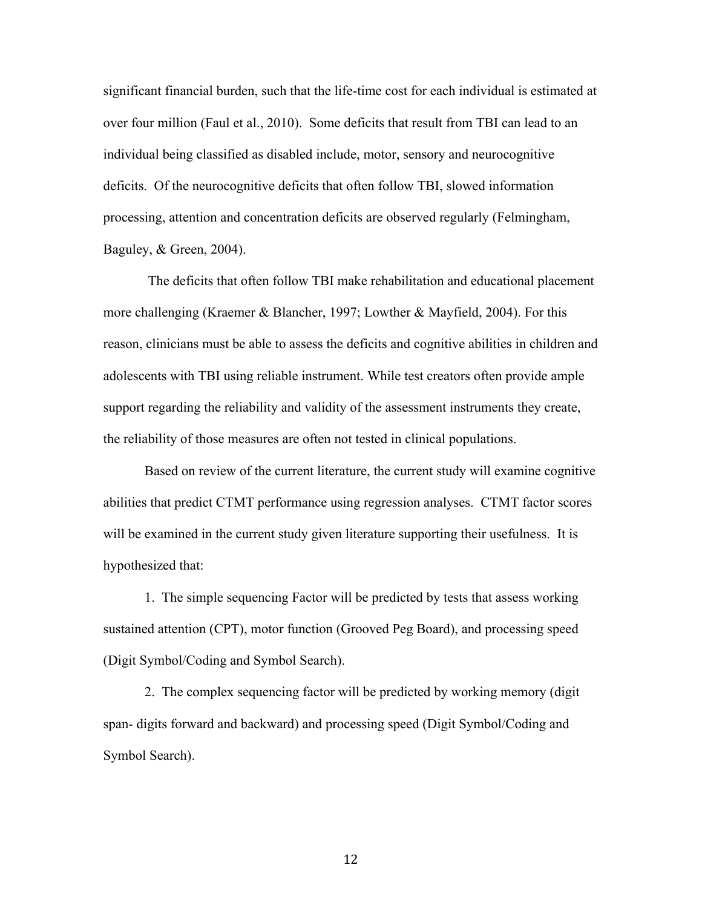significant financial burden, such that the life-time cost for each individual is estimated at over four million (Faul et al., 2010). Some deficits that result from TBI can lead to an individual being classified as disabled include, motor, sensory and neurocognitive deficits. Of the neurocognitive deficits that often follow TBI, slowed information processing, attention and concentration deficits are observed regularly (Felmingham, Baguley, & Green, 2004).

The deficits that often follow TBI make rehabilitation and educational placement more challenging (Kraemer & Blancher, 1997; Lowther & Mayfield, 2004). For this reason, clinicians must be able to assess the deficits and cognitive abilities in children and adolescents with TBI using reliable instrument. While test creators often provide ample support regarding the reliability and validity of the assessment instruments they create, the reliability of those measures are often not tested in clinical populations.

Based on review of the current literature, the current study will examine cognitive abilities that predict CTMT performance using regression analyses. CTMT factor scores will be examined in the current study given literature supporting their usefulness. It is hypothesized that:

1. The simple sequencing Factor will be predicted by tests that assess working sustained attention (CPT), motor function (Grooved Peg Board), and processing speed (Digit Symbol/Coding and Symbol Search).

2. The complex sequencing factor will be predicted by working memory (digit span- digits forward and backward) and processing speed (Digit Symbol/Coding and Symbol Search).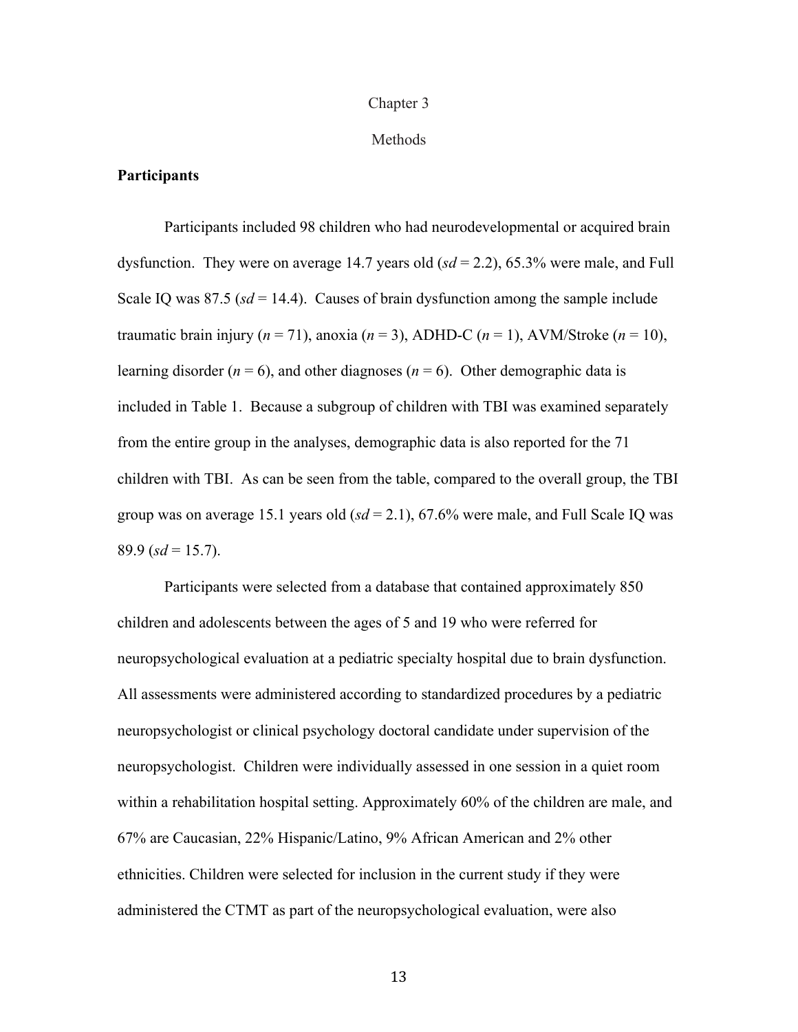# Chapter 3

# Methods

## Participants

Participants included 98 children who had neurodevelopmental or acquired brain dysfunction. They were on average 14.7 years old (*sd* = 2.2), 65.3% were male, and Full Scale IQ was 87.5 (*sd* = 14.4). Causes of brain dysfunction among the sample include traumatic brain injury (*n* = 71), anoxia (*n* = 3), ADHD-C (*n* = 1), AVM/Stroke (*n* = 10), learning disorder (*n* = 6), and other diagnoses (*n* = 6). Other demographic data is included in Table 1. Because a subgroup of children with TBI was examined separately from the entire group in the analyses, demographic data is also reported for the 71 children with TBI. As can be seen from the table, compared to the overall group, the TBI group was on average 15.1 years old (*sd* = 2.1), 67.6% were male, and Full Scale IQ was 89.9 (*sd* = 15.7).

Participants were selected from a database that contained approximately 850 children and adolescents between the ages of 5 and 19 who were referred for neuropsychological evaluation at a pediatric specialty hospital due to brain dysfunction. All assessments were administered according to standardized procedures by a pediatric neuropsychologist or clinical psychology doctoral candidate under supervision of the neuropsychologist. Children were individually assessed in one session in a quiet room within a rehabilitation hospital setting. Approximately 60% of the children are male, and 67% are Caucasian, 22% Hispanic/Latino, 9% African American and 2% other ethnicities. Children were selected for inclusion in the current study if they were administered the CTMT as part of the neuropsychological evaluation, were also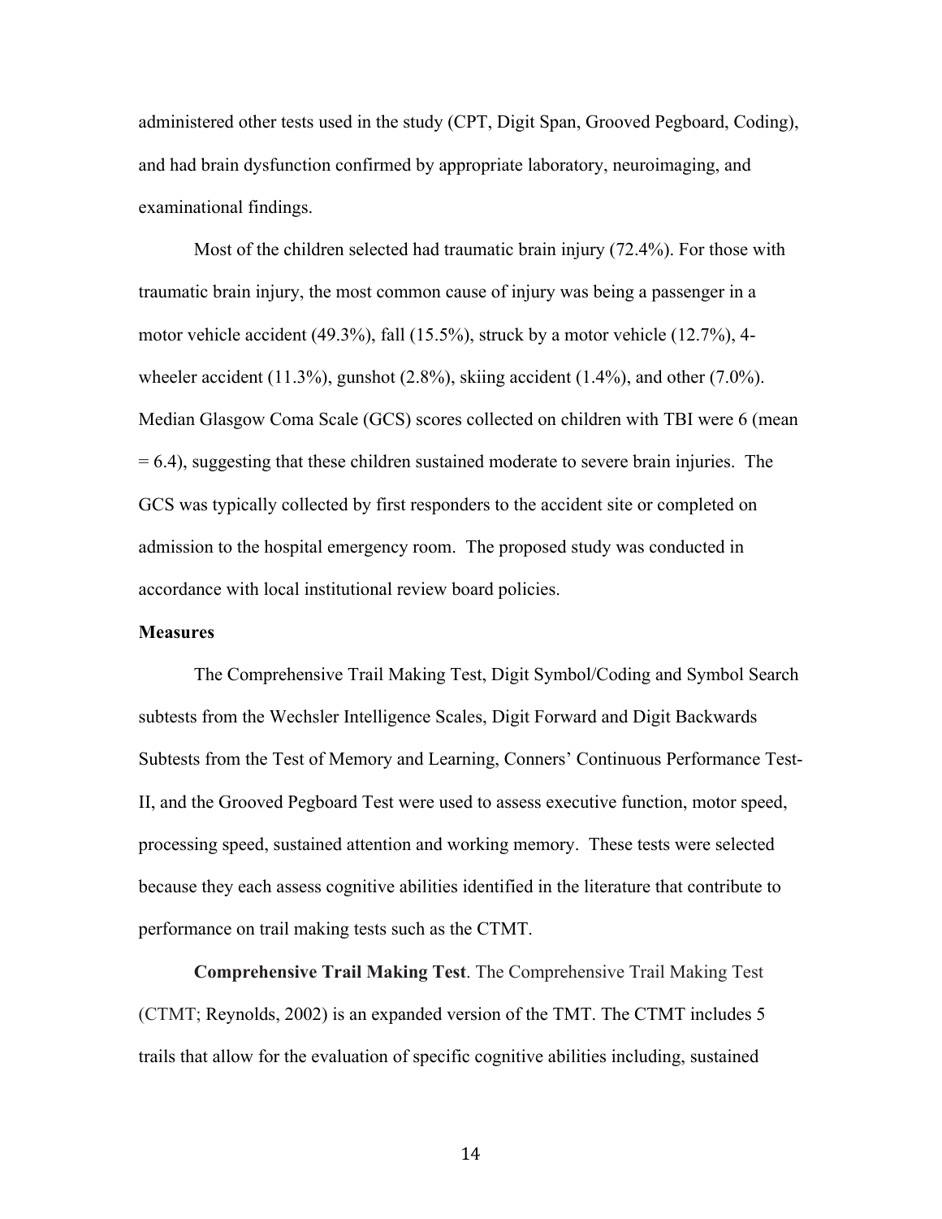administered other tests used in the study (CPT, Digit Span, Grooved Pegboard, Coding), and had brain dysfunction confirmed by appropriate laboratory, neuroimaging, and examinational findings.

Most of the children selected had traumatic brain injury (72.4%). For those with traumatic brain injury, the most common cause of injury was being a passenger in a motor vehicle accident (49.3%), fall (15.5%), struck by a motor vehicle (12.7%), 4-wheeler accident (11.3%), gunshot (2.8%), skiing accident (1.4%), and other (7.0%). Median Glasgow Coma Scale (GCS) scores collected on children with TBI were 6 (mean = 6.4), suggesting that these children sustained moderate to severe brain injuries. The GCS was typically collected by first responders to the accident site or completed on admission to the hospital emergency room. The proposed study was conducted in accordance with local institutional review board policies.

**Measures**

The Comprehensive Trail Making Test, Digit Symbol/Coding and Symbol Search subtests from the Wechsler Intelligence Scales, Digit Forward and Digit Backwards Subtests from the Test of Memory and Learning, Conners' Continuous Performance Test-II, and the Grooved Pegboard Test were used to assess executive function, motor speed, processing speed, sustained attention and working memory. These tests were selected because they each assess cognitive abilities identified in the literature that contribute to performance on trail making tests such as the CTMT.

**Comprehensive Trail Making Test**. The Comprehensive Trail Making Test (CTMT; Reynolds, 2002) is an expanded version of the TMT. The CTMT includes 5 trails that allow for the evaluation of specific cognitive abilities including, sustained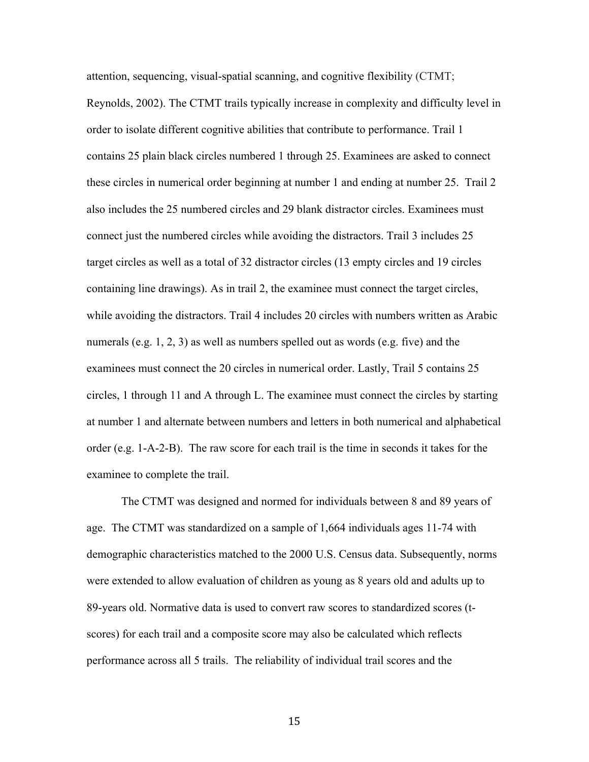attention, sequencing, visual-spatial scanning, and cognitive flexibility (CTMT; Reynolds, 2002). The CTMT trails typically increase in complexity and difficulty level in order to isolate different cognitive abilities that contribute to performance. Trail 1 contains 25 plain black circles numbered 1 through 25. Examinees are asked to connect these circles in numerical order beginning at number 1 and ending at number 25. Trail 2 also includes the 25 numbered circles and 29 blank distractor circles. Examinees must connect just the numbered circles while avoiding the distractors. Trail 3 includes 25 target circles as well as a total of 32 distractor circles (13 empty circles and 19 circles containing line drawings). As in trail 2, the examinee must connect the target circles, while avoiding the distractors. Trail 4 includes 20 circles with numbers written as Arabic numerals (e.g. 1, 2, 3) as well as numbers spelled out as words (e.g. five) and the examinees must connect the 20 circles in numerical order. Lastly, Trail 5 contains 25 circles, 1 through 11 and A through L. The examinee must connect the circles by starting at number 1 and alternate between numbers and letters in both numerical and alphabetical order (e.g. 1-A-2-B). The raw score for each trail is the time in seconds it takes for the examinee to complete the trail.

The CTMT was designed and normed for individuals between 8 and 89 years of age. The CTMT was standardized on a sample of 1,664 individuals ages 11-74 with demographic characteristics matched to the 2000 U.S. Census data. Subsequently, norms were extended to allow evaluation of children as young as 8 years old and adults up to 89-years old. Normative data is used to convert raw scores to standardized scores (t-scores) for each trail and a composite score may also be calculated which reflects performance across all 5 trails. The reliability of individual trail scores and the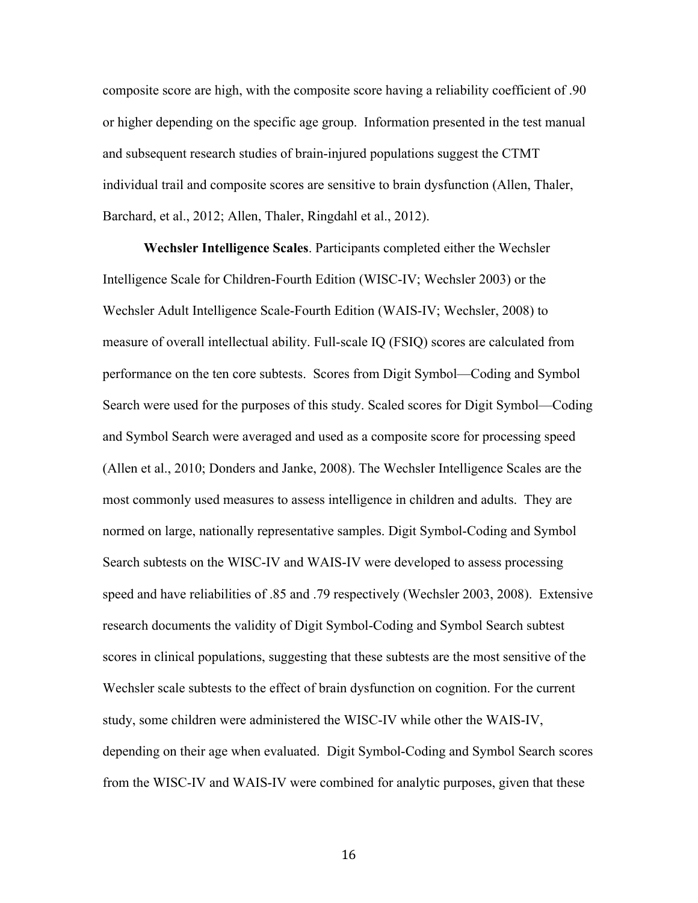composite score are high, with the composite score having a reliability coefficient of .90 or higher depending on the specific age group. Information presented in the test manual and subsequent research studies of brain-injured populations suggest the CTMT individual trail and composite scores are sensitive to brain dysfunction (Allen, Thaler, Barchard, et al., 2012; Allen, Thaler, Ringdahl et al., 2012).

**Wechsler Intelligence Scales**. Participants completed either the Wechsler Intelligence Scale for Children-Fourth Edition (WISC-IV; Wechsler 2003) or the Wechsler Adult Intelligence Scale-Fourth Edition (WAIS-IV; Wechsler, 2008) to measure of overall intellectual ability. Full-scale IQ (FSIQ) scores are calculated from performance on the ten core subtests. Scores from Digit Symbol—Coding and Symbol Search were used for the purposes of this study. Scaled scores for Digit Symbol—Coding and Symbol Search were averaged and used as a composite score for processing speed (Allen et al., 2010; Donders and Janke, 2008). The Wechsler Intelligence Scales are the most commonly used measures to assess intelligence in children and adults. They are normed on large, nationally representative samples. Digit Symbol-Coding and Symbol Search subtests on the WISC-IV and WAIS-IV were developed to assess processing speed and have reliabilities of .85 and .79 respectively (Wechsler 2003, 2008). Extensive research documents the validity of Digit Symbol-Coding and Symbol Search subtest scores in clinical populations, suggesting that these subtests are the most sensitive of the Wechsler scale subtests to the effect of brain dysfunction on cognition. For the current study, some children were administered the WISC-IV while other the WAIS-IV, depending on their age when evaluated. Digit Symbol-Coding and Symbol Search scores from the WISC-IV and WAIS-IV were combined for analytic purposes, given that these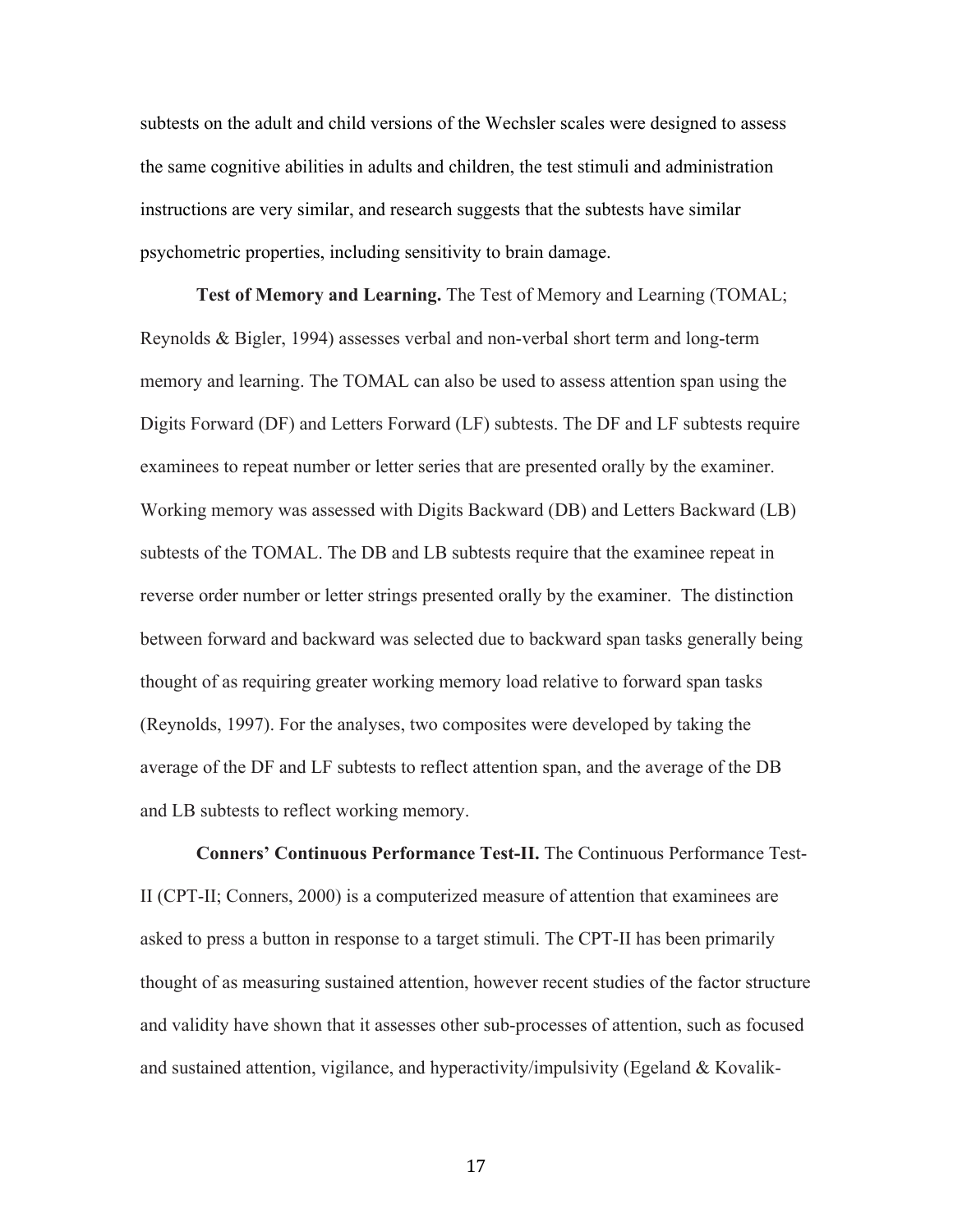subtests on the adult and child versions of the Wechsler scales were designed to assess the same cognitive abilities in adults and children, the test stimuli and administration instructions are very similar, and research suggests that the subtests have similar psychometric properties, including sensitivity to brain damage.

**Test of Memory and Learning.** The Test of Memory and Learning (TOMAL; Reynolds & Bigler, 1994) assesses verbal and non-verbal short term and long-term memory and learning. The TOMAL can also be used to assess attention span using the Digits Forward (DF) and Letters Forward (LF) subtests. The DF and LF subtests require examinees to repeat number or letter series that are presented orally by the examiner. Working memory was assessed with Digits Backward (DB) and Letters Backward (LB) subtests of the TOMAL. The DB and LB subtests require that the examinee repeat in reverse order number or letter strings presented orally by the examiner. The distinction between forward and backward was selected due to backward span tasks generally being thought of as requiring greater working memory load relative to forward span tasks (Reynolds, 1997). For the analyses, two composites were developed by taking the average of the DF and LF subtests to reflect attention span, and the average of the DB and LB subtests to reflect working memory.

**Conners' Continuous Performance Test-II.** The Continuous Performance Test-II (CPT-II; Conners, 2000) is a computerized measure of attention that examinees are asked to press a button in response to a target stimuli. The CPT-II has been primarily thought of as measuring sustained attention, however recent studies of the factor structure and validity have shown that it assesses other sub-processes of attention, such as focused and sustained attention, vigilance, and hyperactivity/impulsivity (Egeland & Kovalik-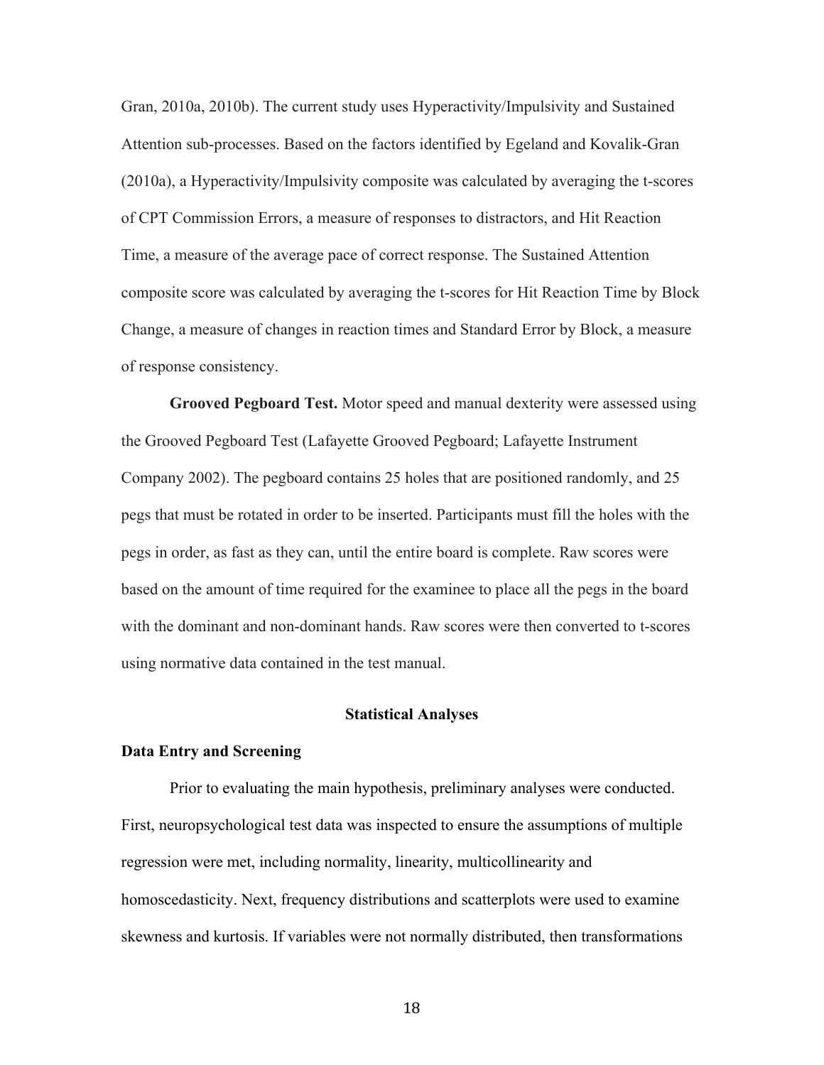Gran, 2010a, 2010b). The current study uses Hyperactivity/Impulsivity and Sustained Attention sub-processes. Based on the factors identified by Egeland and Kovalik-Gran (2010a), a Hyperactivity/Impulsivity composite was calculated by averaging the t-scores of CPT Commission Errors, a measure of responses to distractors, and Hit Reaction Time, a measure of the average pace of correct response. The Sustained Attention composite score was calculated by averaging the t-scores for Hit Reaction Time by Block Change, a measure of changes in reaction times and Standard Error by Block, a measure of response consistency.

**Grooved Pegboard Test.** Motor speed and manual dexterity were assessed using the Grooved Pegboard Test (Lafayette Grooved Pegboard; Lafayette Instrument Company 2002). The pegboard contains 25 holes that are positioned randomly, and 25 pegs that must be rotated in order to be inserted. Participants must fill the holes with the pegs in order, as fast as they can, until the entire board is complete. Raw scores were based on the amount of time required for the examinee to place all the pegs in the board with the dominant and non-dominant hands. Raw scores were then converted to t-scores using normative data contained in the test manual.

## Statistical Analyses

### Data Entry and Screening

Prior to evaluating the main hypothesis, preliminary analyses were conducted. First, neuropsychological test data was inspected to ensure the assumptions of multiple regression were met, including normality, linearity, multicollinearity and homoscedasticity. Next, frequency distributions and scatterplots were used to examine skewness and kurtosis. If variables were not normally distributed, then transformations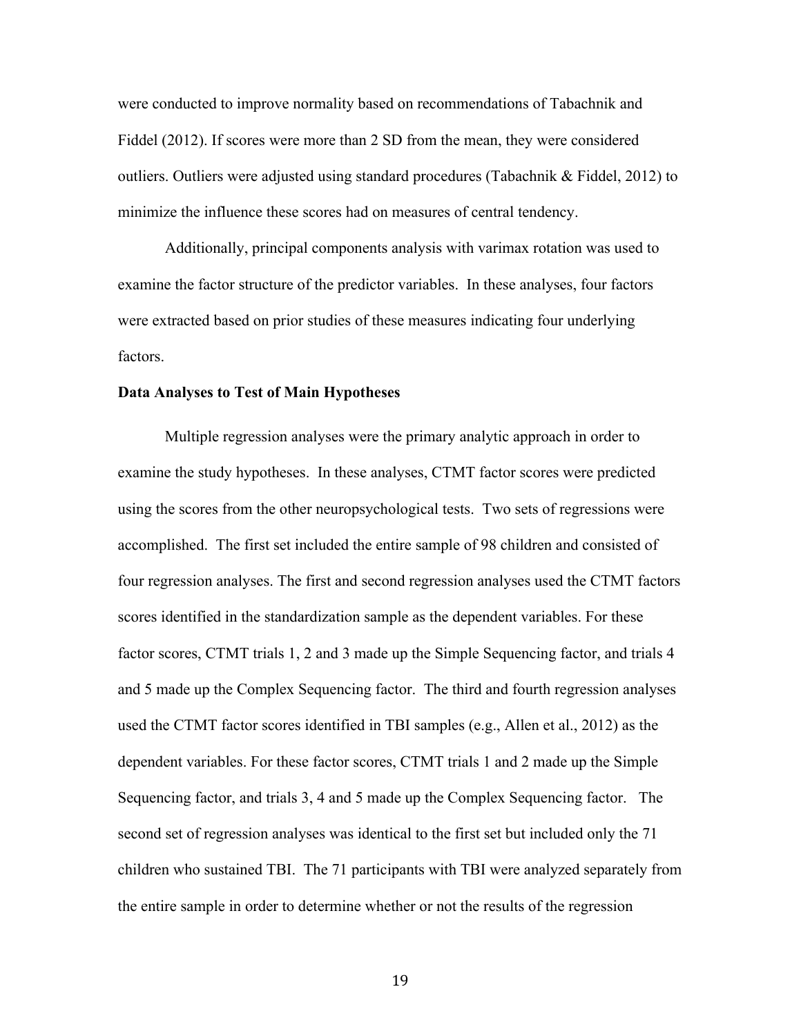were conducted to improve normality based on recommendations of Tabachnik and Fiddel (2012). If scores were more than 2 SD from the mean, they were considered outliers. Outliers were adjusted using standard procedures (Tabachnik & Fiddel, 2012) to minimize the influence these scores had on measures of central tendency.

Additionally, principal components analysis with varimax rotation was used to examine the factor structure of the predictor variables. In these analyses, four factors were extracted based on prior studies of these measures indicating four underlying factors.

**Data Analyses to Test of Main Hypotheses**

Multiple regression analyses were the primary analytic approach in order to examine the study hypotheses. In these analyses, CTMT factor scores were predicted using the scores from the other neuropsychological tests. Two sets of regressions were accomplished. The first set included the entire sample of 98 children and consisted of four regression analyses. The first and second regression analyses used the CTMT factors scores identified in the standardization sample as the dependent variables. For these factor scores, CTMT trials 1, 2 and 3 made up the Simple Sequencing factor, and trials 4 and 5 made up the Complex Sequencing factor. The third and fourth regression analyses used the CTMT factor scores identified in TBI samples (e.g., Allen et al., 2012) as the dependent variables. For these factor scores, CTMT trials 1 and 2 made up the Simple Sequencing factor, and trials 3, 4 and 5 made up the Complex Sequencing factor. The second set of regression analyses was identical to the first set but included only the 71 children who sustained TBI. The 71 participants with TBI were analyzed separately from the entire sample in order to determine whether or not the results of the regression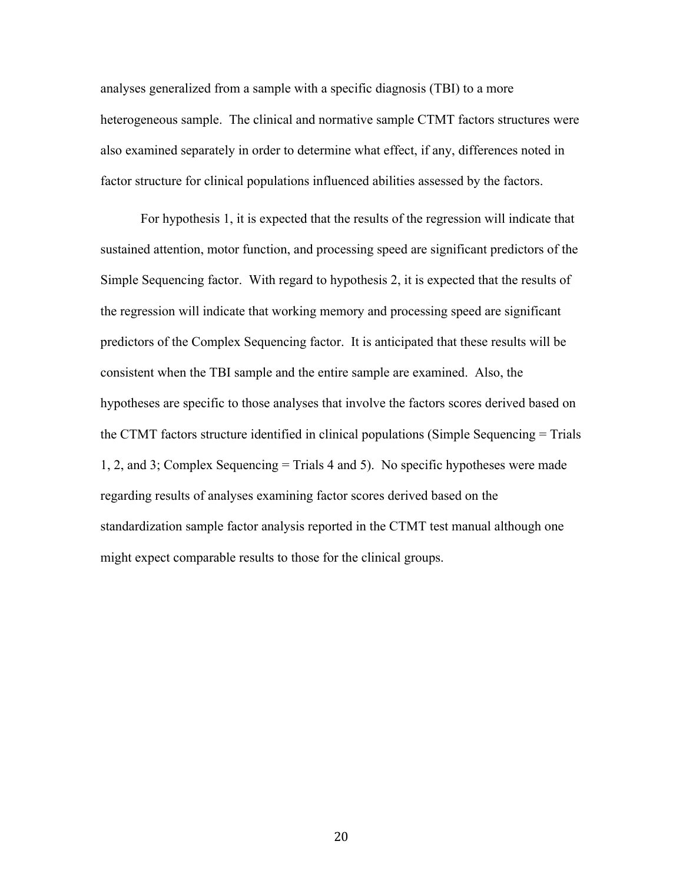analyses generalized from a sample with a specific diagnosis (TBI) to a more heterogeneous sample. The clinical and normative sample CTMT factors structures were also examined separately in order to determine what effect, if any, differences noted in factor structure for clinical populations influenced abilities assessed by the factors.

For hypothesis 1, it is expected that the results of the regression will indicate that sustained attention, motor function, and processing speed are significant predictors of the Simple Sequencing factor. With regard to hypothesis 2, it is expected that the results of the regression will indicate that working memory and processing speed are significant predictors of the Complex Sequencing factor. It is anticipated that these results will be consistent when the TBI sample and the entire sample are examined. Also, the hypotheses are specific to those analyses that involve the factors scores derived based on the CTMT factors structure identified in clinical populations (Simple Sequencing = Trials 1, 2, and 3; Complex Sequencing = Trials 4 and 5). No specific hypotheses were made regarding results of analyses examining factor scores derived based on the standardization sample factor analysis reported in the CTMT test manual although one might expect comparable results to those for the clinical groups.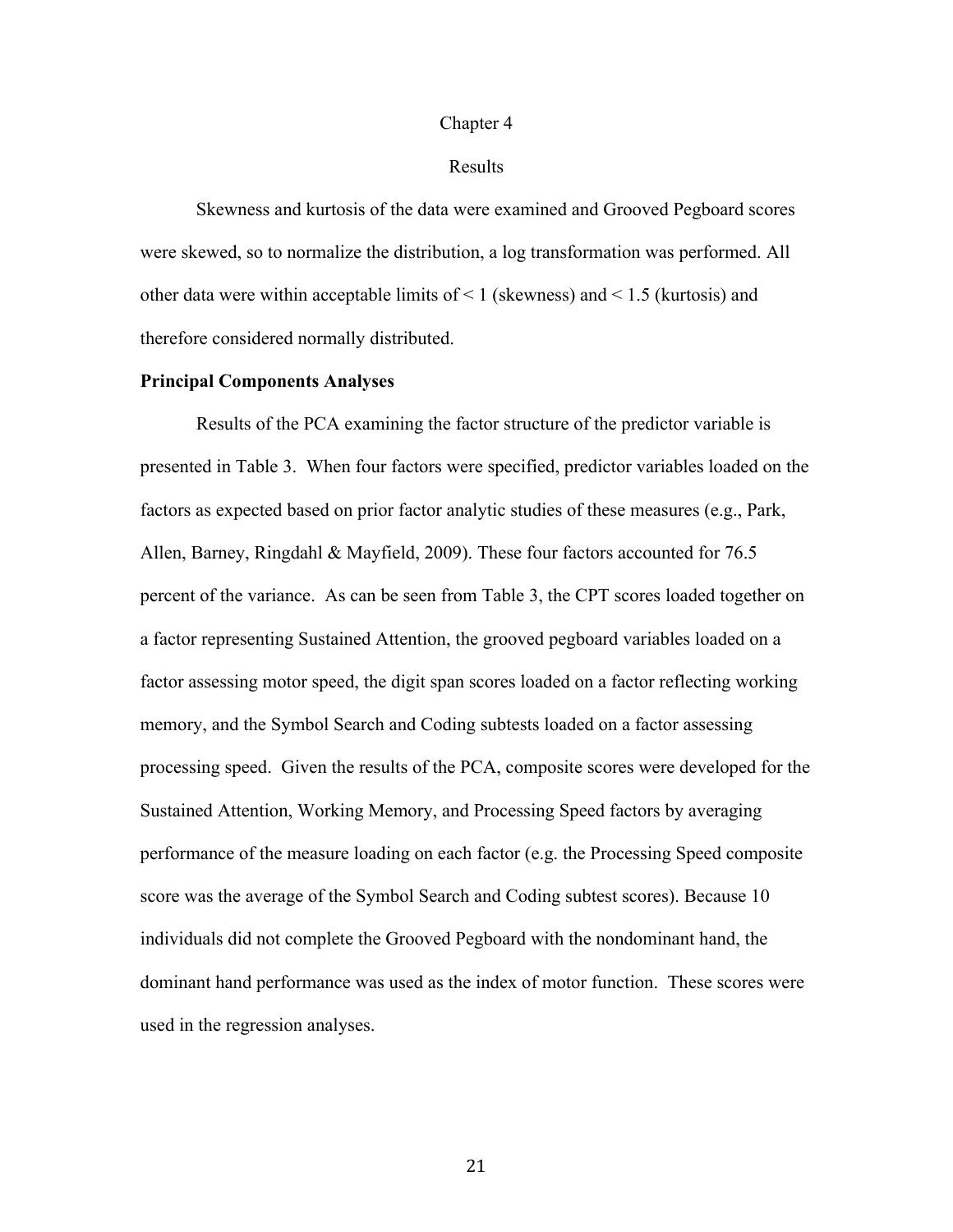# Chapter 4

# Results

Skewness and kurtosis of the data were examined and Grooved Pegboard scores were skewed, so to normalize the distribution, a log transformation was performed. All other data were within acceptable limits of < 1 (skewness) and < 1.5 (kurtosis) and therefore considered normally distributed.

## Principal Components Analyses

Results of the PCA examining the factor structure of the predictor variable is presented in Table 3. When four factors were specified, predictor variables loaded on the factors as expected based on prior factor analytic studies of these measures (e.g., Park, Allen, Barney, Ringdahl & Mayfield, 2009). These four factors accounted for 76.5 percent of the variance. As can be seen from Table 3, the CPT scores loaded together on a factor representing Sustained Attention, the grooved pegboard variables loaded on a factor assessing motor speed, the digit span scores loaded on a factor reflecting working memory, and the Symbol Search and Coding subtests loaded on a factor assessing processing speed. Given the results of the PCA, composite scores were developed for the Sustained Attention, Working Memory, and Processing Speed factors by averaging performance of the measure loading on each factor (e.g. the Processing Speed composite score was the average of the Symbol Search and Coding subtest scores). Because 10 individuals did not complete the Grooved Pegboard with the nondominant hand, the dominant hand performance was used as the index of motor function. These scores were used in the regression analyses.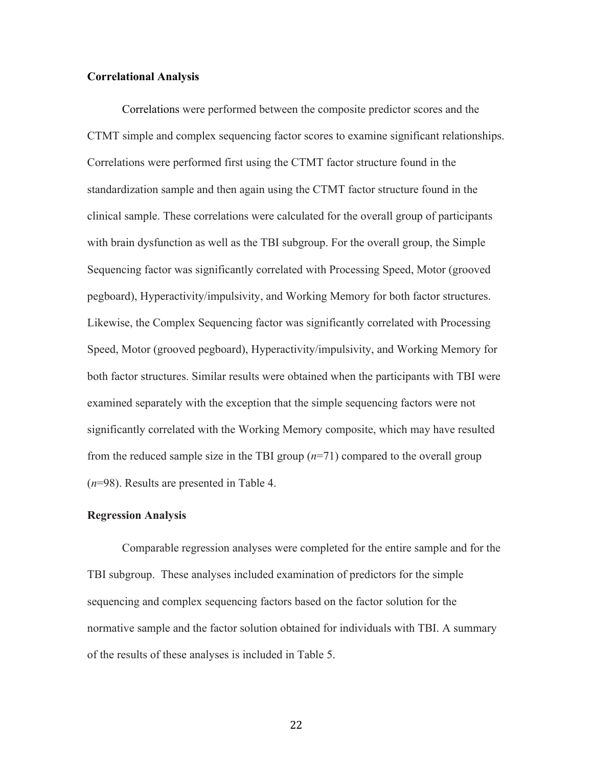**Correlational Analysis**

Correlations were performed between the composite predictor scores and the CTMT simple and complex sequencing factor scores to examine significant relationships. Correlations were performed first using the CTMT factor structure found in the standardization sample and then again using the CTMT factor structure found in the clinical sample. These correlations were calculated for the overall group of participants with brain dysfunction as well as the TBI subgroup. For the overall group, the Simple Sequencing factor was significantly correlated with Processing Speed, Motor (grooved pegboard), Hyperactivity/impulsivity, and Working Memory for both factor structures. Likewise, the Complex Sequencing factor was significantly correlated with Processing Speed, Motor (grooved pegboard), Hyperactivity/impulsivity, and Working Memory for both factor structures. Similar results were obtained when the participants with TBI were examined separately with the exception that the simple sequencing factors were not significantly correlated with the Working Memory composite, which may have resulted from the reduced sample size in the TBI group ($n$=71) compared to the overall group ($n$=98). Results are presented in Table 4.

**Regression Analysis**

Comparable regression analyses were completed for the entire sample and for the TBI subgroup. These analyses included examination of predictors for the simple sequencing and complex sequencing factors based on the factor solution for the normative sample and the factor solution obtained for individuals with TBI. A summary of the results of these analyses is included in Table 5.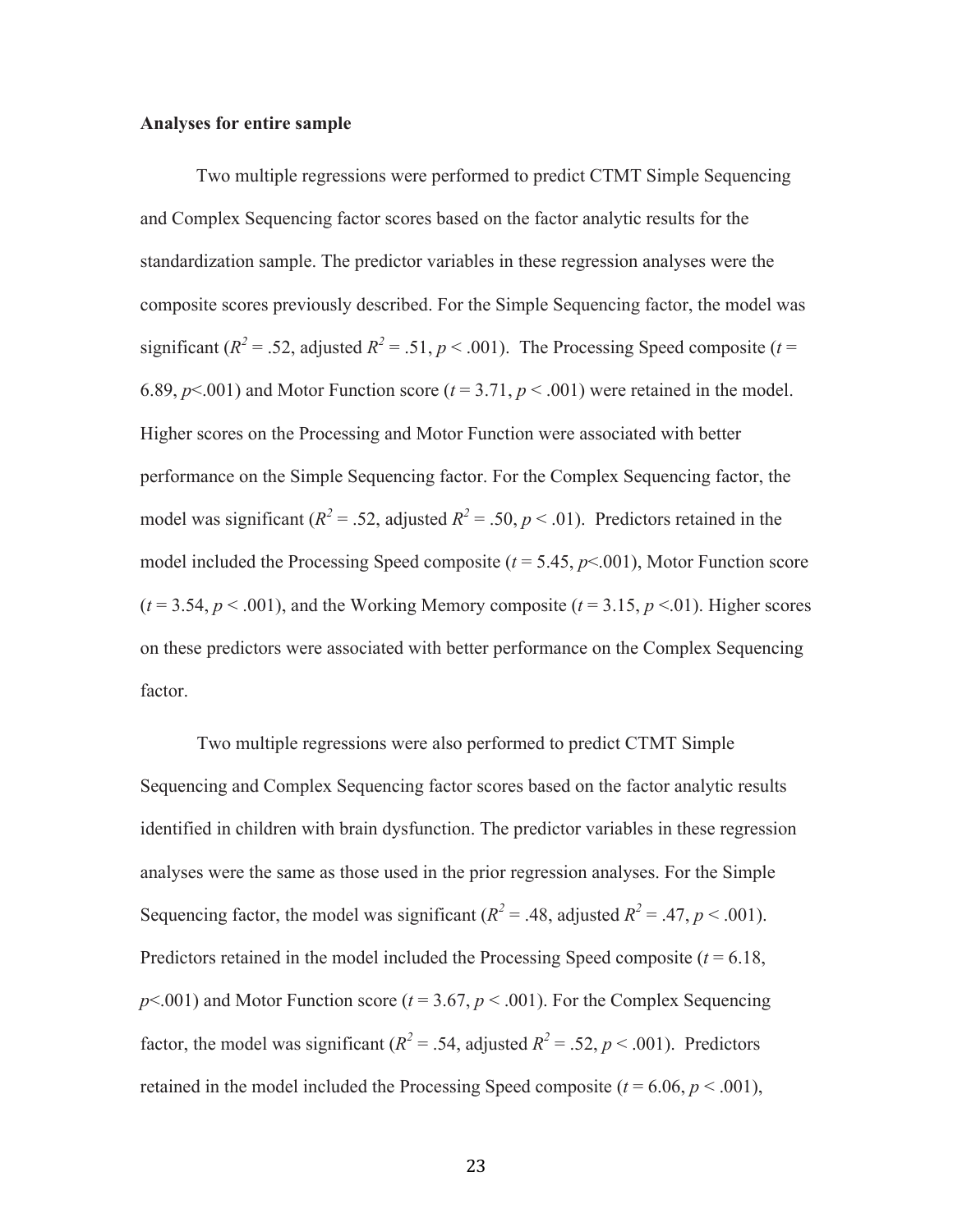**Analyses for entire sample**

Two multiple regressions were performed to predict CTMT Simple Sequencing and Complex Sequencing factor scores based on the factor analytic results for the standardization sample. The predictor variables in these regression analyses were the composite scores previously described. For the Simple Sequencing factor, the model was significant ($R^2$ = .52, adjusted $R^2$ = .51, $p$ < .001). The Processing Speed composite ($t$ = 6.89, $p$<.001) and Motor Function score ($t$ = 3.71, $p$ < .001) were retained in the model. Higher scores on the Processing and Motor Function were associated with better performance on the Simple Sequencing factor. For the Complex Sequencing factor, the model was significant ($R^2$ = .52, adjusted $R^2$ = .50, $p$ < .01). Predictors retained in the model included the Processing Speed composite ($t$ = 5.45, $p$<.001), Motor Function score ($t$ = 3.54, $p$ < .001), and the Working Memory composite ($t$ = 3.15, $p$ <.01). Higher scores on these predictors were associated with better performance on the Complex Sequencing factor.

Two multiple regressions were also performed to predict CTMT Simple Sequencing and Complex Sequencing factor scores based on the factor analytic results identified in children with brain dysfunction. The predictor variables in these regression analyses were the same as those used in the prior regression analyses. For the Simple Sequencing factor, the model was significant ($R^2$ = .48, adjusted $R^2$ = .47, $p$ < .001). Predictors retained in the model included the Processing Speed composite ($t$ = 6.18, $p$<.001) and Motor Function score ($t$ = 3.67, $p$ < .001). For the Complex Sequencing factor, the model was significant ($R^2$ = .54, adjusted $R^2$ = .52, $p$ < .001). Predictors retained in the model included the Processing Speed composite ($t$ = 6.06, $p$ < .001),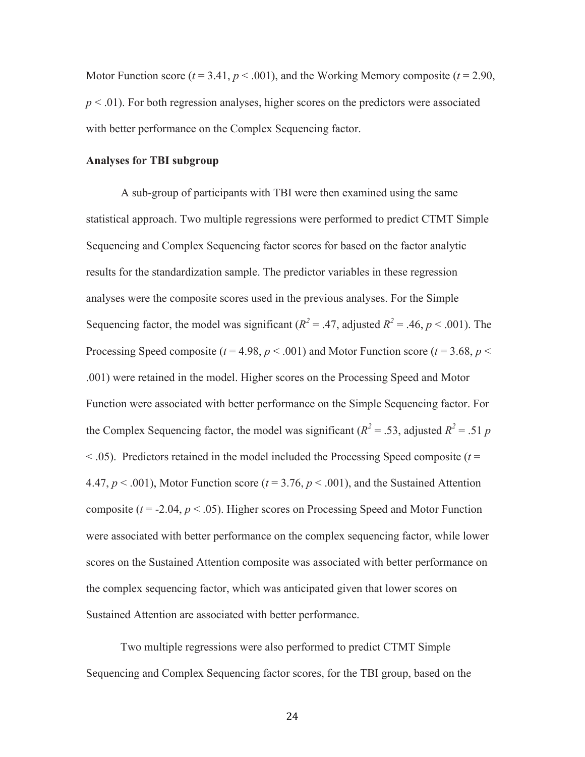Motor Function score ($t = 3.41$, $p < .001$), and the Working Memory composite ($t = 2.90$, $p < .01$). For both regression analyses, higher scores on the predictors were associated with better performance on the Complex Sequencing factor.

**Analyses for TBI subgroup**

A sub-group of participants with TBI were then examined using the same statistical approach. Two multiple regressions were performed to predict CTMT Simple Sequencing and Complex Sequencing factor scores for based on the factor analytic results for the standardization sample. The predictor variables in these regression analyses were the composite scores used in the previous analyses. For the Simple Sequencing factor, the model was significant ($R^2 = .47$, adjusted $R^2 = .46$, $p < .001$). The Processing Speed composite ($t = 4.98$, $p < .001$) and Motor Function score ($t = 3.68$, $p < .001$) were retained in the model. Higher scores on the Processing Speed and Motor Function were associated with better performance on the Simple Sequencing factor. For the Complex Sequencing factor, the model was significant ($R^2 = .53$, adjusted $R^2 = .51$ $p < .05$). Predictors retained in the model included the Processing Speed composite ($t = 4.47$, $p < .001$), Motor Function score ($t = 3.76$, $p < .001$), and the Sustained Attention composite ($t = -2.04$, $p < .05$). Higher scores on Processing Speed and Motor Function were associated with better performance on the complex sequencing factor, while lower scores on the Sustained Attention composite was associated with better performance on the complex sequencing factor, which was anticipated given that lower scores on Sustained Attention are associated with better performance.

Two multiple regressions were also performed to predict CTMT Simple Sequencing and Complex Sequencing factor scores, for the TBI group, based on the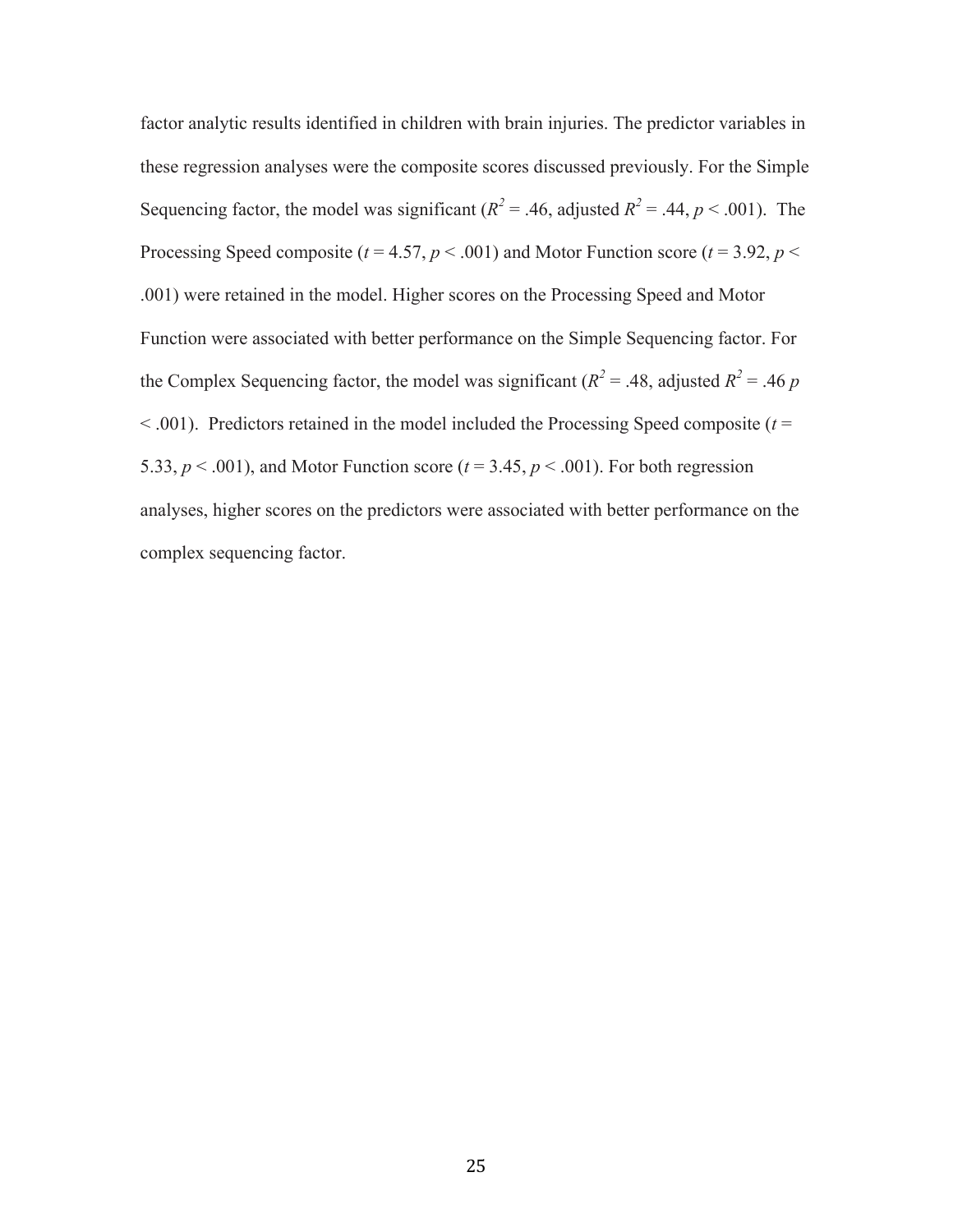factor analytic results identified in children with brain injuries. The predictor variables in these regression analyses were the composite scores discussed previously. For the Simple Sequencing factor, the model was significant ($R^2$ = .46, adjusted $R^2$ = .44, $p$ < .001). The Processing Speed composite ($t$ = 4.57, $p$ < .001) and Motor Function score ($t$ = 3.92, $p$ < .001) were retained in the model. Higher scores on the Processing Speed and Motor Function were associated with better performance on the Simple Sequencing factor. For the Complex Sequencing factor, the model was significant ($R^2$ = .48, adjusted $R^2$ = .46 $p$ < .001). Predictors retained in the model included the Processing Speed composite ($t$ = 5.33, $p$ < .001), and Motor Function score ($t$ = 3.45, $p$ < .001). For both regression analyses, higher scores on the predictors were associated with better performance on the complex sequencing factor.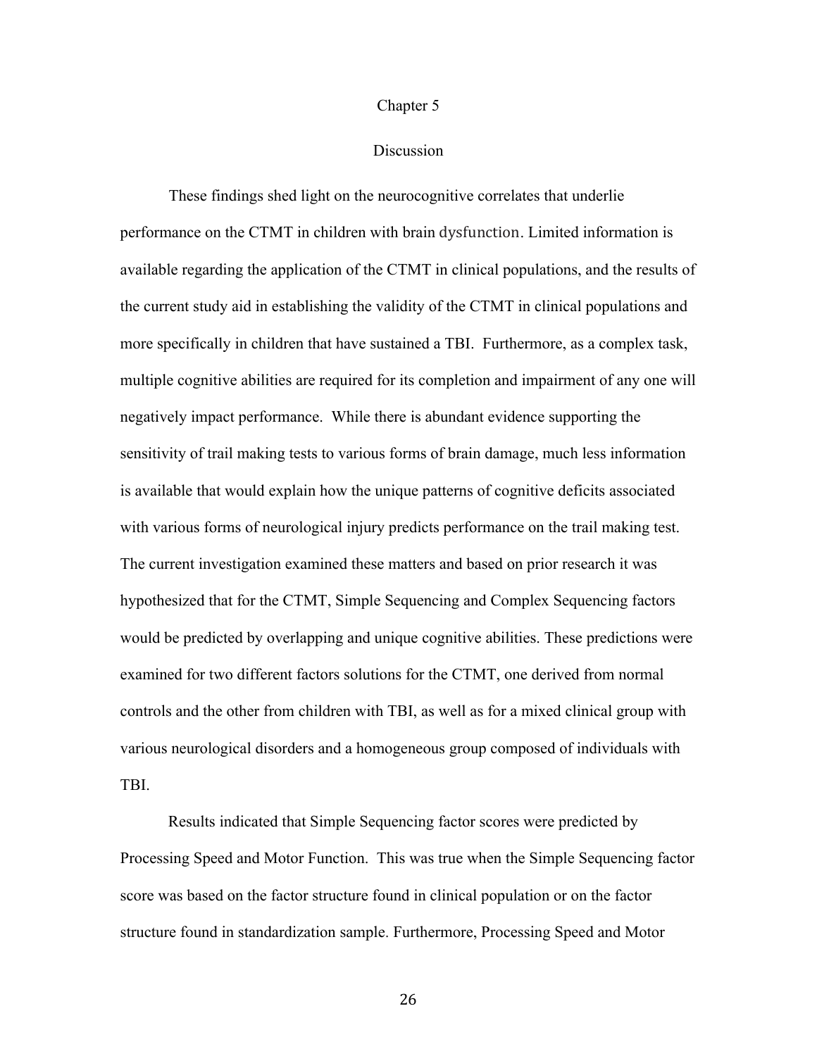# Chapter 5

## Discussion

These findings shed light on the neurocognitive correlates that underlie performance on the CTMT in children with brain dysfunction. Limited information is available regarding the application of the CTMT in clinical populations, and the results of the current study aid in establishing the validity of the CTMT in clinical populations and more specifically in children that have sustained a TBI. Furthermore, as a complex task, multiple cognitive abilities are required for its completion and impairment of any one will negatively impact performance. While there is abundant evidence supporting the sensitivity of trail making tests to various forms of brain damage, much less information is available that would explain how the unique patterns of cognitive deficits associated with various forms of neurological injury predicts performance on the trail making test. The current investigation examined these matters and based on prior research it was hypothesized that for the CTMT, Simple Sequencing and Complex Sequencing factors would be predicted by overlapping and unique cognitive abilities. These predictions were examined for two different factors solutions for the CTMT, one derived from normal controls and the other from children with TBI, as well as for a mixed clinical group with various neurological disorders and a homogeneous group composed of individuals with TBI.

Results indicated that Simple Sequencing factor scores were predicted by Processing Speed and Motor Function. This was true when the Simple Sequencing factor score was based on the factor structure found in clinical population or on the factor structure found in standardization sample. Furthermore, Processing Speed and Motor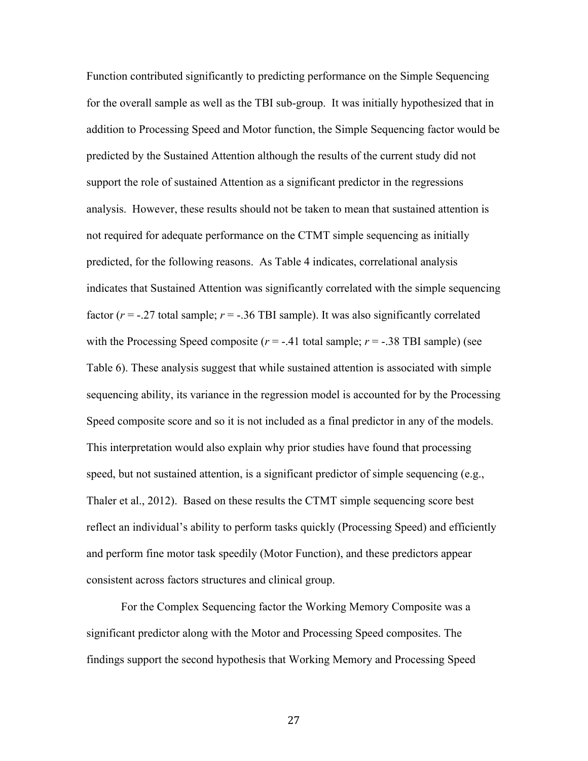Function contributed significantly to predicting performance on the Simple Sequencing for the overall sample as well as the TBI sub-group. It was initially hypothesized that in addition to Processing Speed and Motor function, the Simple Sequencing factor would be predicted by the Sustained Attention although the results of the current study did not support the role of sustained Attention as a significant predictor in the regressions analysis. However, these results should not be taken to mean that sustained attention is not required for adequate performance on the CTMT simple sequencing as initially predicted, for the following reasons. As Table 4 indicates, correlational analysis indicates that Sustained Attention was significantly correlated with the simple sequencing factor ($r$ = -.27 total sample; $r$ = -.36 TBI sample). It was also significantly correlated with the Processing Speed composite ($r$ = -.41 total sample; $r$ = -.38 TBI sample) (see Table 6). These analysis suggest that while sustained attention is associated with simple sequencing ability, its variance in the regression model is accounted for by the Processing Speed composite score and so it is not included as a final predictor in any of the models. This interpretation would also explain why prior studies have found that processing speed, but not sustained attention, is a significant predictor of simple sequencing (e.g., Thaler et al., 2012). Based on these results the CTMT simple sequencing score best reflect an individual's ability to perform tasks quickly (Processing Speed) and efficiently and perform fine motor task speedily (Motor Function), and these predictors appear consistent across factors structures and clinical group.

For the Complex Sequencing factor the Working Memory Composite was a significant predictor along with the Motor and Processing Speed composites. The findings support the second hypothesis that Working Memory and Processing Speed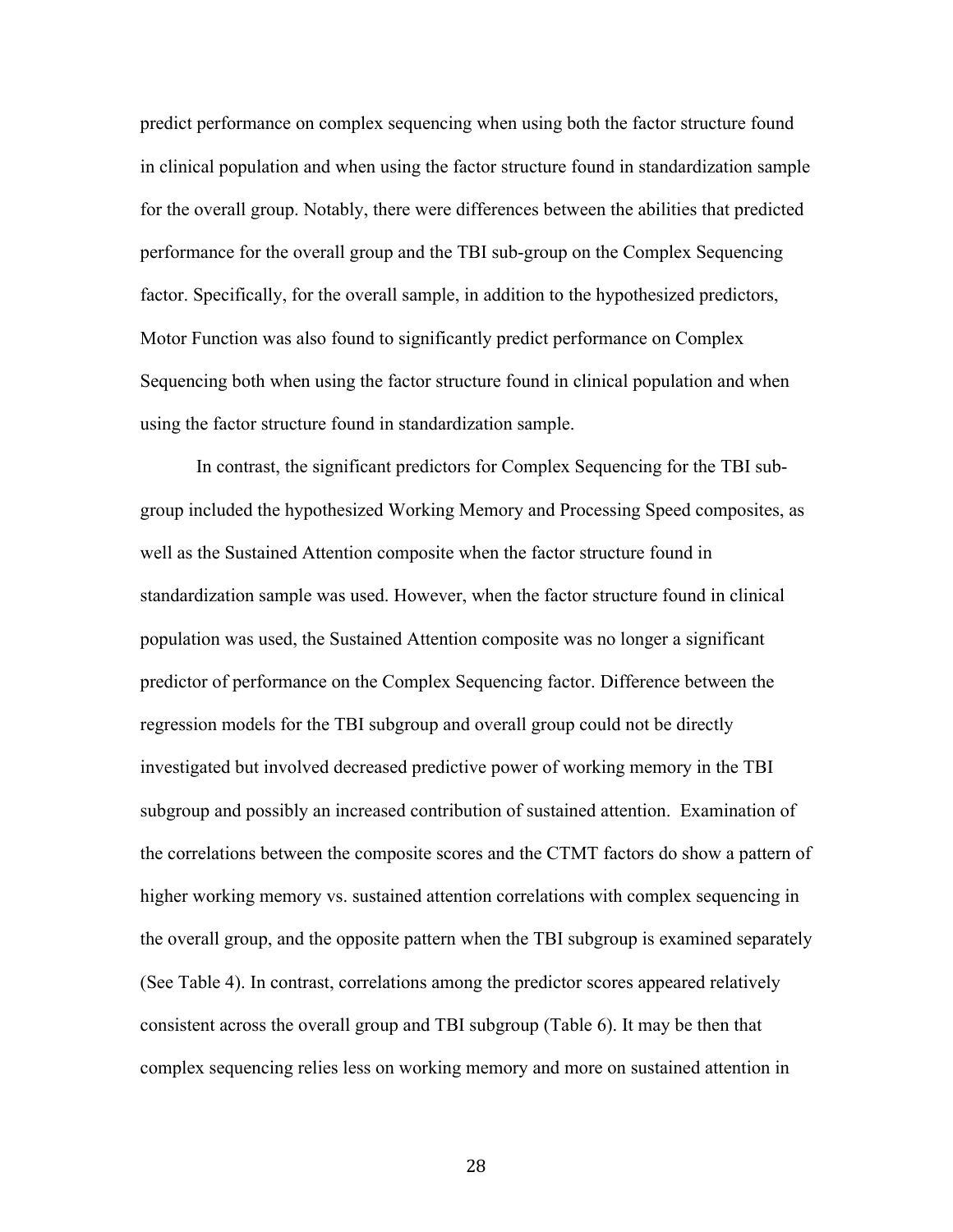predict performance on complex sequencing when using both the factor structure found in clinical population and when using the factor structure found in standardization sample for the overall group. Notably, there were differences between the abilities that predicted performance for the overall group and the TBI sub-group on the Complex Sequencing factor. Specifically, for the overall sample, in addition to the hypothesized predictors, Motor Function was also found to significantly predict performance on Complex Sequencing both when using the factor structure found in clinical population and when using the factor structure found in standardization sample.

In contrast, the significant predictors for Complex Sequencing for the TBI sub-group included the hypothesized Working Memory and Processing Speed composites, as well as the Sustained Attention composite when the factor structure found in standardization sample was used. However, when the factor structure found in clinical population was used, the Sustained Attention composite was no longer a significant predictor of performance on the Complex Sequencing factor. Difference between the regression models for the TBI subgroup and overall group could not be directly investigated but involved decreased predictive power of working memory in the TBI subgroup and possibly an increased contribution of sustained attention. Examination of the correlations between the composite scores and the CTMT factors do show a pattern of higher working memory vs. sustained attention correlations with complex sequencing in the overall group, and the opposite pattern when the TBI subgroup is examined separately (See Table 4). In contrast, correlations among the predictor scores appeared relatively consistent across the overall group and TBI subgroup (Table 6). It may be then that complex sequencing relies less on working memory and more on sustained attention in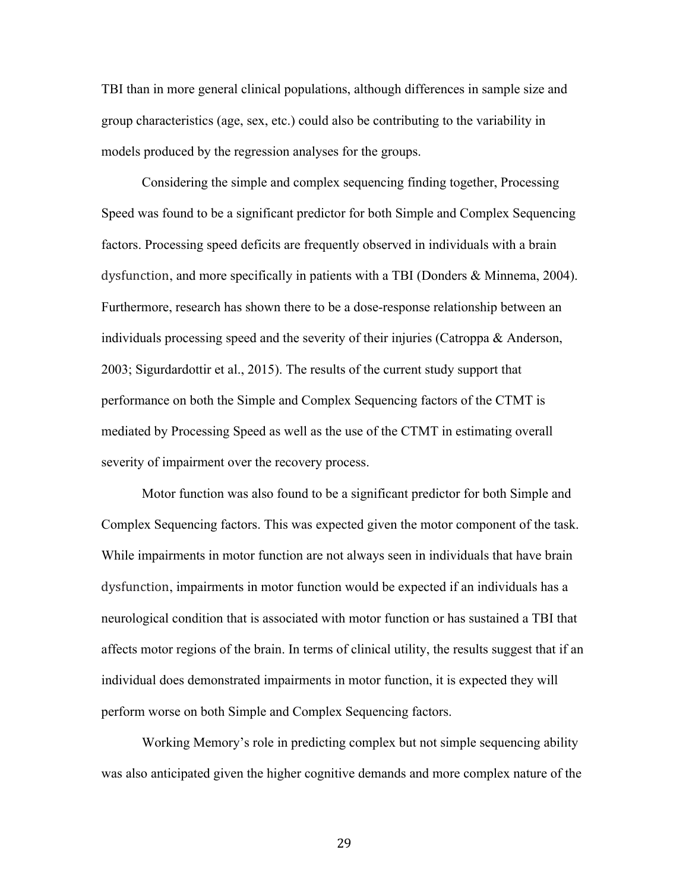TBI than in more general clinical populations, although differences in sample size and group characteristics (age, sex, etc.) could also be contributing to the variability in models produced by the regression analyses for the groups.

Considering the simple and complex sequencing finding together, Processing Speed was found to be a significant predictor for both Simple and Complex Sequencing factors. Processing speed deficits are frequently observed in individuals with a brain dysfunction, and more specifically in patients with a TBI (Donders & Minnema, 2004). Furthermore, research has shown there to be a dose-response relationship between an individuals processing speed and the severity of their injuries (Catroppa & Anderson, 2003; Sigurdardottir et al., 2015). The results of the current study support that performance on both the Simple and Complex Sequencing factors of the CTMT is mediated by Processing Speed as well as the use of the CTMT in estimating overall severity of impairment over the recovery process.

Motor function was also found to be a significant predictor for both Simple and Complex Sequencing factors. This was expected given the motor component of the task. While impairments in motor function are not always seen in individuals that have brain dysfunction, impairments in motor function would be expected if an individuals has a neurological condition that is associated with motor function or has sustained a TBI that affects motor regions of the brain. In terms of clinical utility, the results suggest that if an individual does demonstrated impairments in motor function, it is expected they will perform worse on both Simple and Complex Sequencing factors.

Working Memory's role in predicting complex but not simple sequencing ability was also anticipated given the higher cognitive demands and more complex nature of the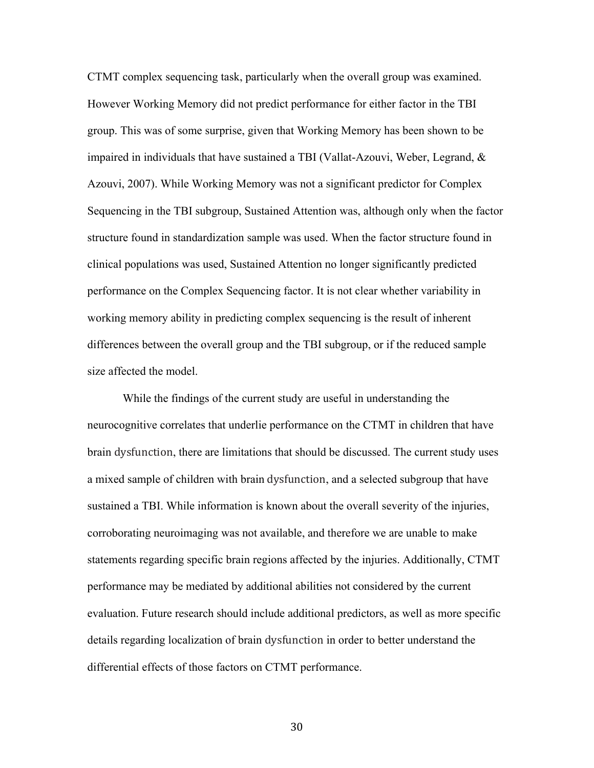CTMT complex sequencing task, particularly when the overall group was examined. However Working Memory did not predict performance for either factor in the TBI group. This was of some surprise, given that Working Memory has been shown to be impaired in individuals that have sustained a TBI (Vallat-Azouvi, Weber, Legrand, & Azouvi, 2007). While Working Memory was not a significant predictor for Complex Sequencing in the TBI subgroup, Sustained Attention was, although only when the factor structure found in standardization sample was used. When the factor structure found in clinical populations was used, Sustained Attention no longer significantly predicted performance on the Complex Sequencing factor. It is not clear whether variability in working memory ability in predicting complex sequencing is the result of inherent differences between the overall group and the TBI subgroup, or if the reduced sample size affected the model.

While the findings of the current study are useful in understanding the neurocognitive correlates that underlie performance on the CTMT in children that have brain dysfunction, there are limitations that should be discussed. The current study uses a mixed sample of children with brain dysfunction, and a selected subgroup that have sustained a TBI. While information is known about the overall severity of the injuries, corroborating neuroimaging was not available, and therefore we are unable to make statements regarding specific brain regions affected by the injuries. Additionally, CTMT performance may be mediated by additional abilities not considered by the current evaluation. Future research should include additional predictors, as well as more specific details regarding localization of brain dysfunction in order to better understand the differential effects of those factors on CTMT performance.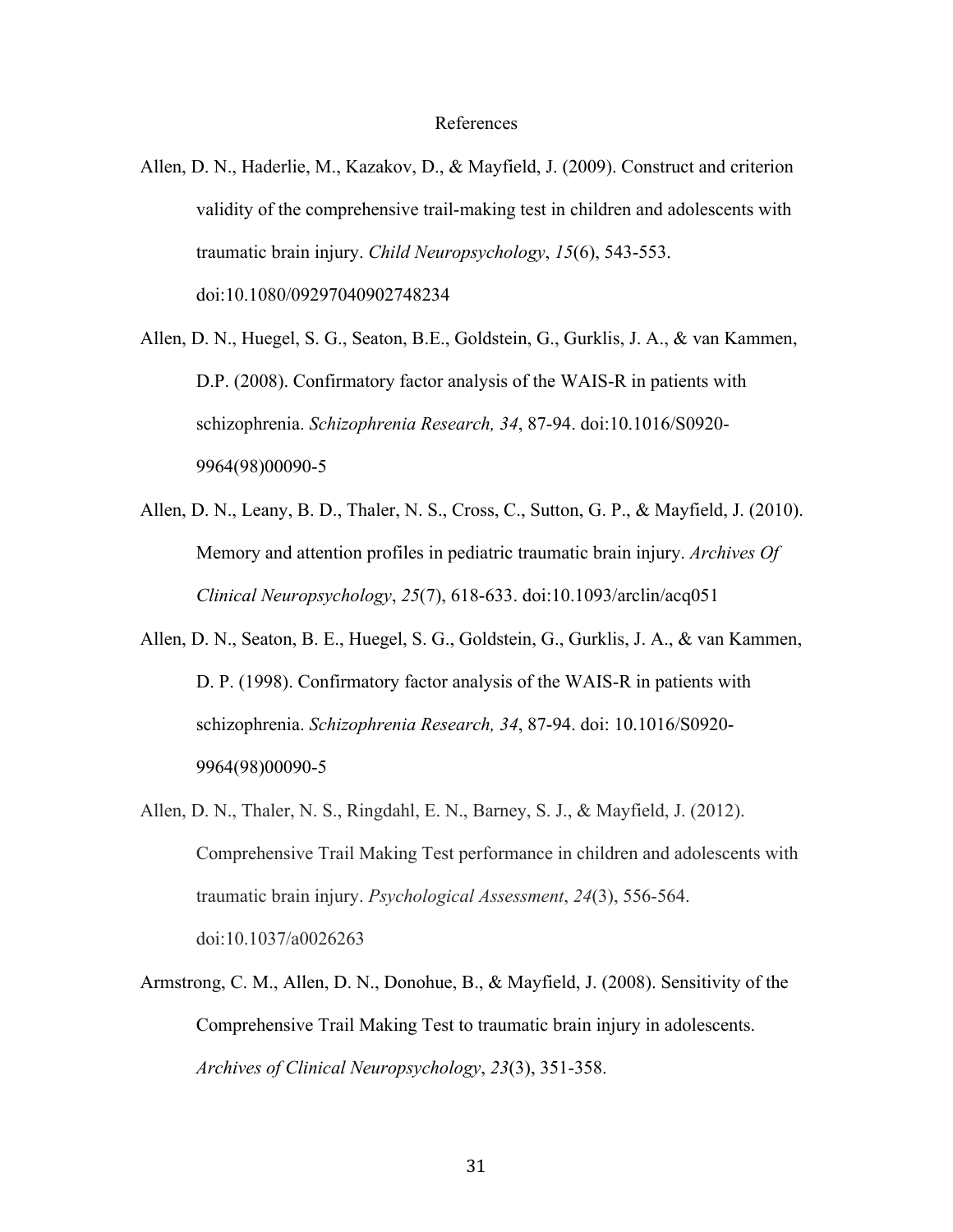# References

Allen, D. N., Haderlie, M., Kazakov, D., & Mayfield, J. (2009). Construct and criterion validity of the comprehensive trail-making test in children and adolescents with traumatic brain injury. *Child Neuropsychology*, *15*(6), 543-553. doi:10.1080/09297040902748234

Allen, D. N., Huegel, S. G., Seaton, B.E., Goldstein, G., Gurklis, J. A., & van Kammen, D.P. (2008). Confirmatory factor analysis of the WAIS-R in patients with schizophrenia. *Schizophrenia Research, 34*, 87-94. doi:10.1016/S0920-9964(98)00090-5

Allen, D. N., Leany, B. D., Thaler, N. S., Cross, C., Sutton, G. P., & Mayfield, J. (2010). Memory and attention profiles in pediatric traumatic brain injury. *Archives Of Clinical Neuropsychology*, *25*(7), 618-633. doi:10.1093/arclin/acq051

Allen, D. N., Seaton, B. E., Huegel, S. G., Goldstein, G., Gurklis, J. A., & van Kammen, D. P. (1998). Confirmatory factor analysis of the WAIS-R in patients with schizophrenia. *Schizophrenia Research, 34*, 87-94. doi: 10.1016/S0920-9964(98)00090-5

Allen, D. N., Thaler, N. S., Ringdahl, E. N., Barney, S. J., & Mayfield, J. (2012). Comprehensive Trail Making Test performance in children and adolescents with traumatic brain injury. *Psychological Assessment*, *24*(3), 556-564. doi:10.1037/a0026263

Armstrong, C. M., Allen, D. N., Donohue, B., & Mayfield, J. (2008). Sensitivity of the Comprehensive Trail Making Test to traumatic brain injury in adolescents. *Archives of Clinical Neuropsychology*, *23*(3), 351-358.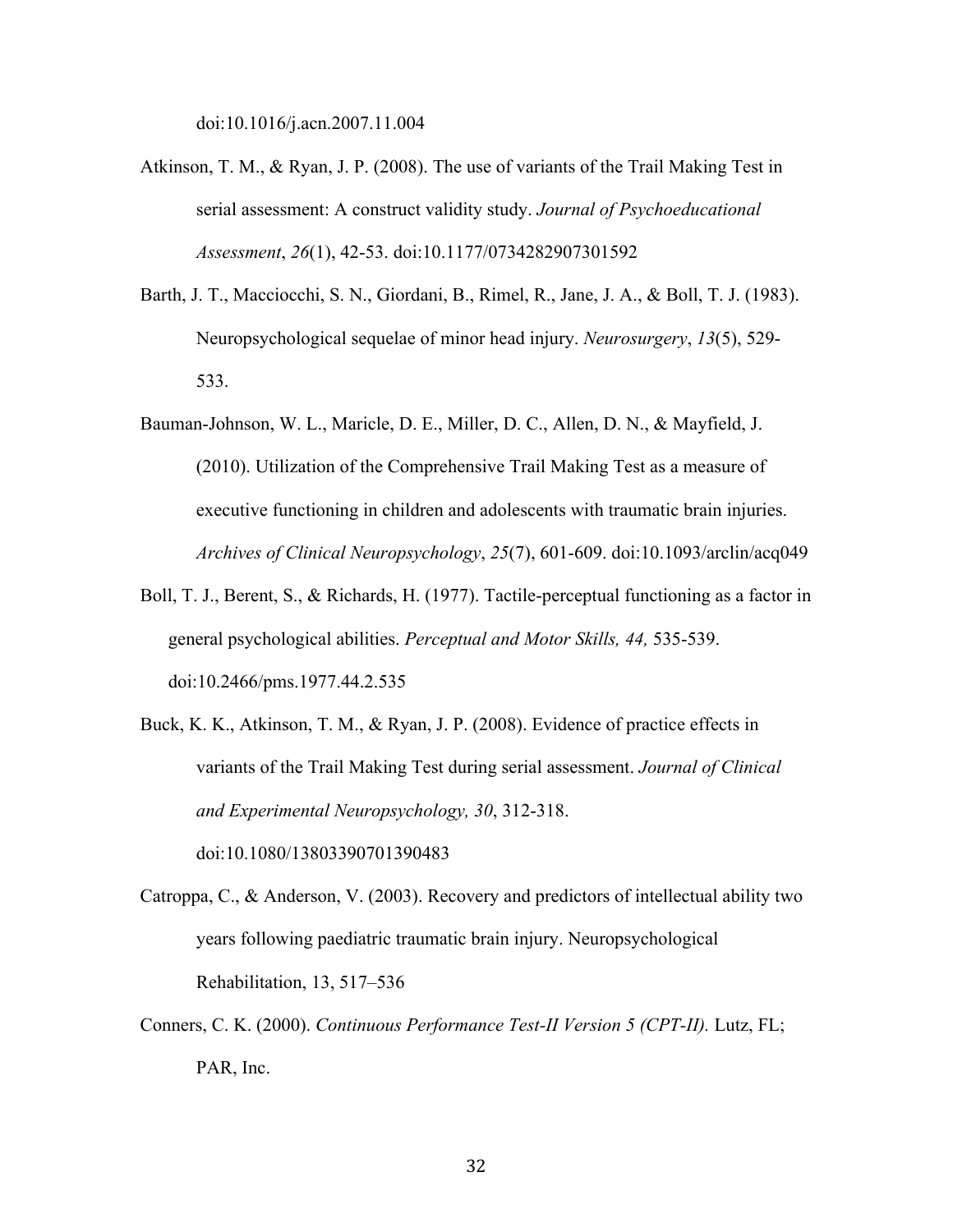doi:10.1016/j.acn.2007.11.004

Atkinson, T. M., & Ryan, J. P. (2008). The use of variants of the Trail Making Test in serial assessment: A construct validity study. *Journal of Psychoeducational Assessment*, *26*(1), 42-53. doi:10.1177/0734282907301592

Barth, J. T., Macciocchi, S. N., Giordani, B., Rimel, R., Jane, J. A., & Boll, T. J. (1983). Neuropsychological sequelae of minor head injury. *Neurosurgery*, *13*(5), 529-533.

Bauman-Johnson, W. L., Maricle, D. E., Miller, D. C., Allen, D. N., & Mayfield, J. (2010). Utilization of the Comprehensive Trail Making Test as a measure of executive functioning in children and adolescents with traumatic brain injuries. *Archives of Clinical Neuropsychology*, *25*(7), 601-609. doi:10.1093/arclin/acq049

Boll, T. J., Berent, S., & Richards, H. (1977). Tactile-perceptual functioning as a factor in general psychological abilities. *Perceptual and Motor Skills, 44,* 535-539. doi:10.2466/pms.1977.44.2.535

Buck, K. K., Atkinson, T. M., & Ryan, J. P. (2008). Evidence of practice effects in variants of the Trail Making Test during serial assessment. *Journal of Clinical and Experimental Neuropsychology, 30*, 312-318. doi:10.1080/13803390701390483

Catroppa, C., & Anderson, V. (2003). Recovery and predictors of intellectual ability two years following paediatric traumatic brain injury. Neuropsychological Rehabilitation, 13, 517–536

Conners, C. K. (2000). *Continuous Performance Test-II Version 5 (CPT-II).* Lutz, FL; PAR, Inc.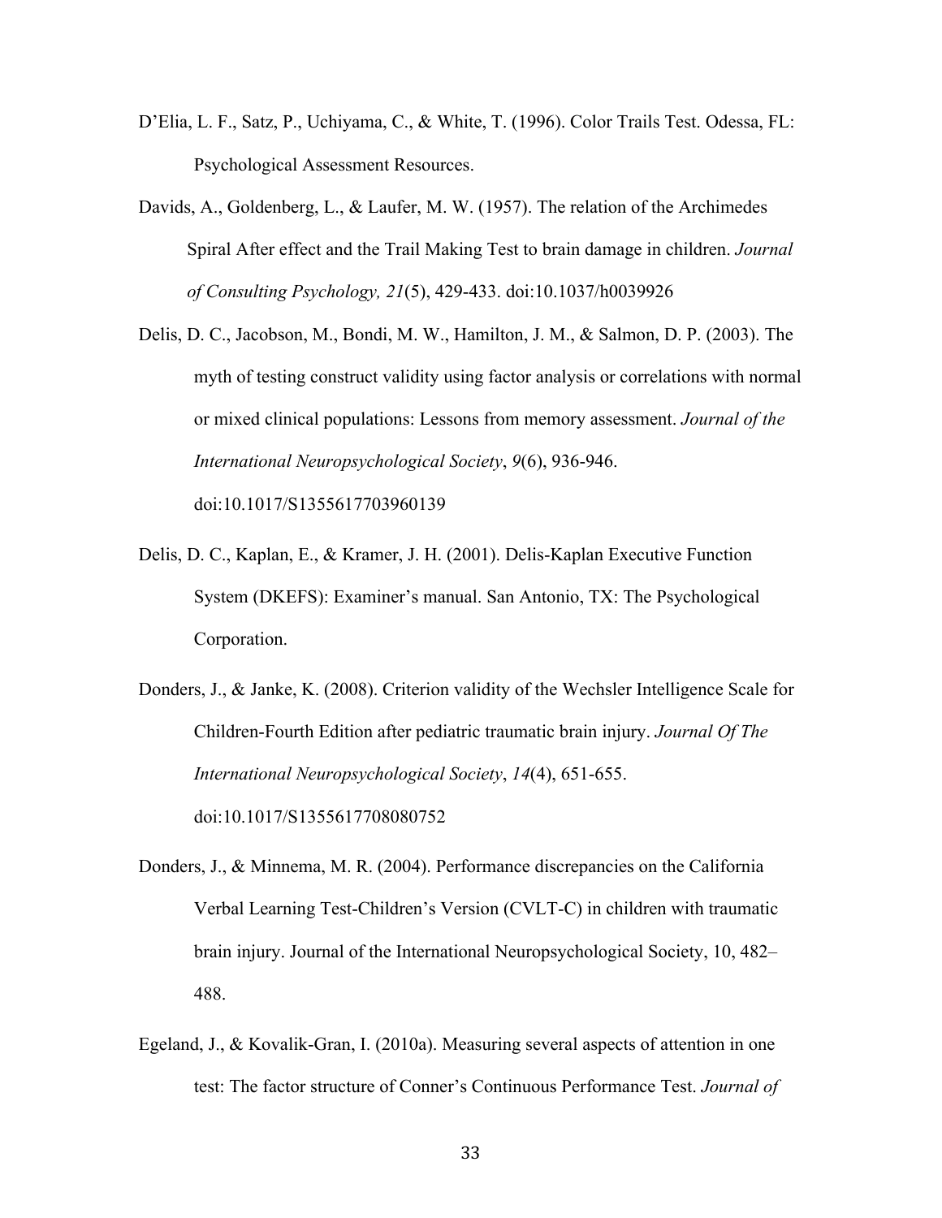D'Elia, L. F., Satz, P., Uchiyama, C., & White, T. (1996). Color Trails Test. Odessa, FL: Psychological Assessment Resources.

Davids, A., Goldenberg, L., & Laufer, M. W. (1957). The relation of the Archimedes Spiral After effect and the Trail Making Test to brain damage in children. *Journal of Consulting Psychology, 21*(5), 429-433. doi:10.1037/h0039926

Delis, D. C., Jacobson, M., Bondi, M. W., Hamilton, J. M., & Salmon, D. P. (2003). The myth of testing construct validity using factor analysis or correlations with normal or mixed clinical populations: Lessons from memory assessment. *Journal of the International Neuropsychological Society*, *9*(6), 936-946. doi:10.1017/S1355617703960139

Delis, D. C., Kaplan, E., & Kramer, J. H. (2001). Delis-Kaplan Executive Function System (DKEFS): Examiner's manual. San Antonio, TX: The Psychological Corporation.

Donders, J., & Janke, K. (2008). Criterion validity of the Wechsler Intelligence Scale for Children-Fourth Edition after pediatric traumatic brain injury. *Journal Of The International Neuropsychological Society*, *14*(4), 651-655. doi:10.1017/S1355617708080752

Donders, J., & Minnema, M. R. (2004). Performance discrepancies on the California Verbal Learning Test-Children's Version (CVLT-C) in children with traumatic brain injury. Journal of the International Neuropsychological Society, 10, 482–488.

Egeland, J., & Kovalik-Gran, I. (2010a). Measuring several aspects of attention in one test: The factor structure of Conner's Continuous Performance Test. *Journal of*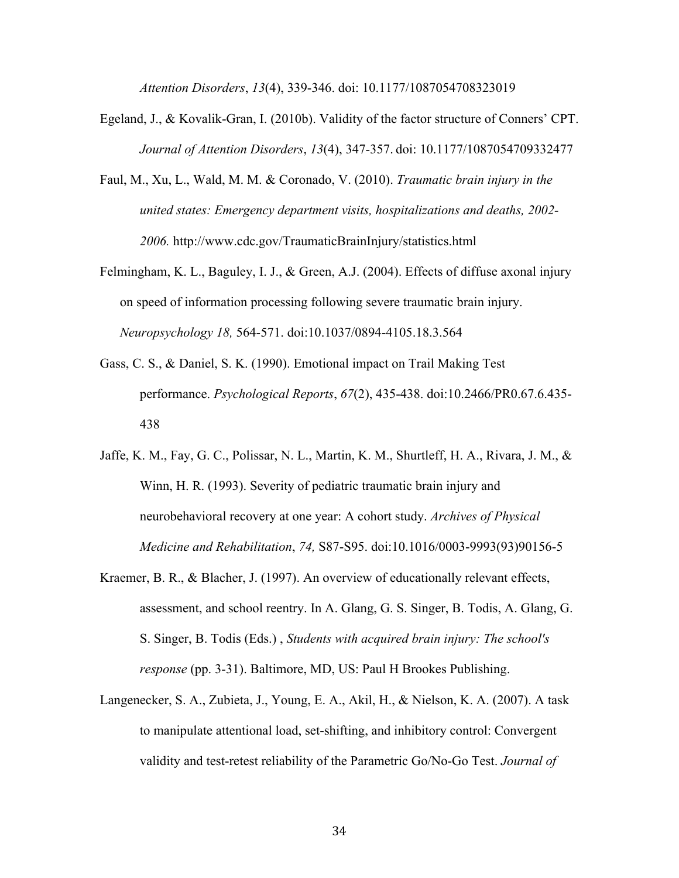*Attention Disorders*, *13*(4), 339-346. doi: 10.1177/1087054708323019

Egeland, J., & Kovalik-Gran, I. (2010b). Validity of the factor structure of Conners' CPT. *Journal of Attention Disorders*, *13*(4), 347-357. doi: 10.1177/1087054709332477

Faul, M., Xu, L., Wald, M. M. & Coronado, V. (2010). *Traumatic brain injury in the united states: Emergency department visits, hospitalizations and deaths, 2002-2006.* http://www.cdc.gov/TraumaticBrainInjury/statistics.html

Felmingham, K. L., Baguley, I. J., & Green, A.J. (2004). Effects of diffuse axonal injury on speed of information processing following severe traumatic brain injury. *Neuropsychology 18,* 564-571. doi:10.1037/0894-4105.18.3.564

Gass, C. S., & Daniel, S. K. (1990). Emotional impact on Trail Making Test performance. *Psychological Reports*, *67*(2), 435-438. doi:10.2466/PR0.67.6.435-438

Jaffe, K. M., Fay, G. C., Polissar, N. L., Martin, K. M., Shurtleff, H. A., Rivara, J. M., & Winn, H. R. (1993). Severity of pediatric traumatic brain injury and neurobehavioral recovery at one year: A cohort study. *Archives of Physical Medicine and Rehabilitation*, *74,* S87-S95. doi:10.1016/0003-9993(93)90156-5

Kraemer, B. R., & Blacher, J. (1997). An overview of educationally relevant effects, assessment, and school reentry. In A. Glang, G. S. Singer, B. Todis, A. Glang, G. S. Singer, B. Todis (Eds.) , *Students with acquired brain injury: The school's response* (pp. 3-31). Baltimore, MD, US: Paul H Brookes Publishing.

Langenecker, S. A., Zubieta, J., Young, E. A., Akil, H., & Nielson, K. A. (2007). A task to manipulate attentional load, set-shifting, and inhibitory control: Convergent validity and test-retest reliability of the Parametric Go/No-Go Test. *Journal of*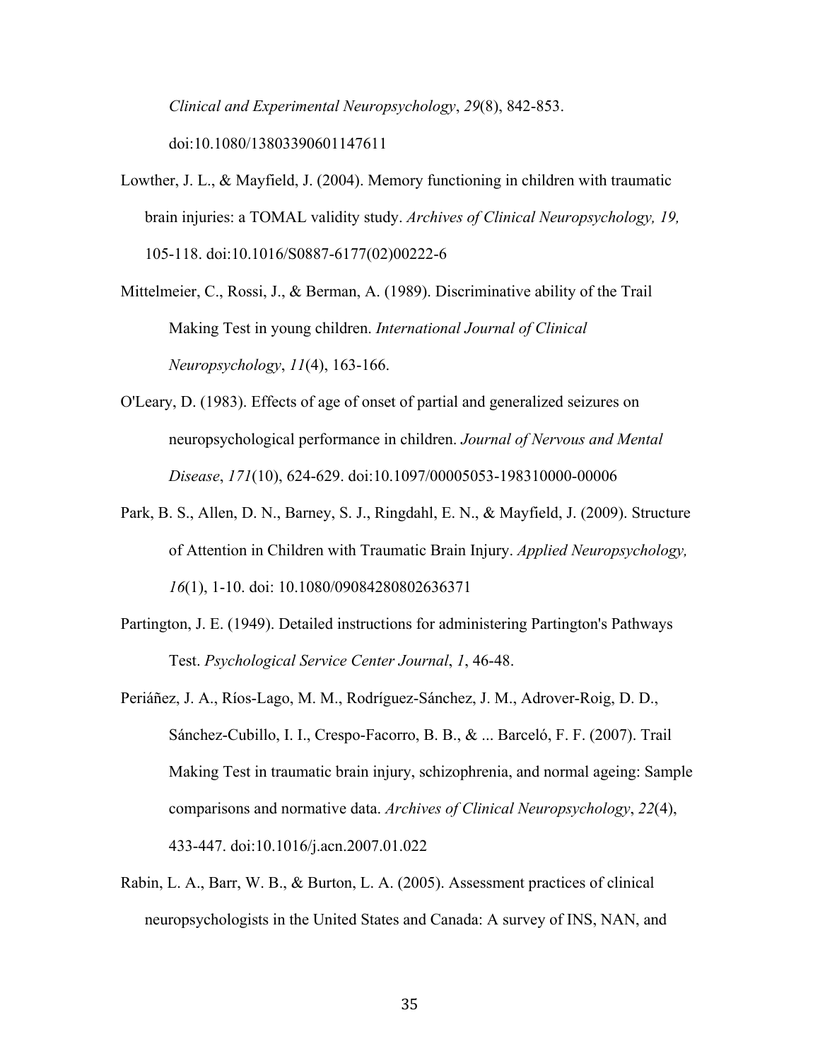*Clinical and Experimental Neuropsychology*, *29*(8), 842-853. doi:10.1080/13803390601147611

Lowther, J. L., & Mayfield, J. (2004). Memory functioning in children with traumatic brain injuries: a TOMAL validity study. *Archives of Clinical Neuropsychology, 19,* 105-118. doi:10.1016/S0887-6177(02)00222-6

Mittelmeier, C., Rossi, J., & Berman, A. (1989). Discriminative ability of the Trail Making Test in young children. *International Journal of Clinical Neuropsychology*, *11*(4), 163-166.

O'Leary, D. (1983). Effects of age of onset of partial and generalized seizures on neuropsychological performance in children. *Journal of Nervous and Mental Disease*, *171*(10), 624-629. doi:10.1097/00005053-198310000-00006

Park, B. S., Allen, D. N., Barney, S. J., Ringdahl, E. N., & Mayfield, J. (2009). Structure of Attention in Children with Traumatic Brain Injury. *Applied Neuropsychology, 16*(1), 1-10. doi: 10.1080/09084280802636371

Partington, J. E. (1949). Detailed instructions for administering Partington's Pathways Test. *Psychological Service Center Journal*, *1*, 46-48.

Periáñez, J. A., Ríos-Lago, M. M., Rodríguez-Sánchez, J. M., Adrover-Roig, D. D., Sánchez-Cubillo, I. I., Crespo-Facorro, B. B., & ... Barceló, F. F. (2007). Trail Making Test in traumatic brain injury, schizophrenia, and normal ageing: Sample comparisons and normative data. *Archives of Clinical Neuropsychology*, *22*(4), 433-447. doi:10.1016/j.acn.2007.01.022

Rabin, L. A., Barr, W. B., & Burton, L. A. (2005). Assessment practices of clinical neuropsychologists in the United States and Canada: A survey of INS, NAN, and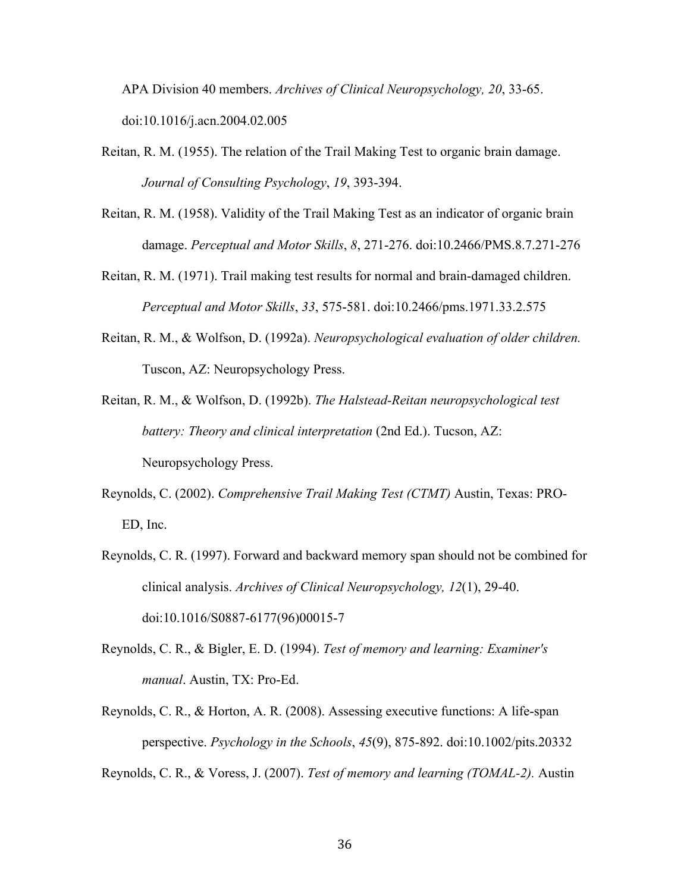APA Division 40 members. *Archives of Clinical Neuropsychology, 20*, 33-65. doi:10.1016/j.acn.2004.02.005

Reitan, R. M. (1955). The relation of the Trail Making Test to organic brain damage. *Journal of Consulting Psychology*, *19*, 393-394.

Reitan, R. M. (1958). Validity of the Trail Making Test as an indicator of organic brain damage. *Perceptual and Motor Skills*, *8*, 271-276. doi:10.2466/PMS.8.7.271-276

Reitan, R. M. (1971). Trail making test results for normal and brain-damaged children. *Perceptual and Motor Skills*, *33*, 575-581. doi:10.2466/pms.1971.33.2.575

Reitan, R. M., & Wolfson, D. (1992a). *Neuropsychological evaluation of older children.* Tuscon, AZ: Neuropsychology Press.

Reitan, R. M., & Wolfson, D. (1992b). *The Halstead-Reitan neuropsychological test battery: Theory and clinical interpretation* (2nd Ed.). Tucson, AZ: Neuropsychology Press.

Reynolds, C. (2002). *Comprehensive Trail Making Test (CTMT)* Austin, Texas: PRO-ED, Inc.

Reynolds, C. R. (1997). Forward and backward memory span should not be combined for clinical analysis. *Archives of Clinical Neuropsychology, 12*(1), 29-40. doi:10.1016/S0887-6177(96)00015-7

Reynolds, C. R., & Bigler, E. D. (1994). *Test of memory and learning: Examiner's manual*. Austin, TX: Pro-Ed.

Reynolds, C. R., & Horton, A. R. (2008). Assessing executive functions: A life-span perspective. *Psychology in the Schools*, *45*(9), 875-892. doi:10.1002/pits.20332

Reynolds, C. R., & Voress, J. (2007). *Test of memory and learning (TOMAL-2).* Austin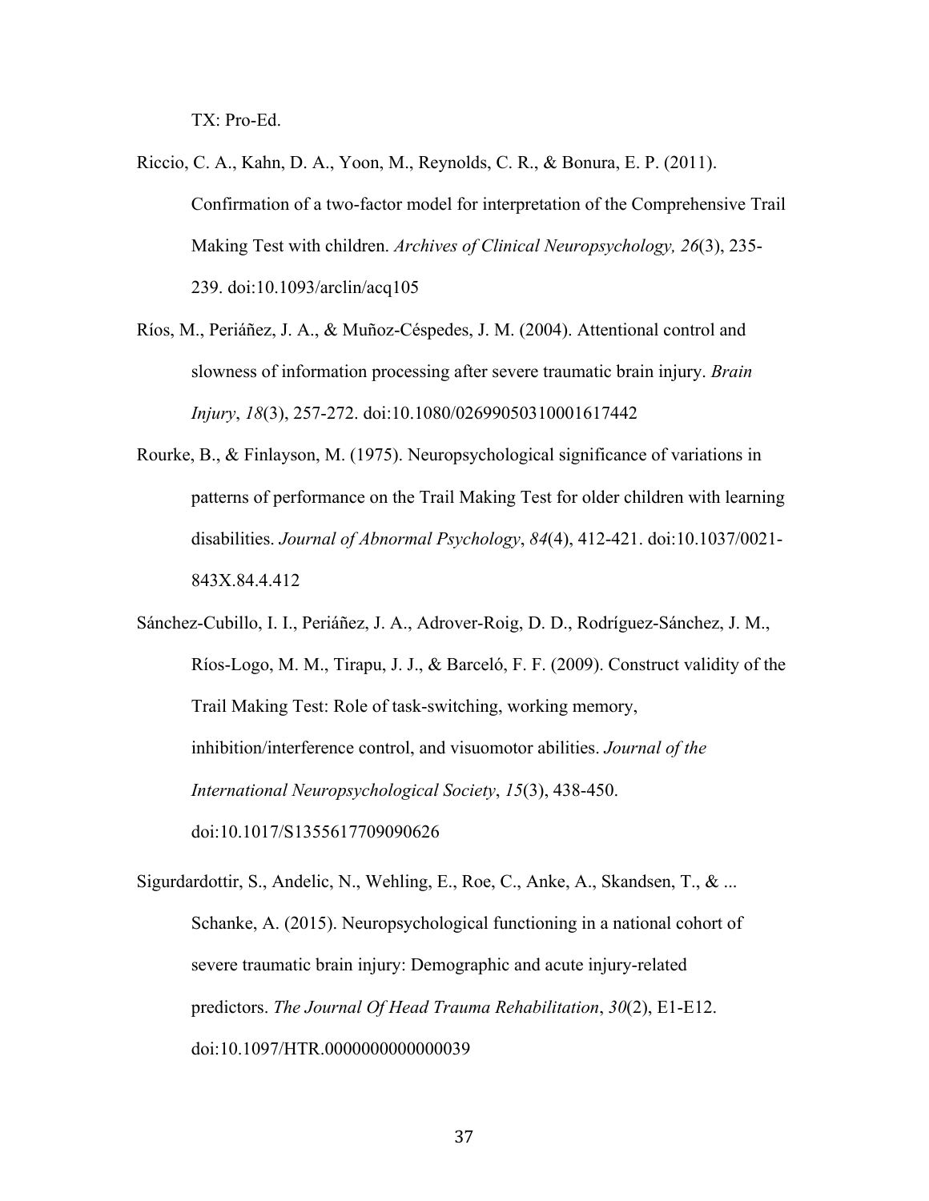TX: Pro-Ed.

Riccio, C. A., Kahn, D. A., Yoon, M., Reynolds, C. R., & Bonura, E. P. (2011). Confirmation of a two-factor model for interpretation of the Comprehensive Trail Making Test with children. *Archives of Clinical Neuropsychology, 26*(3), 235-239. doi:10.1093/arclin/acq105

Ríos, M., Periáñez, J. A., & Muñoz-Céspedes, J. M. (2004). Attentional control and slowness of information processing after severe traumatic brain injury. *Brain Injury*, *18*(3), 257-272. doi:10.1080/02699050310001617442

Rourke, B., & Finlayson, M. (1975). Neuropsychological significance of variations in patterns of performance on the Trail Making Test for older children with learning disabilities. *Journal of Abnormal Psychology*, *84*(4), 412-421. doi:10.1037/0021-843X.84.4.412

Sánchez-Cubillo, I. I., Periáñez, J. A., Adrover-Roig, D. D., Rodríguez-Sánchez, J. M., Ríos-Logo, M. M., Tirapu, J. J., & Barceló, F. F. (2009). Construct validity of the Trail Making Test: Role of task-switching, working memory, inhibition/interference control, and visuomotor abilities. *Journal of the International Neuropsychological Society*, *15*(3), 438-450. doi:10.1017/S1355617709090626

Sigurdardottir, S., Andelic, N., Wehling, E., Roe, C., Anke, A., Skandsen, T., & ... Schanke, A. (2015). Neuropsychological functioning in a national cohort of severe traumatic brain injury: Demographic and acute injury-related predictors. *The Journal Of Head Trauma Rehabilitation*, *30*(2), E1-E12. doi:10.1097/HTR.0000000000000039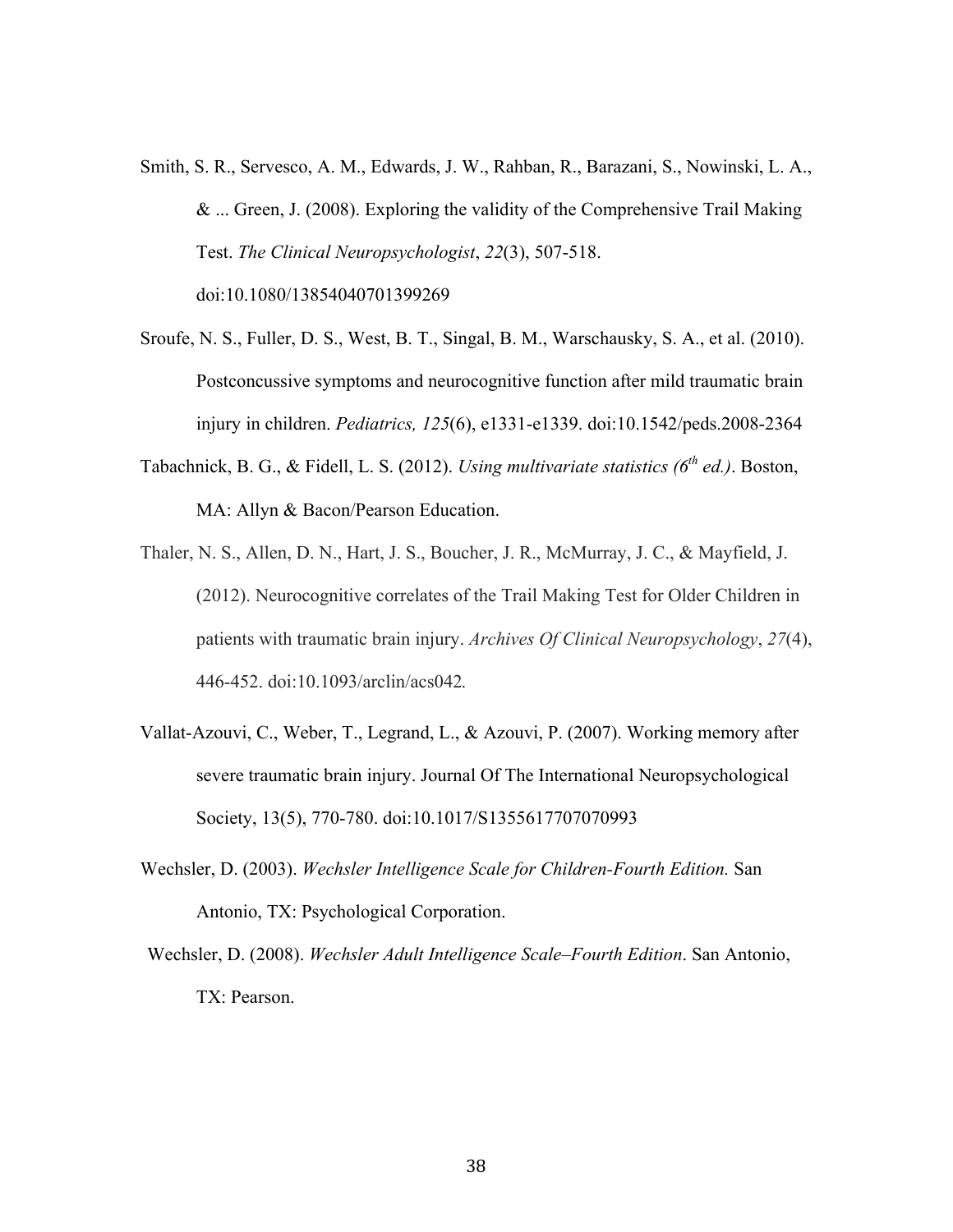Smith, S. R., Servesco, A. M., Edwards, J. W., Rahban, R., Barazani, S., Nowinski, L. A., & ... Green, J. (2008). Exploring the validity of the Comprehensive Trail Making Test. *The Clinical Neuropsychologist*, *22*(3), 507-518. doi:10.1080/13854040701399269

Sroufe, N. S., Fuller, D. S., West, B. T., Singal, B. M., Warschausky, S. A., et al. (2010). Postconcussive symptoms and neurocognitive function after mild traumatic brain injury in children. *Pediatrics, 125*(6), e1331-e1339. doi:10.1542/peds.2008-2364

Tabachnick, B. G., & Fidell, L. S. (2012). *Using multivariate statistics (6th ed.)*. Boston, MA: Allyn & Bacon/Pearson Education.

Thaler, N. S., Allen, D. N., Hart, J. S., Boucher, J. R., McMurray, J. C., & Mayfield, J. (2012). Neurocognitive correlates of the Trail Making Test for Older Children in patients with traumatic brain injury. *Archives Of Clinical Neuropsychology*, *27*(4), 446-452. doi:10.1093/arclin/acs042.

Vallat-Azouvi, C., Weber, T., Legrand, L., & Azouvi, P. (2007). Working memory after severe traumatic brain injury. Journal Of The International Neuropsychological Society, 13(5), 770-780. doi:10.1017/S1355617707070993

Wechsler, D. (2003). *Wechsler Intelligence Scale for Children-Fourth Edition.* San Antonio, TX: Psychological Corporation.

Wechsler, D. (2008). *Wechsler Adult Intelligence Scale–Fourth Edition*. San Antonio, TX: Pearson.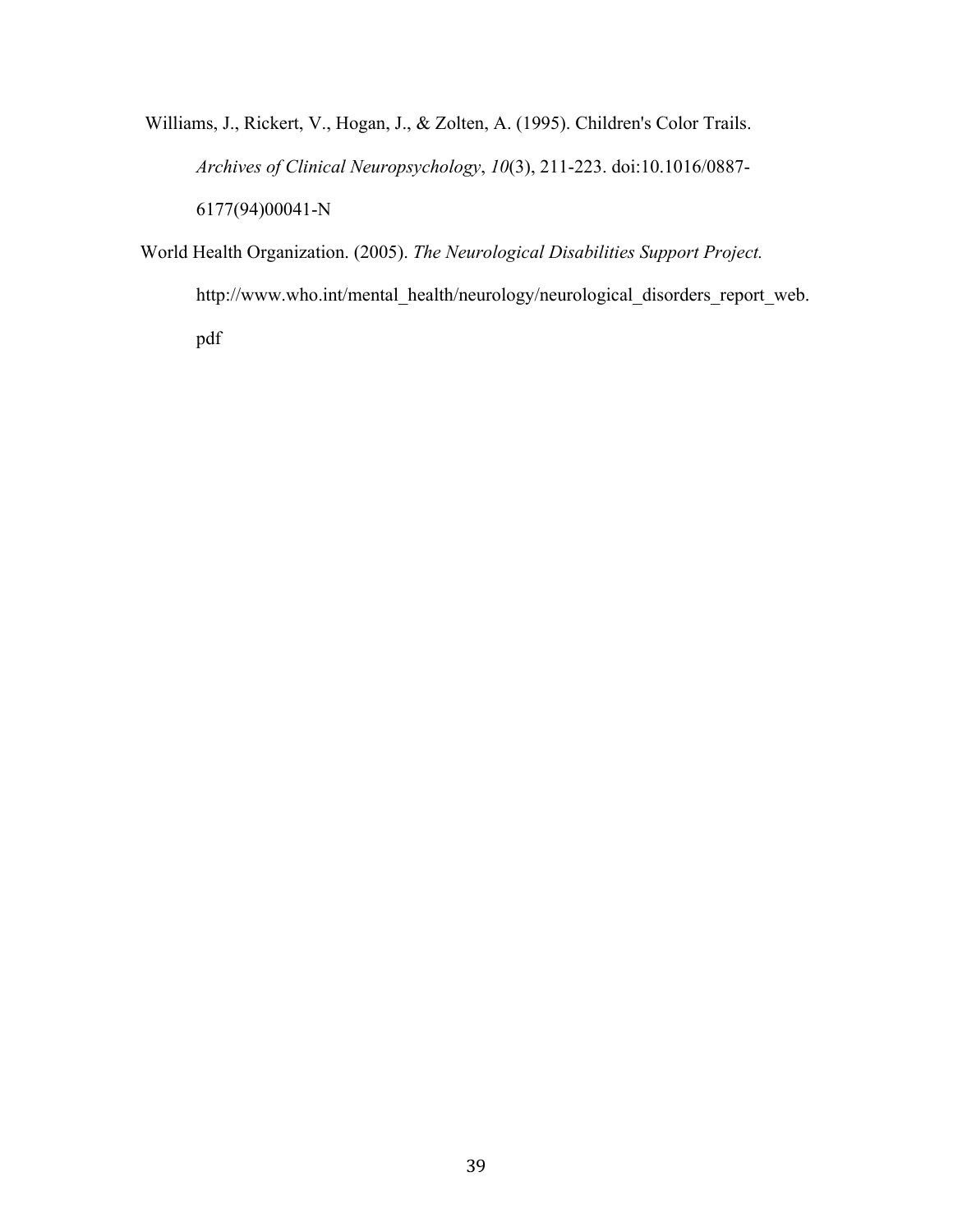Williams, J., Rickert, V., Hogan, J., & Zolten, A. (1995). Children's Color Trails. *Archives of Clinical Neuropsychology*, *10*(3), 211-223. doi:10.1016/0887-6177(94)00041-N

World Health Organization. (2005). *The Neurological Disabilities Support Project.* http://www.who.int/mental_health/neurology/neurological_disorders_report_web.pdf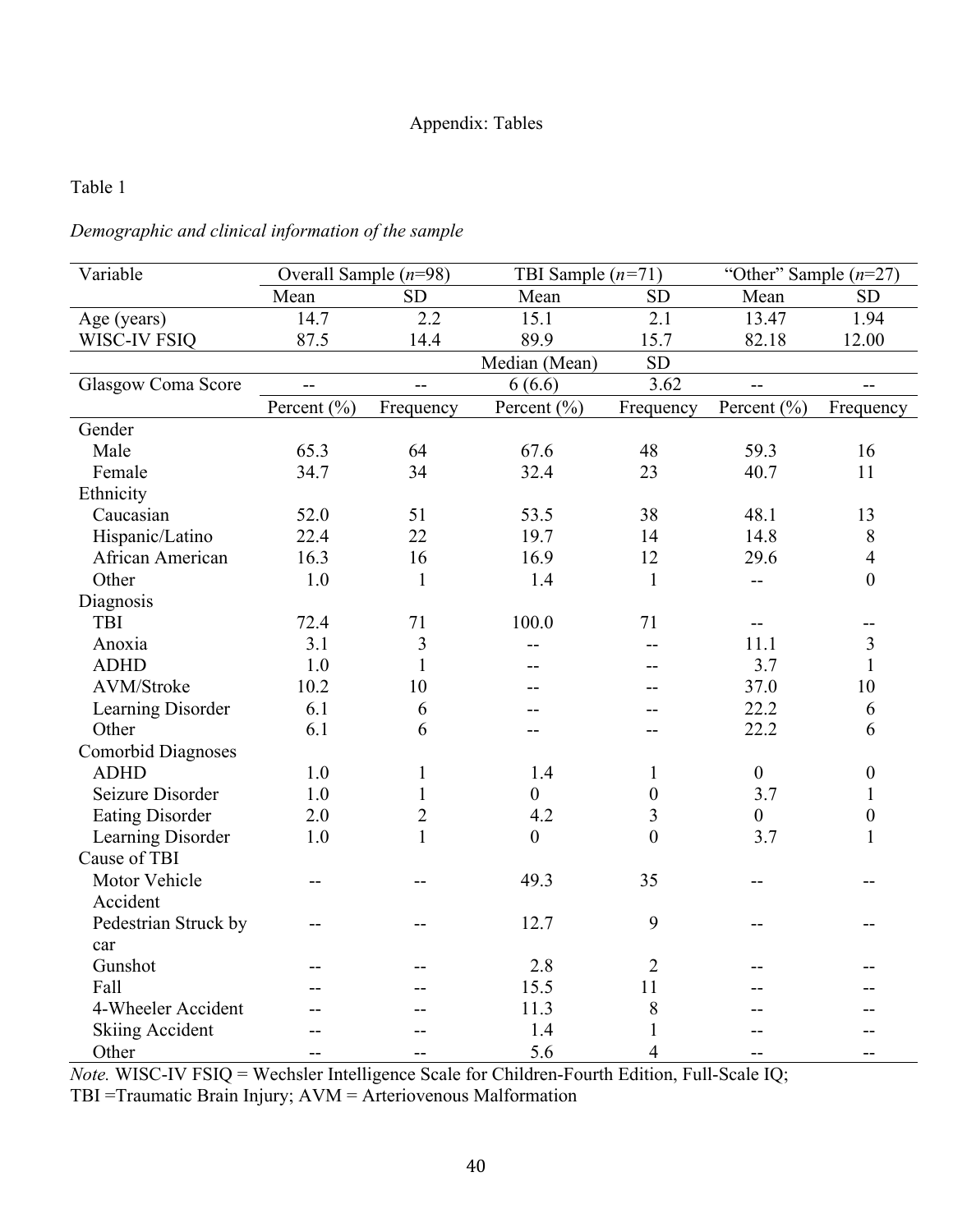Appendix: Tables

Table 1

*Demographic and clinical information of the sample*

| Variable | Overall Sample (*n*=98) | | TBI Sample (*n*=71) | | "Other" Sample (*n*=27) | |
|---|---|---|---|---|---|---|
| | Mean | SD | Mean | SD | Mean | SD |
| Age (years) | 14.7 | 2.2 | 15.1 | 2.1 | 13.47 | 1.94 |
| WISC-IV FSIQ | 87.5 | 14.4 | 89.9 | 15.7 | 82.18 | 12.00 |
| | | | Median (Mean) | SD | | |
| Glasgow Coma Score | -- | -- | 6 (6.6) | 3.62 | -- | -- |
| | Percent (%) | Frequency | Percent (%) | Frequency | Percent (%) | Frequency |
| Gender | | | | | | |
| Male | 65.3 | 64 | 67.6 | 48 | 59.3 | 16 |
| Female | 34.7 | 34 | 32.4 | 23 | 40.7 | 11 |
| Ethnicity | | | | | | |
| Caucasian | 52.0 | 51 | 53.5 | 38 | 48.1 | 13 |
| Hispanic/Latino | 22.4 | 22 | 19.7 | 14 | 14.8 | 8 |
| African American | 16.3 | 16 | 16.9 | 12 | 29.6 | 4 |
| Other | 1.0 | 1 | 1.4 | 1 | -- | 0 |
| Diagnosis | | | | | | |
| TBI | 72.4 | 71 | 100.0 | 71 | -- | -- |
| Anoxia | 3.1 | 3 | -- | -- | 11.1 | 3 |
| ADHD | 1.0 | 1 | -- | -- | 3.7 | 1 |
| AVM/Stroke | 10.2 | 10 | -- | -- | 37.0 | 10 |
| Learning Disorder | 6.1 | 6 | -- | -- | 22.2 | 6 |
| Other | 6.1 | 6 | -- | -- | 22.2 | 6 |
| Comorbid Diagnoses | | | | | | |
| ADHD | 1.0 | 1 | 1.4 | 1 | 0 | 0 |
| Seizure Disorder | 1.0 | 1 | 0 | 0 | 3.7 | 1 |
| Eating Disorder | 2.0 | 2 | 4.2 | 3 | 0 | 0 |
| Learning Disorder | 1.0 | 1 | 0 | 0 | 3.7 | 1 |
| Cause of TBI | | | | | | |
| Motor Vehicle Accident | -- | -- | 49.3 | 35 | -- | -- |
| Pedestrian Struck by car | -- | -- | 12.7 | 9 | -- | -- |
| Gunshot | -- | -- | 2.8 | 2 | -- | -- |
| Fall | -- | -- | 15.5 | 11 | -- | -- |
| 4-Wheeler Accident | -- | -- | 11.3 | 8 | -- | -- |
| Skiing Accident | -- | -- | 1.4 | 1 | -- | -- |
| Other | -- | -- | 5.6 | 4 | -- | -- |

*Note.* WISC-IV FSIQ = Wechsler Intelligence Scale for Children-Fourth Edition, Full-Scale IQ; TBI =Traumatic Brain Injury; AVM = Arteriovenous Malformation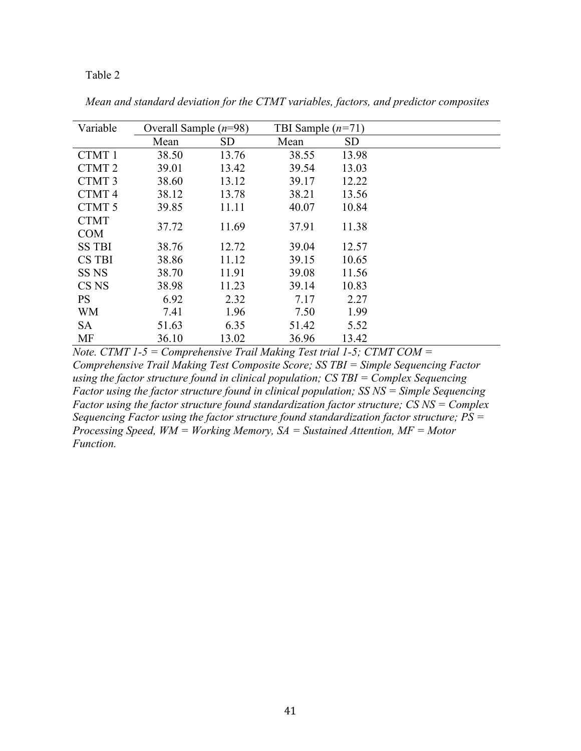Table 2

*Mean and standard deviation for the CTMT variables, factors, and predictor composites*

| Variable | Overall Sample (*n*=98) | | TBI Sample (*n*=71) | |
|---|---|---|---|---|
| | Mean | SD | Mean | SD |
| CTMT 1 | 38.50 | 13.76 | 38.55 | 13.98 |
| CTMT 2 | 39.01 | 13.42 | 39.54 | 13.03 |
| CTMT 3 | 38.60 | 13.12 | 39.17 | 12.22 |
| CTMT 4 | 38.12 | 13.78 | 38.21 | 13.56 |
| CTMT 5 | 39.85 | 11.11 | 40.07 | 10.84 |
| CTMT COM | 37.72 | 11.69 | 37.91 | 11.38 |
| SS TBI | 38.76 | 12.72 | 39.04 | 12.57 |
| CS TBI | 38.86 | 11.12 | 39.15 | 10.65 |
| SS NS | 38.70 | 11.91 | 39.08 | 11.56 |
| CS NS | 38.98 | 11.23 | 39.14 | 10.83 |
| PS | 6.92 | 2.32 | 7.17 | 2.27 |
| WM | 7.41 | 1.96 | 7.50 | 1.99 |
| SA | 51.63 | 6.35 | 51.42 | 5.52 |
| MF | 36.10 | 13.02 | 36.96 | 13.42 |

*Note. CTMT 1-5 = Comprehensive Trail Making Test trial 1-5; CTMT COM = Comprehensive Trail Making Test Composite Score; SS TBI = Simple Sequencing Factor using the factor structure found in clinical population; CS TBI = Complex Sequencing Factor using the factor structure found in clinical population; SS NS = Simple Sequencing Factor using the factor structure found standardization factor structure; CS NS = Complex Sequencing Factor using the factor structure found standardization factor structure; PS = Processing Speed, WM = Working Memory, SA = Sustained Attention, MF = Motor Function.*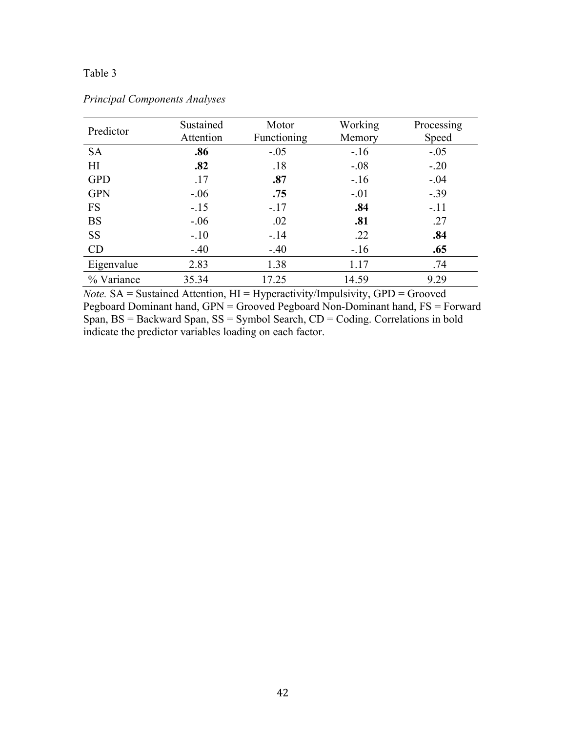Table 3

*Principal Components Analyses*

| Predictor | Sustained Attention | Motor Functioning | Working Memory | Processing Speed |
|---|---|---|---|---|
| SA | **.86** | -.05 | -.16 | -.05 |
| HI | **.82** | .18 | -.08 | -.20 |
| GPD | .17 | **.87** | -.16 | -.04 |
| GPN | -.06 | **.75** | -.01 | -.39 |
| FS | -.15 | -.17 | **.84** | -.11 |
| BS | -.06 | .02 | **.81** | .27 |
| SS | -.10 | -.14 | .22 | **.84** |
| CD | -.40 | -.40 | -.16 | **.65** |
| Eigenvalue | 2.83 | 1.38 | 1.17 | .74 |
| % Variance | 35.34 | 17.25 | 14.59 | 9.29 |

*Note.* SA = Sustained Attention, HI = Hyperactivity/Impulsivity, GPD = Grooved Pegboard Dominant hand, GPN = Grooved Pegboard Non-Dominant hand, FS = Forward Span, BS = Backward Span, SS = Symbol Search, CD = Coding. Correlations in bold indicate the predictor variables loading on each factor.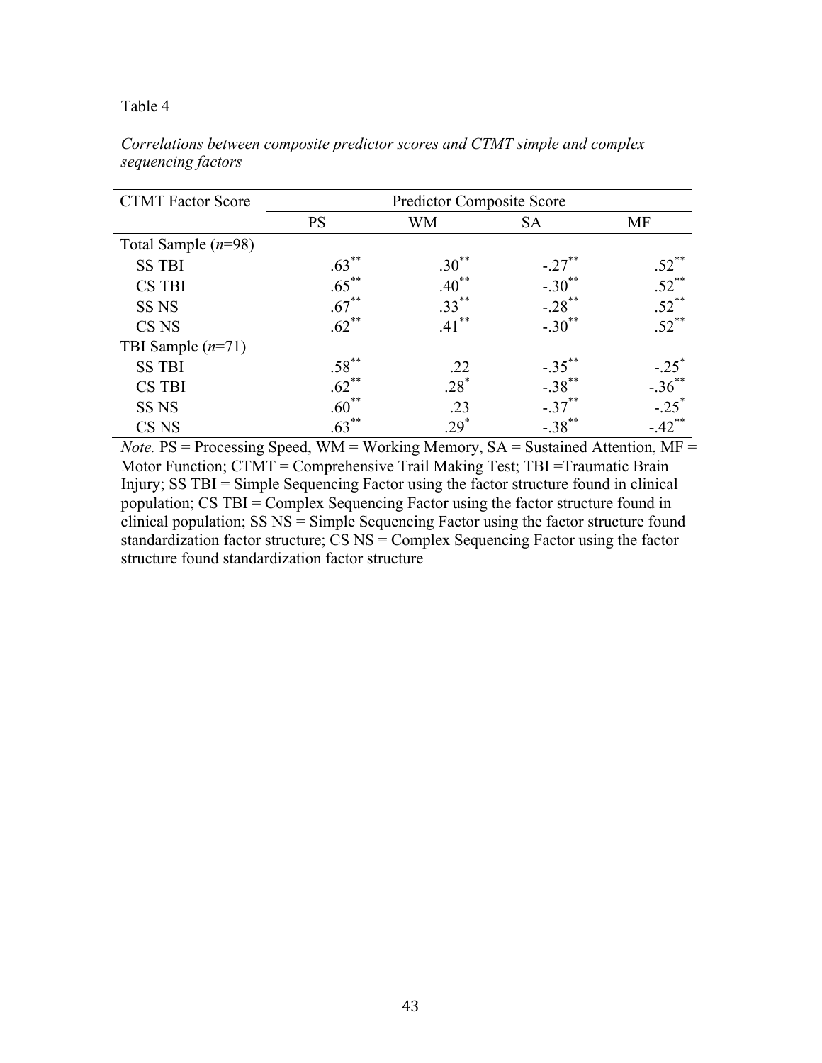Table 4

*Correlations between composite predictor scores and CTMT simple and complex sequencing factors*

| CTMT Factor Score | Predictor Composite Score | | | |
|---|---|---|---|---|
| | PS | WM | SA | MF |
| Total Sample (*n*=98) | | | | |
| SS TBI | .63** | .30** | -.27** | .52** |
| CS TBI | .65** | .40** | -.30** | .52** |
| SS NS | .67** | .33** | -.28** | .52** |
| CS NS | .62** | .41** | -.30** | .52** |
| TBI Sample (*n*=71) | | | | |
| SS TBI | .58** | .22 | -.35** | -.25* |
| CS TBI | .62** | .28* | -.38** | -.36** |
| SS NS | .60** | .23 | -.37** | -.25* |
| CS NS | .63** | .29* | -.38** | -.42** |

*Note.* PS = Processing Speed, WM = Working Memory, SA = Sustained Attention, MF = Motor Function; CTMT = Comprehensive Trail Making Test; TBI =Traumatic Brain Injury; SS TBI = Simple Sequencing Factor using the factor structure found in clinical population; CS TBI = Complex Sequencing Factor using the factor structure found in clinical population; SS NS = Simple Sequencing Factor using the factor structure found standardization factor structure; CS NS = Complex Sequencing Factor using the factor structure found standardization factor structure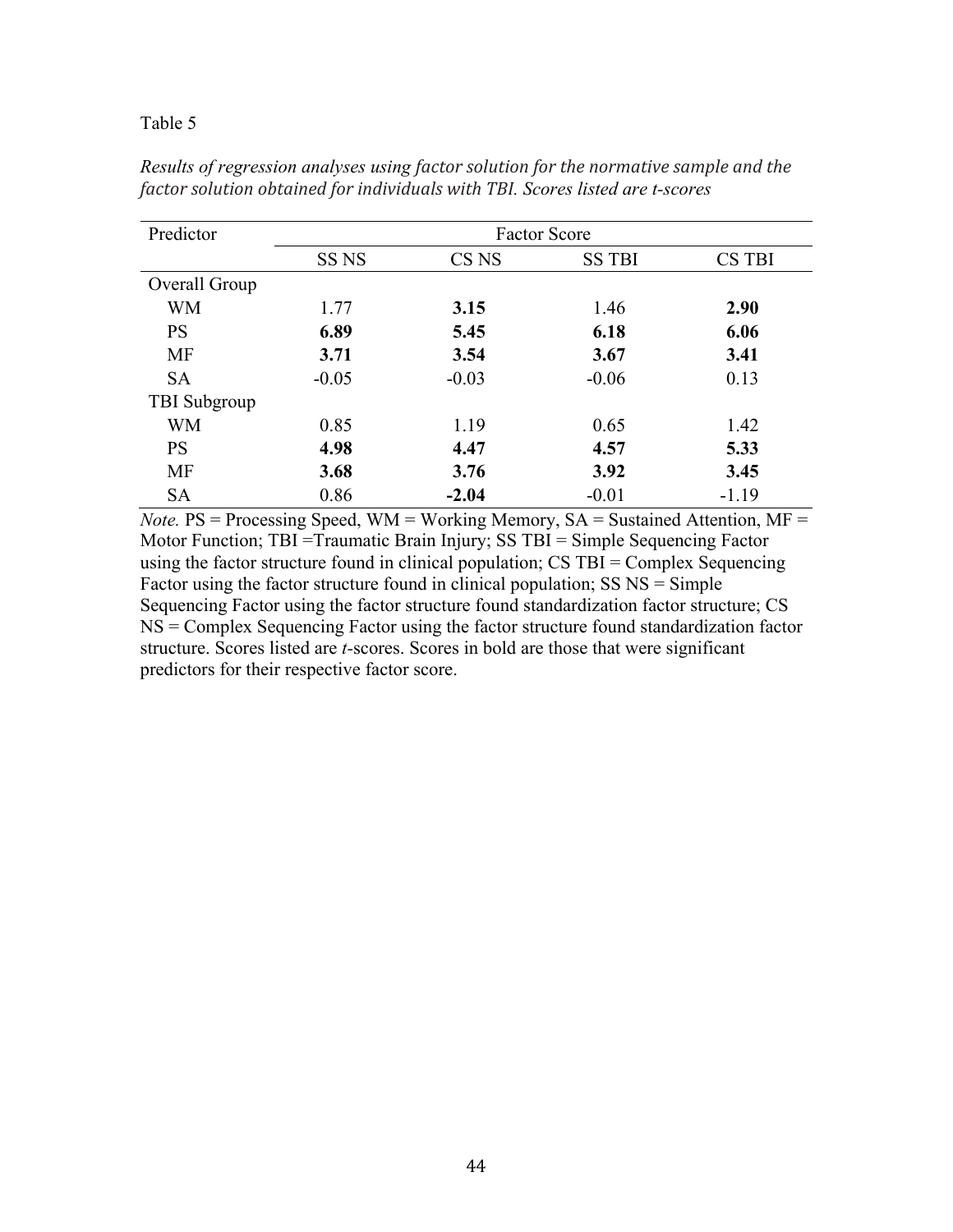Table 5

*Results of regression analyses using factor solution for the normative sample and the factor solution obtained for individuals with TBI. Scores listed are t-scores*

| Predictor | Factor Score | | | |
|---|---|---|---|---|
| | SS NS | CS NS | SS TBI | CS TBI |
| Overall Group | | | | |
| WM | 1.77 | **3.15** | 1.46 | **2.90** |
| PS | **6.89** | **5.45** | **6.18** | **6.06** |
| MF | **3.71** | **3.54** | **3.67** | **3.41** |
| SA | -0.05 | -0.03 | -0.06 | 0.13 |
| TBI Subgroup | | | | |
| WM | 0.85 | 1.19 | 0.65 | 1.42 |
| PS | **4.98** | **4.47** | **4.57** | **5.33** |
| MF | **3.68** | **3.76** | **3.92** | **3.45** |
| SA | 0.86 | **-2.04** | -0.01 | -1.19 |

*Note.* PS = Processing Speed, WM = Working Memory, SA = Sustained Attention, MF = Motor Function; TBI =Traumatic Brain Injury; SS TBI = Simple Sequencing Factor using the factor structure found in clinical population; CS TBI = Complex Sequencing Factor using the factor structure found in clinical population; SS NS = Simple Sequencing Factor using the factor structure found standardization factor structure; CS NS = Complex Sequencing Factor using the factor structure found standardization factor structure. Scores listed are *t*-scores. Scores in bold are those that were significant predictors for their respective factor score.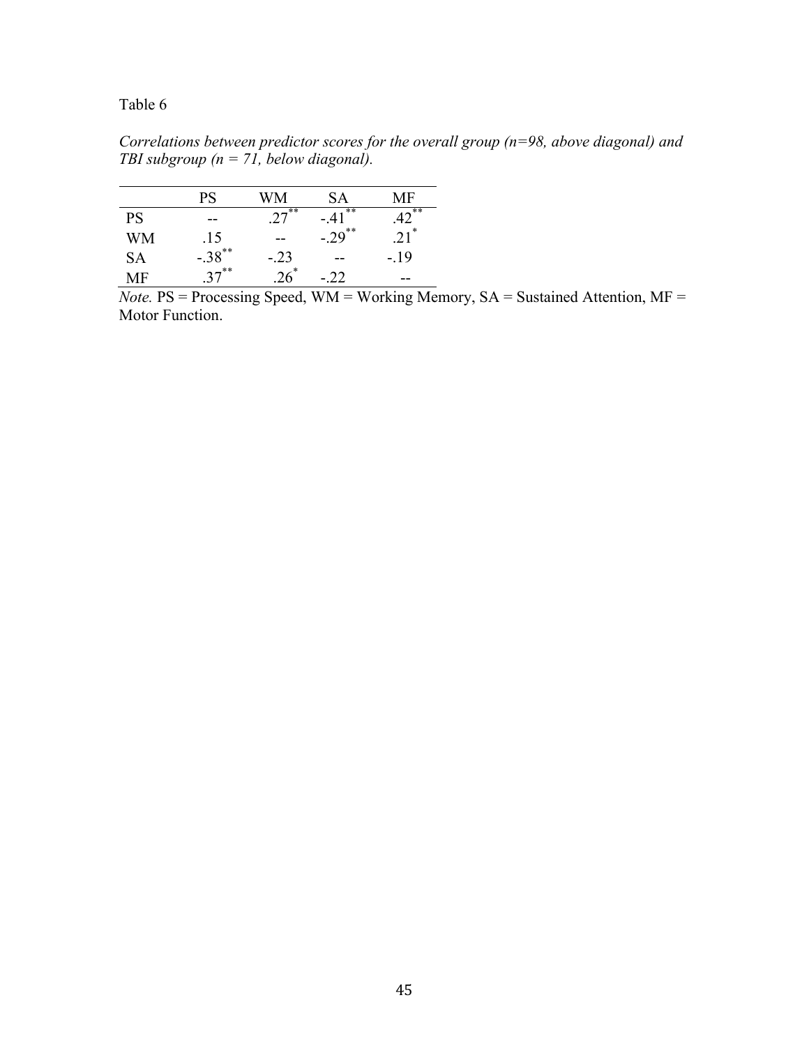Table 6

*Correlations between predictor scores for the overall group (n=98, above diagonal) and TBI subgroup (n = 71, below diagonal).*

| | PS | WM | SA | MF |
|---|---|---|---|---|
| PS | -- | .27** | -.41** | .42** |
| WM | .15 | -- | -.29** | .21* |
| SA | -.38** | -.23 | -- | -.19 |
| MF | .37** | .26* | -.22 | -- |

*Note.* PS = Processing Speed, WM = Working Memory, SA = Sustained Attention, MF = Motor Function.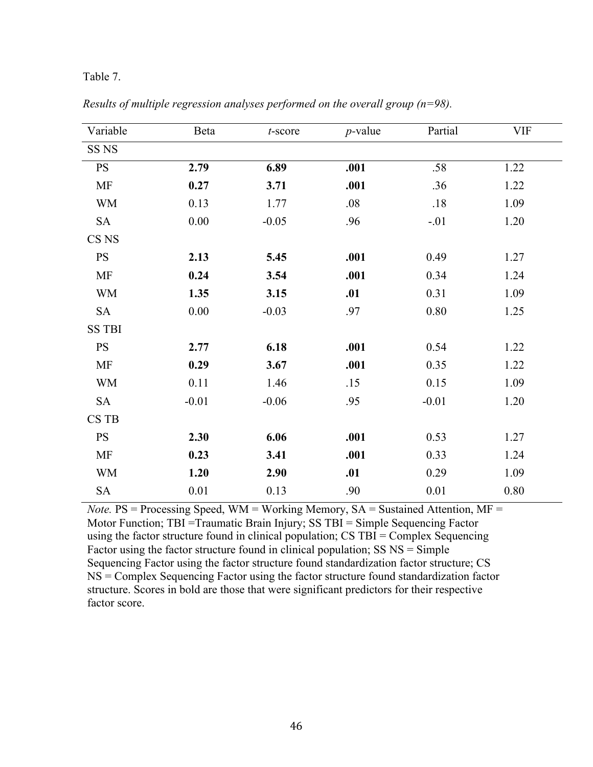Table 7.

*Results of multiple regression analyses performed on the overall group (n=98).*

| Variable | Beta | *t*-score | *p*-value | Partial | VIF |
|---|---|---|---|---|---|
| SS NS | | | | | |
| PS | **2.79** | **6.89** | **.001** | .58 | 1.22 |
| MF | **0.27** | **3.71** | **.001** | .36 | 1.22 |
| WM | 0.13 | 1.77 | .08 | .18 | 1.09 |
| SA | 0.00 | -0.05 | .96 | -.01 | 1.20 |
| CS NS | | | | | |
| PS | **2.13** | **5.45** | **.001** | 0.49 | 1.27 |
| MF | **0.24** | **3.54** | **.001** | 0.34 | 1.24 |
| WM | **1.35** | **3.15** | **.01** | 0.31 | 1.09 |
| SA | 0.00 | -0.03 | .97 | 0.80 | 1.25 |
| SS TBI | | | | | |
| PS | **2.77** | **6.18** | **.001** | 0.54 | 1.22 |
| MF | **0.29** | **3.67** | **.001** | 0.35 | 1.22 |
| WM | 0.11 | 1.46 | .15 | 0.15 | 1.09 |
| SA | -0.01 | -0.06 | .95 | -0.01 | 1.20 |
| CS TB | | | | | |
| PS | **2.30** | **6.06** | **.001** | 0.53 | 1.27 |
| MF | **0.23** | **3.41** | **.001** | 0.33 | 1.24 |
| WM | **1.20** | **2.90** | **.01** | 0.29 | 1.09 |
| SA | 0.01 | 0.13 | .90 | 0.01 | 0.80 |

*Note.* PS = Processing Speed, WM = Working Memory, SA = Sustained Attention, MF = Motor Function; TBI =Traumatic Brain Injury; SS TBI = Simple Sequencing Factor using the factor structure found in clinical population; CS TBI = Complex Sequencing Factor using the factor structure found in clinical population; SS NS = Simple Sequencing Factor using the factor structure found standardization factor structure; CS NS = Complex Sequencing Factor using the factor structure found standardization factor structure. Scores in bold are those that were significant predictors for their respective factor score.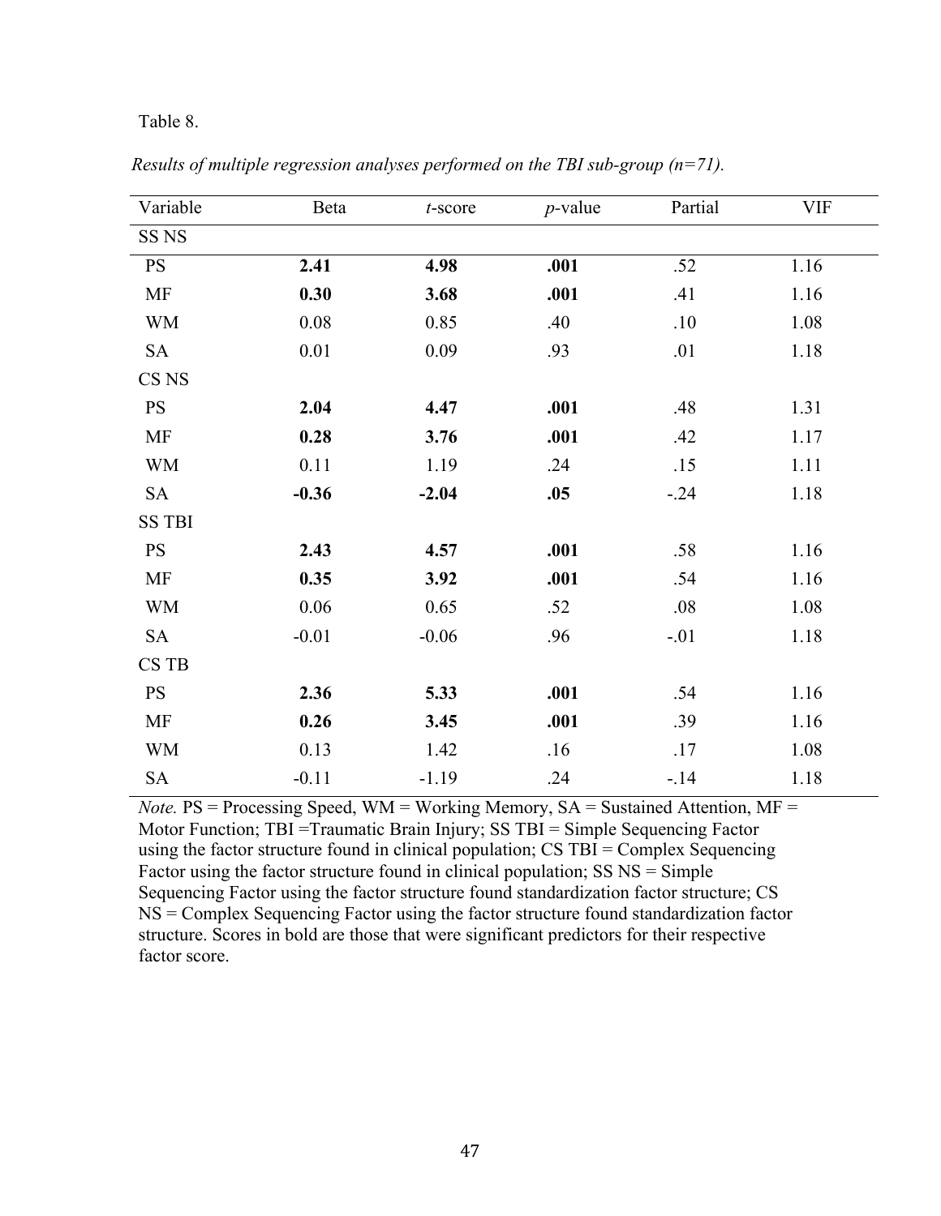Table 8.

*Results of multiple regression analyses performed on the TBI sub-group (n=71).*

| Variable | Beta | *t*-score | *p*-value | Partial | VIF |
|---|---|---|---|---|---|
| SS NS | | | | | |
| PS | **2.41** | **4.98** | **.001** | .52 | 1.16 |
| MF | **0.30** | **3.68** | **.001** | .41 | 1.16 |
| WM | 0.08 | 0.85 | .40 | .10 | 1.08 |
| SA | 0.01 | 0.09 | .93 | .01 | 1.18 |
| CS NS | | | | | |
| PS | **2.04** | **4.47** | **.001** | .48 | 1.31 |
| MF | **0.28** | **3.76** | **.001** | .42 | 1.17 |
| WM | 0.11 | 1.19 | .24 | .15 | 1.11 |
| SA | **-0.36** | **-2.04** | **.05** | -.24 | 1.18 |
| SS TBI | | | | | |
| PS | **2.43** | **4.57** | **.001** | .58 | 1.16 |
| MF | **0.35** | **3.92** | **.001** | .54 | 1.16 |
| WM | 0.06 | 0.65 | .52 | .08 | 1.08 |
| SA | -0.01 | -0.06 | .96 | -.01 | 1.18 |
| CS TB | | | | | |
| PS | **2.36** | **5.33** | **.001** | .54 | 1.16 |
| MF | **0.26** | **3.45** | **.001** | .39 | 1.16 |
| WM | 0.13 | 1.42 | .16 | .17 | 1.08 |
| SA | -0.11 | -1.19 | .24 | -.14 | 1.18 |

*Note.* PS = Processing Speed, WM = Working Memory, SA = Sustained Attention, MF = Motor Function; TBI =Traumatic Brain Injury; SS TBI = Simple Sequencing Factor using the factor structure found in clinical population; CS TBI = Complex Sequencing Factor using the factor structure found in clinical population; SS NS = Simple Sequencing Factor using the factor structure found standardization factor structure; CS NS = Complex Sequencing Factor using the factor structure found standardization factor structure. Scores in bold are those that were significant predictors for their respective factor score.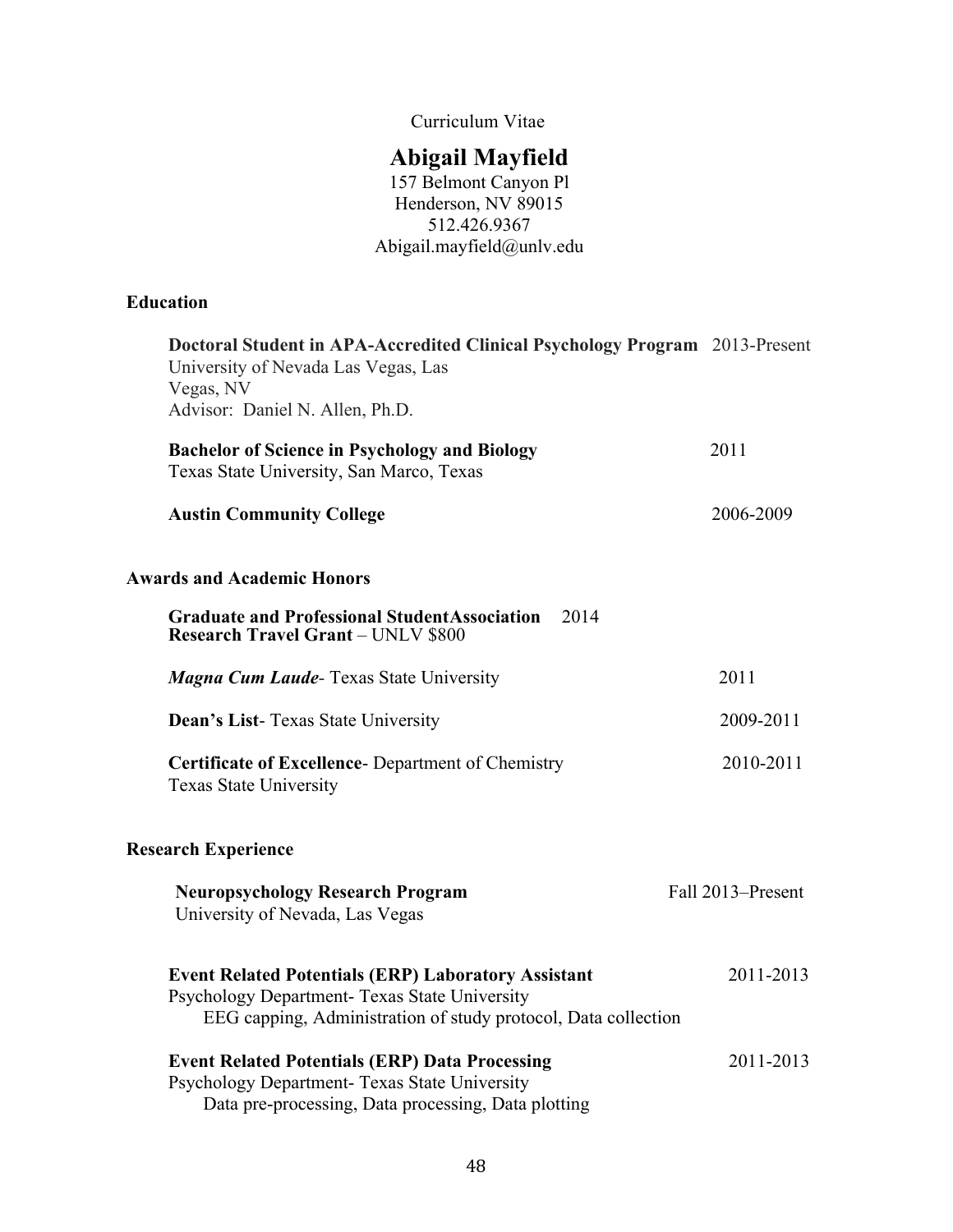Curriculum Vitae

# Abigail Mayfield

157 Belmont Canyon Pl
Henderson, NV 89015
512.426.9367
Abigail.mayfield@unlv.edu

## Education

**Doctoral Student in APA-Accredited Clinical Psychology Program** 2013-Present
University of Nevada Las Vegas, Las Vegas, NV
Advisor: Daniel N. Allen, Ph.D.

**Bachelor of Science in Psychology and Biology** 2011
Texas State University, San Marco, Texas

**Austin Community College** 2006-2009

## Awards and Academic Honors

**Graduate and Professional StudentAssociation Research Travel Grant** – UNLV $800 2014

***Magna Cum Laude***- Texas State University 2011

**Dean's List**- Texas State University 2009-2011

**Certificate of Excellence**- Department of Chemistry 2010-2011
Texas State University

## Research Experience

**Neuropsychology Research Program** Fall 2013–Present
University of Nevada, Las Vegas

**Event Related Potentials (ERP) Laboratory Assistant** 2011-2013
Psychology Department- Texas State University
EEG capping, Administration of study protocol, Data collection

**Event Related Potentials (ERP) Data Processing** 2011-2013
Psychology Department- Texas State University
Data pre-processing, Data processing, Data plotting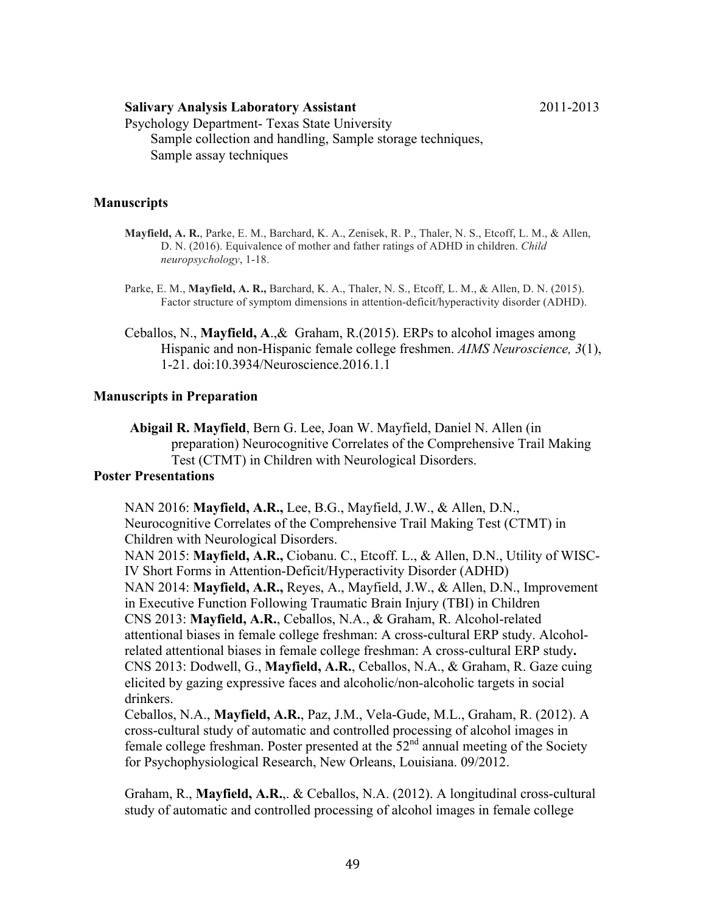**Salivary Analysis Laboratory Assistant** 2011-2013

Psychology Department- Texas State University

Sample collection and handling, Sample storage techniques,
Sample assay techniques

## Manuscripts

**Mayfield, A. R.**, Parke, E. M., Barchard, K. A., Zenisek, R. P., Thaler, N. S., Etcoff, L. M., & Allen, D. N. (2016). Equivalence of mother and father ratings of ADHD in children. *Child neuropsychology*, 1-18.

Parke, E. M., **Mayfield, A. R.,** Barchard, K. A., Thaler, N. S., Etcoff, L. M., & Allen, D. N. (2015). Factor structure of symptom dimensions in attention-deficit/hyperactivity disorder (ADHD).

Ceballos, N., **Mayfield, A**.,& Graham, R.(2015). ERPs to alcohol images among Hispanic and non-Hispanic female college freshmen. *AIMS Neuroscience, 3*(1), 1-21. doi:10.3934/Neuroscience.2016.1.1

## Manuscripts in Preparation

**Abigail R. Mayfield**, Bern G. Lee, Joan W. Mayfield, Daniel N. Allen (in preparation) Neurocognitive Correlates of the Comprehensive Trail Making Test (CTMT) in Children with Neurological Disorders.

## Poster Presentations

NAN 2016: **Mayfield, A.R.,** Lee, B.G., Mayfield, J.W., & Allen, D.N., Neurocognitive Correlates of the Comprehensive Trail Making Test (CTMT) in Children with Neurological Disorders.

NAN 2015: **Mayfield, A.R.,** Ciobanu. C., Etcoff. L., & Allen, D.N., Utility of WISC-IV Short Forms in Attention-Deficit/Hyperactivity Disorder (ADHD)

NAN 2014: **Mayfield, A.R.,** Reyes, A., Mayfield, J.W., & Allen, D.N., Improvement in Executive Function Following Traumatic Brain Injury (TBI) in Children

CNS 2013: **Mayfield, A.R.**, Ceballos, N.A., & Graham, R. Alcohol-related attentional biases in female college freshman: A cross-cultural ERP study. Alcohol-related attentional biases in female college freshman: A cross-cultural ERP study**.**

CNS 2013: Dodwell, G., **Mayfield, A.R.**, Ceballos, N.A., & Graham, R. Gaze cuing elicited by gazing expressive faces and alcoholic/non-alcoholic targets in social drinkers.

Ceballos, N.A., **Mayfield, A.R.**, Paz, J.M., Vela-Gude, M.L., Graham, R. (2012). A cross-cultural study of automatic and controlled processing of alcohol images in female college freshman. Poster presented at the 52nd annual meeting of the Society for Psychophysiological Research, New Orleans, Louisiana. 09/2012.

Graham, R., **Mayfield, A.R.**,. & Ceballos, N.A. (2012). A longitudinal cross-cultural study of automatic and controlled processing of alcohol images in female college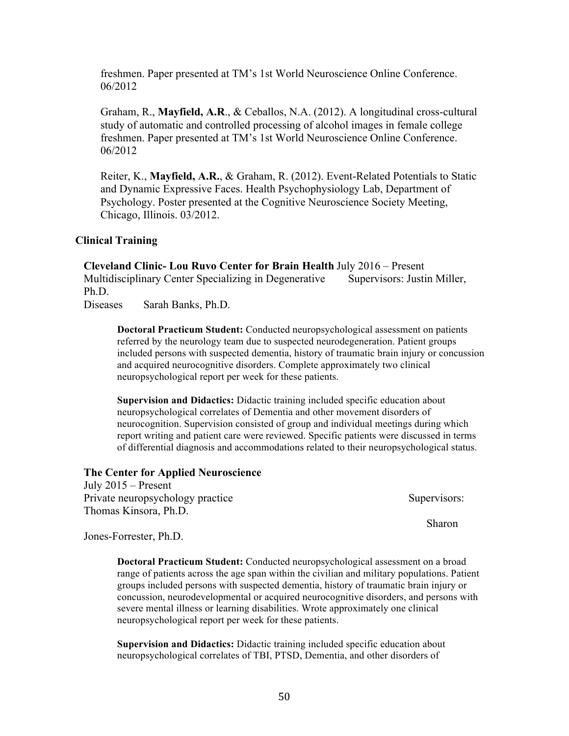freshmen. Paper presented at TM's 1st World Neuroscience Online Conference. 06/2012

Graham, R., **Mayfield, A.R**., & Ceballos, N.A. (2012). A longitudinal cross-cultural study of automatic and controlled processing of alcohol images in female college freshmen. Paper presented at TM's 1st World Neuroscience Online Conference. 06/2012

Reiter, K., **Mayfield, A.R.**, & Graham, R. (2012). Event-Related Potentials to Static and Dynamic Expressive Faces. Health Psychophysiology Lab, Department of Psychology. Poster presented at the Cognitive Neuroscience Society Meeting, Chicago, Illinois. 03/2012.

### Clinical Training

**Cleveland Clinic- Lou Ruvo Center for Brain Health** July 2016 – Present
Multidisciplinary Center Specializing in Degenerative Diseases
Supervisors: Justin Miller, Ph.D.
Sarah Banks, Ph.D.

**Doctoral Practicum Student:** Conducted neuropsychological assessment on patients referred by the neurology team due to suspected neurodegeneration. Patient groups included persons with suspected dementia, history of traumatic brain injury or concussion and acquired neurocognitive disorders. Complete approximately two clinical neuropsychological report per week for these patients.

**Supervision and Didactics:** Didactic training included specific education about neuropsychological correlates of Dementia and other movement disorders of neurocognition. Supervision consisted of group and individual meetings during which report writing and patient care were reviewed. Specific patients were discussed in terms of differential diagnosis and accommodations related to their neuropsychological status.

**The Center for Applied Neuroscience**
July 2015 – Present
Private neuropsychology practice
Supervisors: Thomas Kinsora, Ph.D.
Sharon Jones-Forrester, Ph.D.

**Doctoral Practicum Student:** Conducted neuropsychological assessment on a broad range of patients across the age span within the civilian and military populations. Patient groups included persons with suspected dementia, history of traumatic brain injury or concussion, neurodevelopmental or acquired neurocognitive disorders, and persons with severe mental illness or learning disabilities. Wrote approximately one clinical neuropsychological report per week for these patients.

**Supervision and Didactics:** Didactic training included specific education about neuropsychological correlates of TBI, PTSD, Dementia, and other disorders of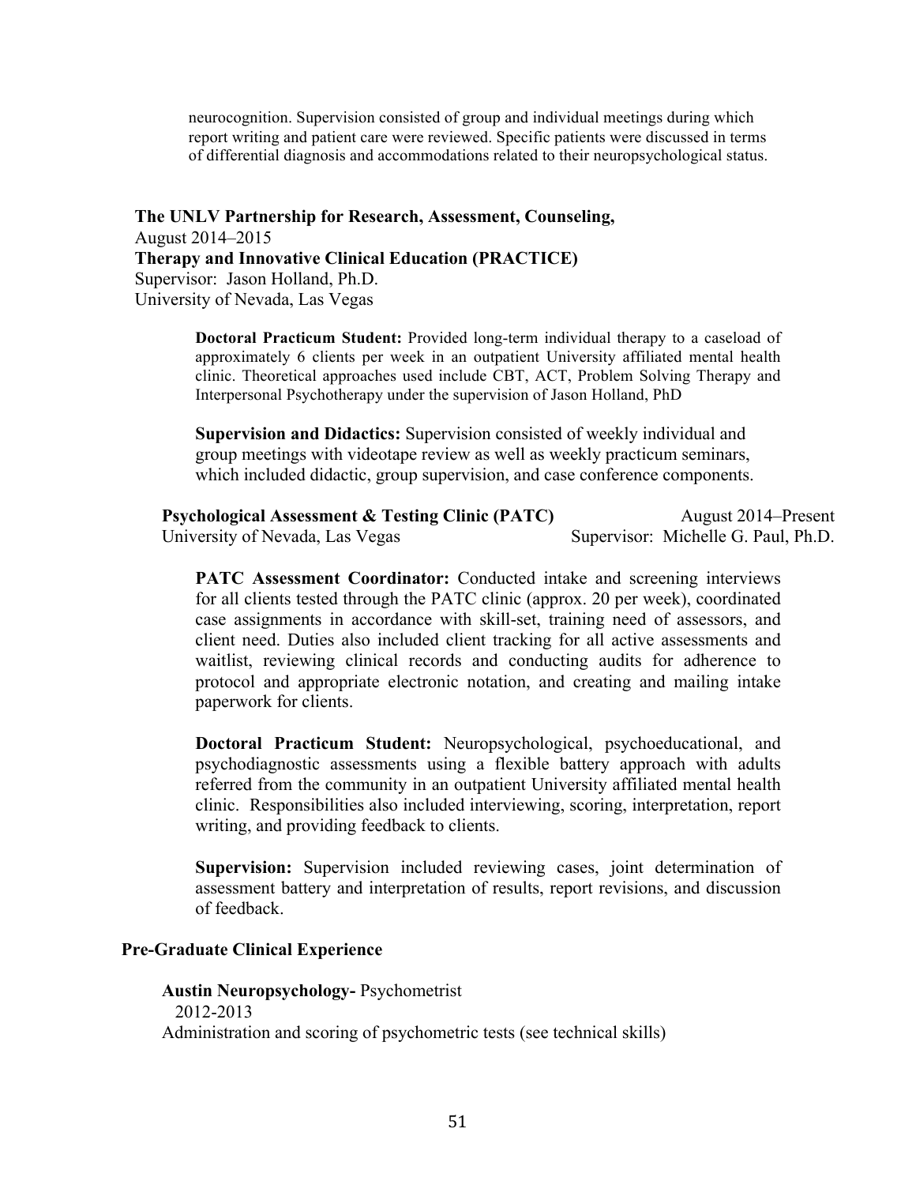neurocognition. Supervision consisted of group and individual meetings during which report writing and patient care were reviewed. Specific patients were discussed in terms of differential diagnosis and accommodations related to their neuropsychological status.

**The UNLV Partnership for Research, Assessment, Counseling,**
August 2014–2015
**Therapy and Innovative Clinical Education (PRACTICE)**
Supervisor: Jason Holland, Ph.D.
University of Nevada, Las Vegas

**Doctoral Practicum Student:** Provided long-term individual therapy to a caseload of approximately 6 clients per week in an outpatient University affiliated mental health clinic. Theoretical approaches used include CBT, ACT, Problem Solving Therapy and Interpersonal Psychotherapy under the supervision of Jason Holland, PhD

**Supervision and Didactics:** Supervision consisted of weekly individual and group meetings with videotape review as well as weekly practicum seminars, which included didactic, group supervision, and case conference components.

**Psychological Assessment & Testing Clinic (PATC)** August 2014–Present
University of Nevada, Las Vegas Supervisor: Michelle G. Paul, Ph.D.

**PATC Assessment Coordinator:** Conducted intake and screening interviews for all clients tested through the PATC clinic (approx. 20 per week), coordinated case assignments in accordance with skill-set, training need of assessors, and client need. Duties also included client tracking for all active assessments and waitlist, reviewing clinical records and conducting audits for adherence to protocol and appropriate electronic notation, and creating and mailing intake paperwork for clients.

**Doctoral Practicum Student:** Neuropsychological, psychoeducational, and psychodiagnostic assessments using a flexible battery approach with adults referred from the community in an outpatient University affiliated mental health clinic. Responsibilities also included interviewing, scoring, interpretation, report writing, and providing feedback to clients.

**Supervision:** Supervision included reviewing cases, joint determination of assessment battery and interpretation of results, report revisions, and discussion of feedback.

**Pre-Graduate Clinical Experience**

**Austin Neuropsychology-** Psychometrist
2012-2013
Administration and scoring of psychometric tests (see technical skills)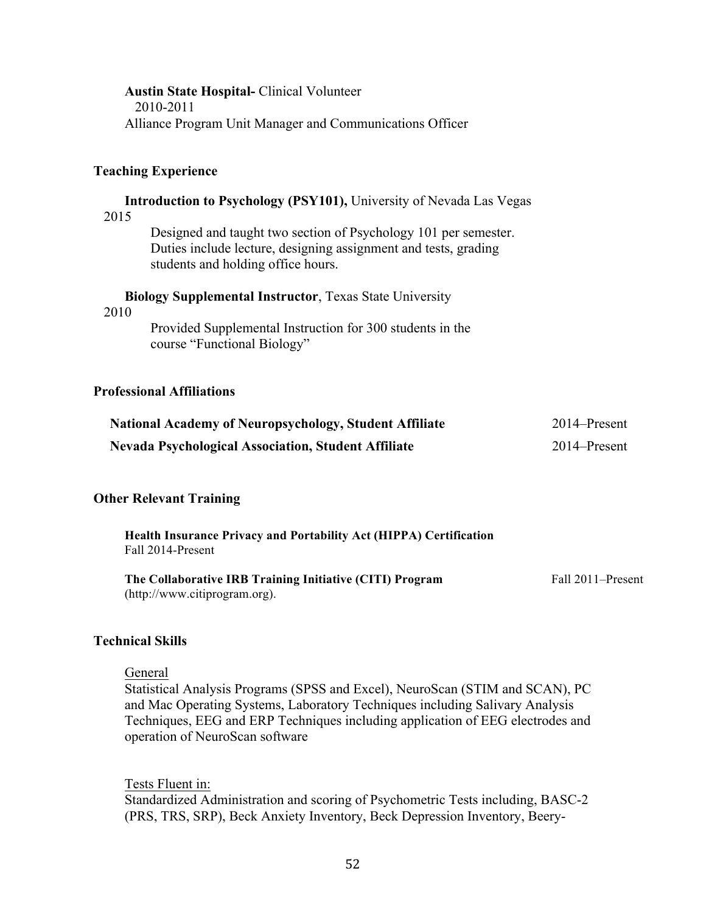**Austin State Hospital-** Clinical Volunteer
2010-2011
Alliance Program Unit Manager and Communications Officer

## Teaching Experience

**Introduction to Psychology (PSY101),** University of Nevada Las Vegas
2015

Designed and taught two section of Psychology 101 per semester. Duties include lecture, designing assignment and tests, grading students and holding office hours.

**Biology Supplemental Instructor**, Texas State University
2010

Provided Supplemental Instruction for 300 students in the course "Functional Biology"

## Professional Affiliations

**National Academy of Neuropsychology, Student Affiliate** 2014–Present
**Nevada Psychological Association, Student Affiliate** 2014–Present

## Other Relevant Training

**Health Insurance Privacy and Portability Act (HIPPA) Certification**
Fall 2014-Present

**The Collaborative IRB Training Initiative (CITI) Program** Fall 2011–Present
(http://www.citiprogram.org).

## Technical Skills

General
Statistical Analysis Programs (SPSS and Excel), NeuroScan (STIM and SCAN), PC and Mac Operating Systems, Laboratory Techniques including Salivary Analysis Techniques, EEG and ERP Techniques including application of EEG electrodes and operation of NeuroScan software

Tests Fluent in:
Standardized Administration and scoring of Psychometric Tests including, BASC-2 (PRS, TRS, SRP), Beck Anxiety Inventory, Beck Depression Inventory, Beery-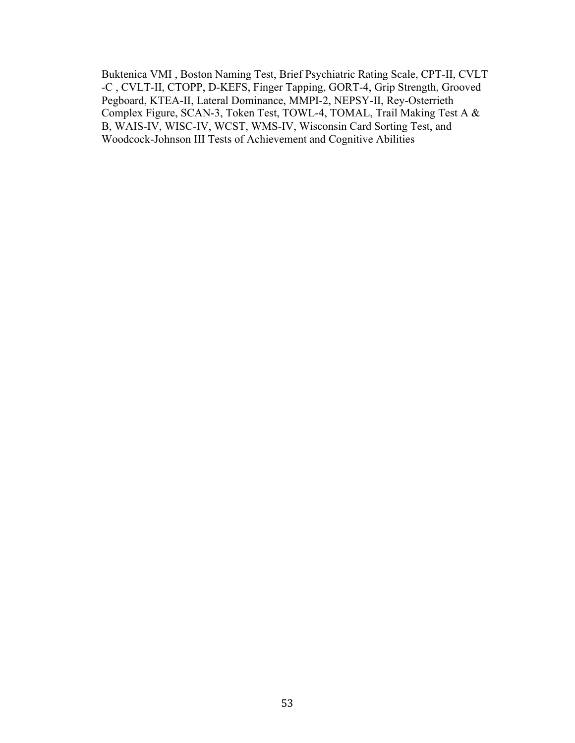Buktenica VMI , Boston Naming Test, Brief Psychiatric Rating Scale, CPT-II, CVLT -C , CVLT-II, CTOPP, D-KEFS, Finger Tapping, GORT-4, Grip Strength, Grooved Pegboard, KTEA-II, Lateral Dominance, MMPI-2, NEPSY-II, Rey-Osterrieth Complex Figure, SCAN-3, Token Test, TOWL-4, TOMAL, Trail Making Test A & B, WAIS-IV, WISC-IV, WCST, WMS-IV, Wisconsin Card Sorting Test, and Woodcock-Johnson III Tests of Achievement and Cognitive Abilities